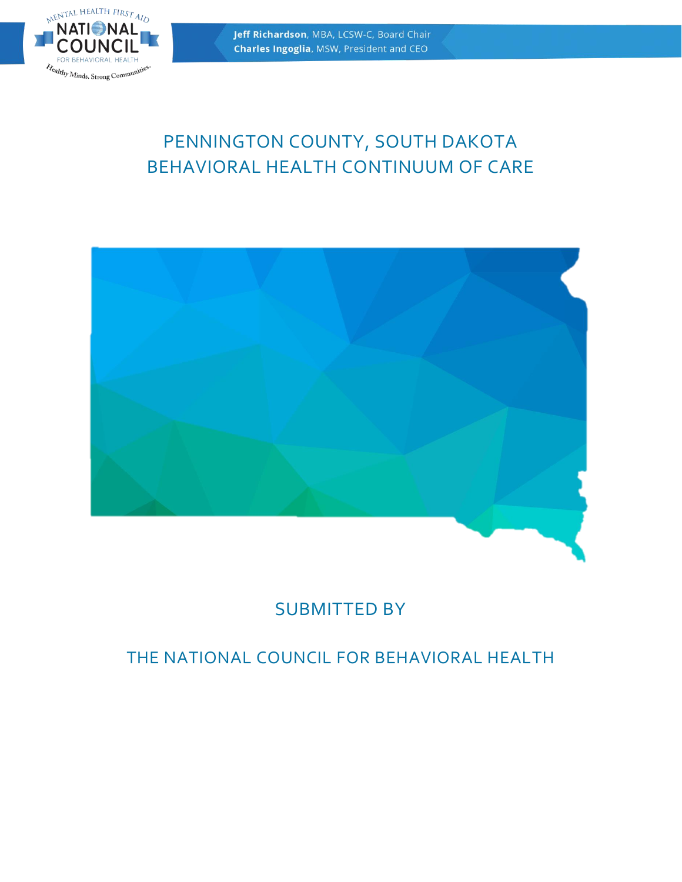Jeff Richardson, MBA, LCSW-C, Board Chair
Charles Ingoglia, MSW, President and CEO

# PENNINGTON COUNTY, SOUTH DAKOTA BEHAVIORAL HEALTH CONTINUUM OF CARE

SUBMITTED BY

THE NATIONAL COUNCIL FOR BEHAVIORAL HEALTH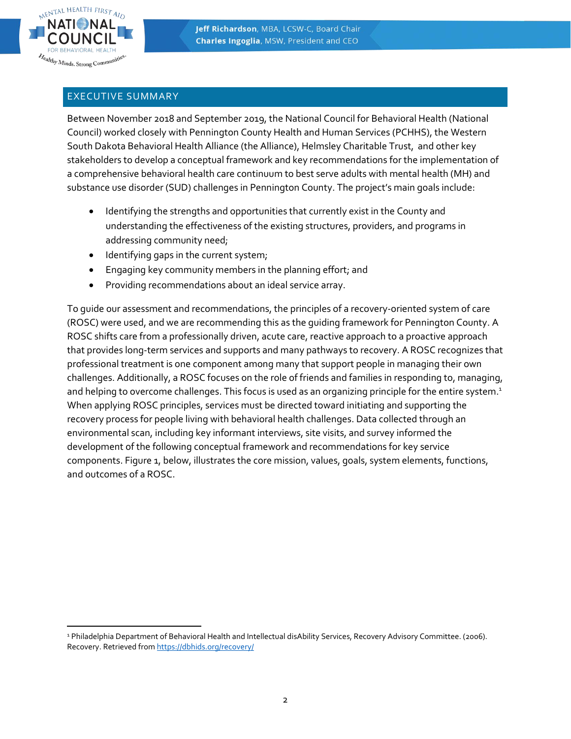## EXECUTIVE SUMMARY

Between November 2018 and September 2019, the National Council for Behavioral Health (National Council) worked closely with Pennington County Health and Human Services (PCHHS), the Western South Dakota Behavioral Health Alliance (the Alliance), Helmsley Charitable Trust, and other key stakeholders to develop a conceptual framework and key recommendations for the implementation of a comprehensive behavioral health care continuum to best serve adults with mental health (MH) and substance use disorder (SUD) challenges in Pennington County. The project's main goals include:

- Identifying the strengths and opportunities that currently exist in the County and understanding the effectiveness of the existing structures, providers, and programs in addressing community need;
- Identifying gaps in the current system;
- Engaging key community members in the planning effort; and
- Providing recommendations about an ideal service array.

To guide our assessment and recommendations, the principles of a recovery-oriented system of care (ROSC) were used, and we are recommending this as the guiding framework for Pennington County. A ROSC shifts care from a professionally driven, acute care, reactive approach to a proactive approach that provides long-term services and supports and many pathways to recovery. A ROSC recognizes that professional treatment is one component among many that support people in managing their own challenges. Additionally, a ROSC focuses on the role of friends and families in responding to, managing, and helping to overcome challenges. This focus is used as an organizing principle for the entire system.[1] When applying ROSC principles, services must be directed toward initiating and supporting the recovery process for people living with behavioral health challenges. Data collected through an environmental scan, including key informant interviews, site visits, and survey informed the development of the following conceptual framework and recommendations for key service components. Figure 1, below, illustrates the core mission, values, goals, system elements, functions, and outcomes of a ROSC.

---

[1] Philadelphia Department of Behavioral Health and Intellectual disAbility Services, Recovery Advisory Committee. (2006). Recovery. Retrieved from https://dbhids.org/recovery/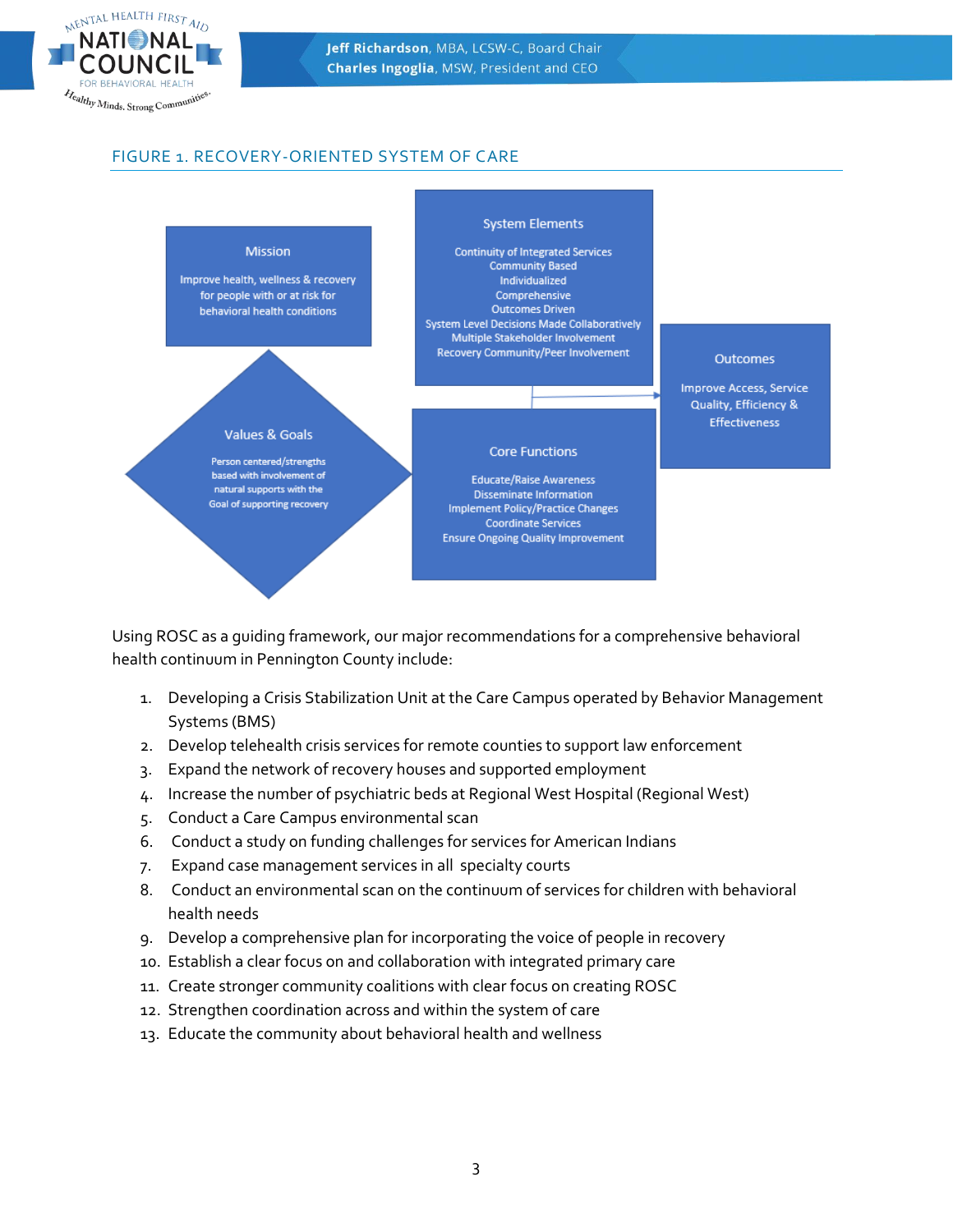FIGURE 1. RECOVERY-ORIENTED SYSTEM OF CARE

**Mission**

Improve health, wellness & recovery for people with or at risk for behavioral health conditions

**Values & Goals**

Person centered/strengths based with involvement of natural supports with the Goal of supporting recovery

**System Elements**

Continuity of Integrated Services
Community Based
Individualized
Comprehensive
Outcomes Driven
System Level Decisions Made Collaboratively
Multiple Stakeholder Involvement
Recovery Community/Peer Involvement

**Core Functions**

Educate/Raise Awareness
Disseminate Information
Implement Policy/Practice Changes
Coordinate Services
Ensure Ongoing Quality Improvement

**Outcomes**

Improve Access, Service Quality, Efficiency & Effectiveness

Using ROSC as a guiding framework, our major recommendations for a comprehensive behavioral health continuum in Pennington County include:

1. Developing a Crisis Stabilization Unit at the Care Campus operated by Behavior Management Systems (BMS)
2. Develop telehealth crisis services for remote counties to support law enforcement
3. Expand the network of recovery houses and supported employment
4. Increase the number of psychiatric beds at Regional West Hospital (Regional West)
5. Conduct a Care Campus environmental scan
6. Conduct a study on funding challenges for services for American Indians
7. Expand case management services in all specialty courts
8. Conduct an environmental scan on the continuum of services for children with behavioral health needs
9. Develop a comprehensive plan for incorporating the voice of people in recovery
10. Establish a clear focus on and collaboration with integrated primary care
11. Create stronger community coalitions with clear focus on creating ROSC
12. Strengthen coordination across and within the system of care
13. Educate the community about behavioral health and wellness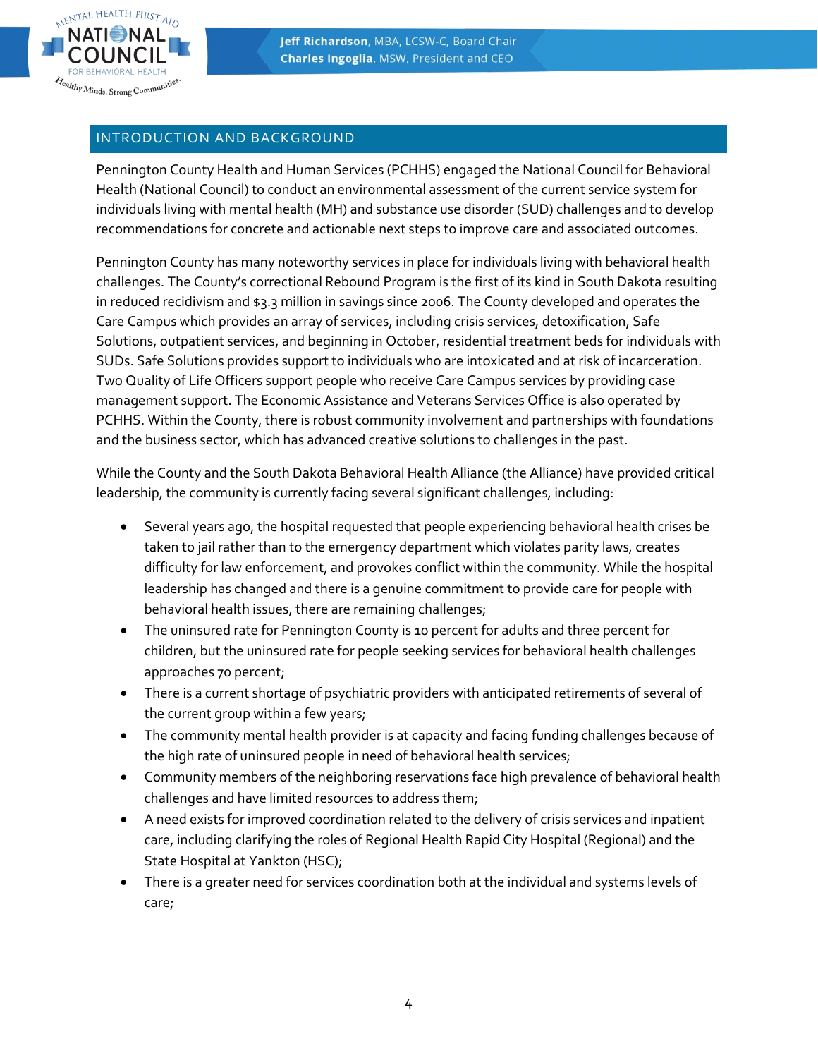## INTRODUCTION AND BACKGROUND

Pennington County Health and Human Services (PCHHS) engaged the National Council for Behavioral Health (National Council) to conduct an environmental assessment of the current service system for individuals living with mental health (MH) and substance use disorder (SUD) challenges and to develop recommendations for concrete and actionable next steps to improve care and associated outcomes.

Pennington County has many noteworthy services in place for individuals living with behavioral health challenges. The County's correctional Rebound Program is the first of its kind in South Dakota resulting in reduced recidivism and $3.3 million in savings since 2006. The County developed and operates the Care Campus which provides an array of services, including crisis services, detoxification, Safe Solutions, outpatient services, and beginning in October, residential treatment beds for individuals with SUDs. Safe Solutions provides support to individuals who are intoxicated and at risk of incarceration. Two Quality of Life Officers support people who receive Care Campus services by providing case management support. The Economic Assistance and Veterans Services Office is also operated by PCHHS. Within the County, there is robust community involvement and partnerships with foundations and the business sector, which has advanced creative solutions to challenges in the past.

While the County and the South Dakota Behavioral Health Alliance (the Alliance) have provided critical leadership, the community is currently facing several significant challenges, including:

- Several years ago, the hospital requested that people experiencing behavioral health crises be taken to jail rather than to the emergency department which violates parity laws, creates difficulty for law enforcement, and provokes conflict within the community. While the hospital leadership has changed and there is a genuine commitment to provide care for people with behavioral health issues, there are remaining challenges;
- The uninsured rate for Pennington County is 10 percent for adults and three percent for children, but the uninsured rate for people seeking services for behavioral health challenges approaches 70 percent;
- There is a current shortage of psychiatric providers with anticipated retirements of several of the current group within a few years;
- The community mental health provider is at capacity and facing funding challenges because of the high rate of uninsured people in need of behavioral health services;
- Community members of the neighboring reservations face high prevalence of behavioral health challenges and have limited resources to address them;
- A need exists for improved coordination related to the delivery of crisis services and inpatient care, including clarifying the roles of Regional Health Rapid City Hospital (Regional) and the State Hospital at Yankton (HSC);
- There is a greater need for services coordination both at the individual and systems levels of care;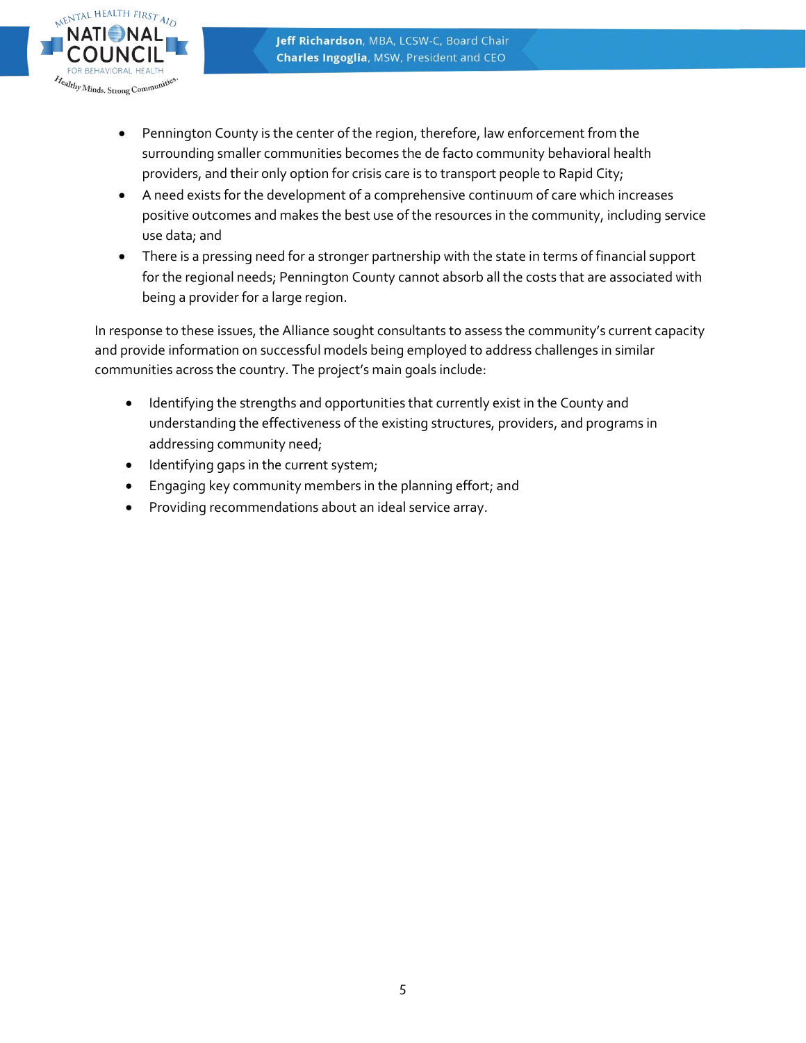- Pennington County is the center of the region, therefore, law enforcement from the surrounding smaller communities becomes the de facto community behavioral health providers, and their only option for crisis care is to transport people to Rapid City;
- A need exists for the development of a comprehensive continuum of care which increases positive outcomes and makes the best use of the resources in the community, including service use data; and
- There is a pressing need for a stronger partnership with the state in terms of financial support for the regional needs; Pennington County cannot absorb all the costs that are associated with being a provider for a large region.

In response to these issues, the Alliance sought consultants to assess the community's current capacity and provide information on successful models being employed to address challenges in similar communities across the country. The project's main goals include:

- Identifying the strengths and opportunities that currently exist in the County and understanding the effectiveness of the existing structures, providers, and programs in addressing community need;
- Identifying gaps in the current system;
- Engaging key community members in the planning effort; and
- Providing recommendations about an ideal service array.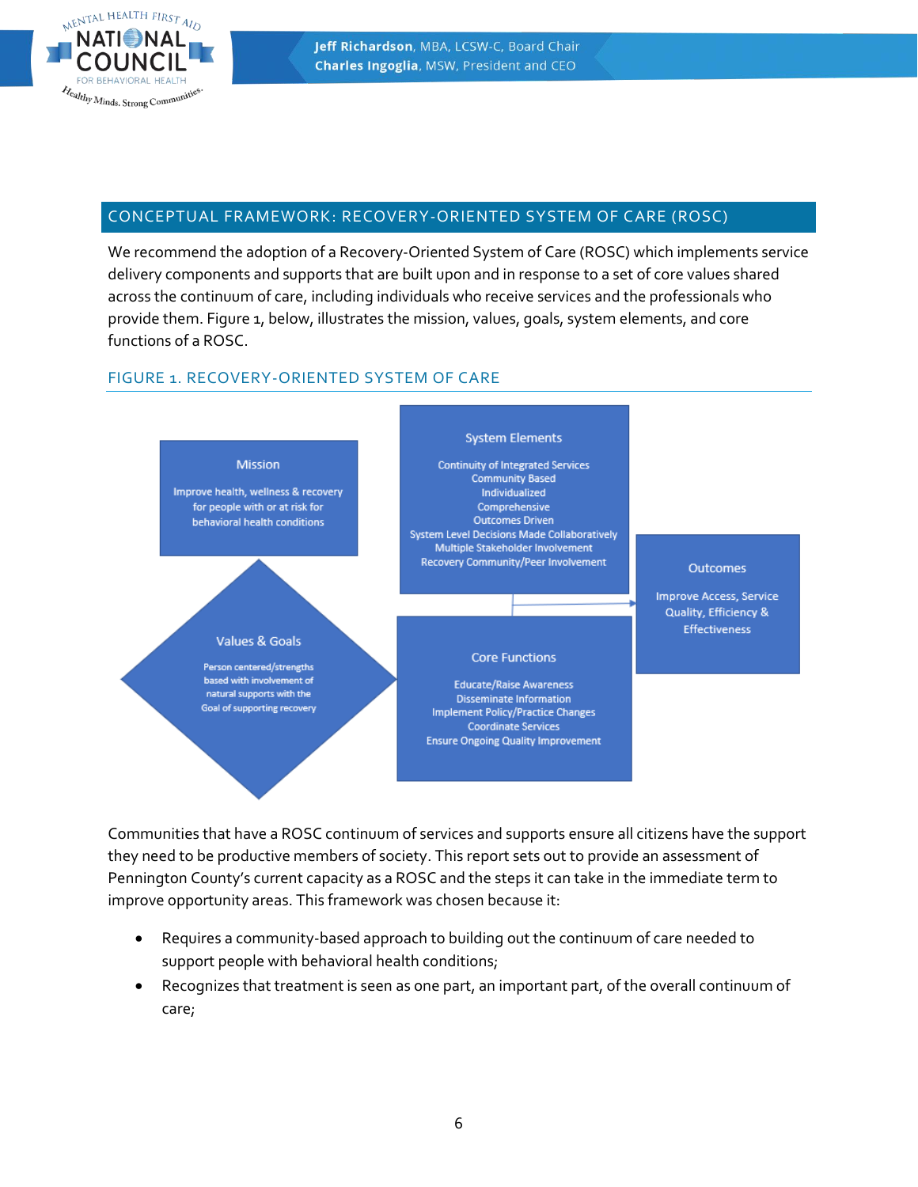## CONCEPTUAL FRAMEWORK: RECOVERY-ORIENTED SYSTEM OF CARE (ROSC)

We recommend the adoption of a Recovery-Oriented System of Care (ROSC) which implements service delivery components and supports that are built upon and in response to a set of core values shared across the continuum of care, including individuals who receive services and the professionals who provide them. Figure 1, below, illustrates the mission, values, goals, system elements, and core functions of a ROSC.

### FIGURE 1. RECOVERY-ORIENTED SYSTEM OF CARE

**Mission**

Improve health, wellness & recovery for people with or at risk for behavioral health conditions

**Values & Goals**

Person centered/strengths based with involvement of natural supports with the Goal of supporting recovery

**System Elements**

Continuity of Integrated Services
Community Based
Individualized
Comprehensive
Outcomes Driven
System Level Decisions Made Collaboratively
Multiple Stakeholder Involvement
Recovery Community/Peer Involvement

**Core Functions**

Educate/Raise Awareness
Disseminate Information
Implement Policy/Practice Changes
Coordinate Services
Ensure Ongoing Quality Improvement

**Outcomes**

Improve Access, Service Quality, Efficiency & Effectiveness

Communities that have a ROSC continuum of services and supports ensure all citizens have the support they need to be productive members of society. This report sets out to provide an assessment of Pennington County's current capacity as a ROSC and the steps it can take in the immediate term to improve opportunity areas. This framework was chosen because it:

- Requires a community-based approach to building out the continuum of care needed to support people with behavioral health conditions;
- Recognizes that treatment is seen as one part, an important part, of the overall continuum of care;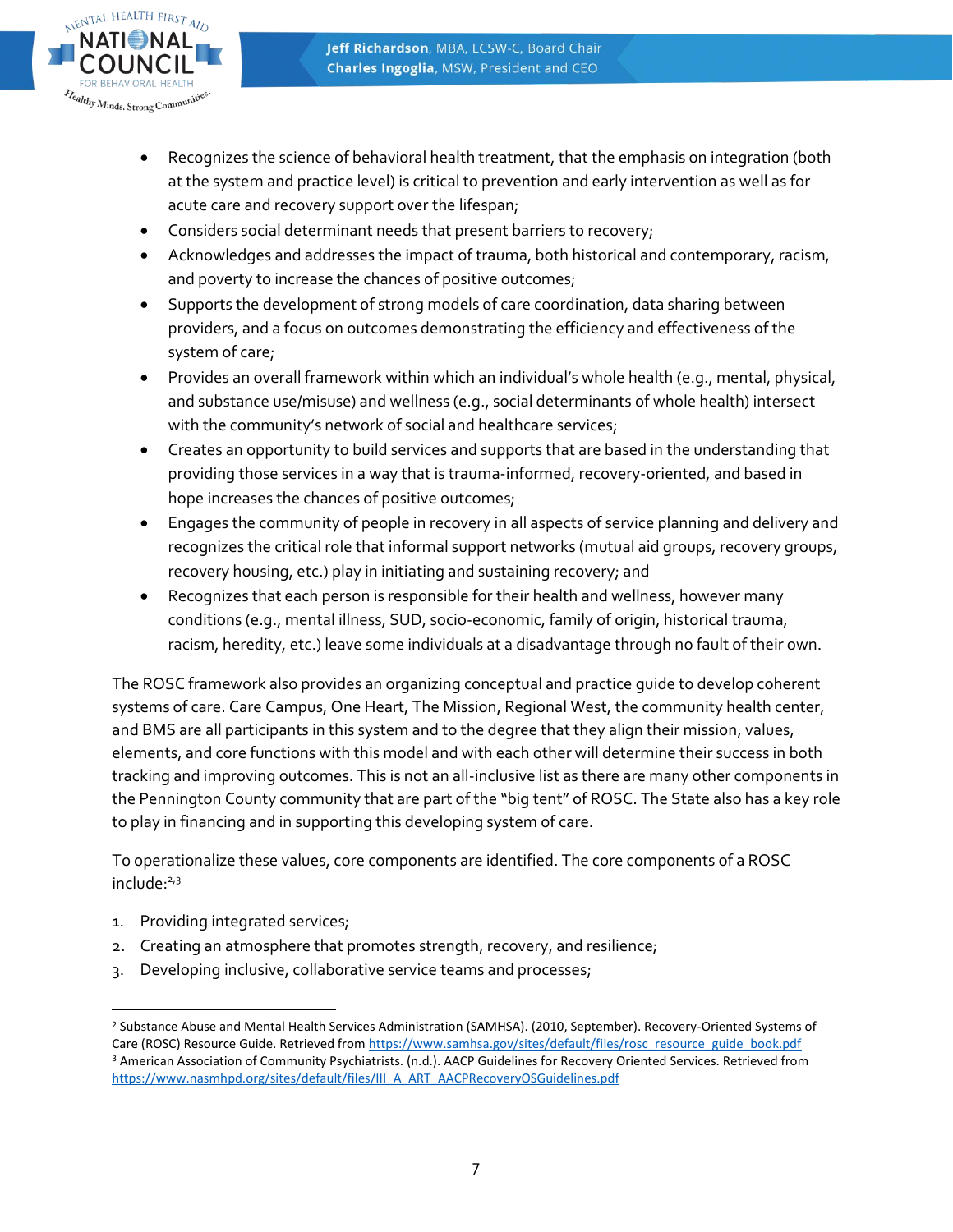- Recognizes the science of behavioral health treatment, that the emphasis on integration (both at the system and practice level) is critical to prevention and early intervention as well as for acute care and recovery support over the lifespan;
- Considers social determinant needs that present barriers to recovery;
- Acknowledges and addresses the impact of trauma, both historical and contemporary, racism, and poverty to increase the chances of positive outcomes;
- Supports the development of strong models of care coordination, data sharing between providers, and a focus on outcomes demonstrating the efficiency and effectiveness of the system of care;
- Provides an overall framework within which an individual's whole health (e.g., mental, physical, and substance use/misuse) and wellness (e.g., social determinants of whole health) intersect with the community's network of social and healthcare services;
- Creates an opportunity to build services and supports that are based in the understanding that providing those services in a way that is trauma-informed, recovery-oriented, and based in hope increases the chances of positive outcomes;
- Engages the community of people in recovery in all aspects of service planning and delivery and recognizes the critical role that informal support networks (mutual aid groups, recovery groups, recovery housing, etc.) play in initiating and sustaining recovery; and
- Recognizes that each person is responsible for their health and wellness, however many conditions (e.g., mental illness, SUD, socio-economic, family of origin, historical trauma, racism, heredity, etc.) leave some individuals at a disadvantage through no fault of their own.

The ROSC framework also provides an organizing conceptual and practice guide to develop coherent systems of care. Care Campus, One Heart, The Mission, Regional West, the community health center, and BMS are all participants in this system and to the degree that they align their mission, values, elements, and core functions with this model and with each other will determine their success in both tracking and improving outcomes. This is not an all-inclusive list as there are many other components in the Pennington County community that are part of the "big tent" of ROSC. The State also has a key role to play in financing and in supporting this developing system of care.

To operationalize these values, core components are identified. The core components of a ROSC include:[2,3]

1. Providing integrated services;
2. Creating an atmosphere that promotes strength, recovery, and resilience;
3. Developing inclusive, collaborative service teams and processes;

[2] Substance Abuse and Mental Health Services Administration (SAMHSA). (2010, September). Recovery-Oriented Systems of Care (ROSC) Resource Guide. Retrieved from https://www.samhsa.gov/sites/default/files/rosc_resource_guide_book.pdf

[3] American Association of Community Psychiatrists. (n.d.). AACP Guidelines for Recovery Oriented Services. Retrieved from https://www.nasmhpd.org/sites/default/files/III_A_ART_AACPRecoveryOSGuidelines.pdf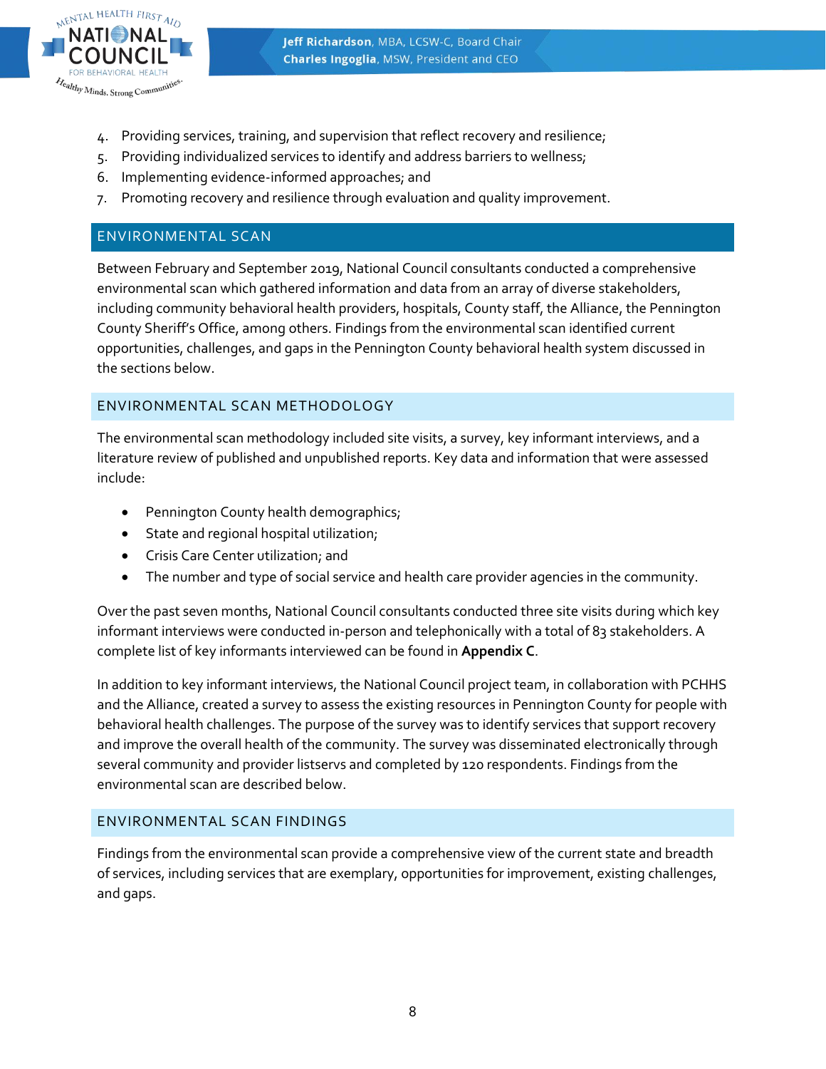4. Providing services, training, and supervision that reflect recovery and resilience;
5. Providing individualized services to identify and address barriers to wellness;
6. Implementing evidence-informed approaches; and
7. Promoting recovery and resilience through evaluation and quality improvement.

## ENVIRONMENTAL SCAN

Between February and September 2019, National Council consultants conducted a comprehensive environmental scan which gathered information and data from an array of diverse stakeholders, including community behavioral health providers, hospitals, County staff, the Alliance, the Pennington County Sheriff's Office, among others. Findings from the environmental scan identified current opportunities, challenges, and gaps in the Pennington County behavioral health system discussed in the sections below.

### ENVIRONMENTAL SCAN METHODOLOGY

The environmental scan methodology included site visits, a survey, key informant interviews, and a literature review of published and unpublished reports. Key data and information that were assessed include:

- Pennington County health demographics;
- State and regional hospital utilization;
- Crisis Care Center utilization; and
- The number and type of social service and health care provider agencies in the community.

Over the past seven months, National Council consultants conducted three site visits during which key informant interviews were conducted in-person and telephonically with a total of 83 stakeholders. A complete list of key informants interviewed can be found in **Appendix C**.

In addition to key informant interviews, the National Council project team, in collaboration with PCHHS and the Alliance, created a survey to assess the existing resources in Pennington County for people with behavioral health challenges. The purpose of the survey was to identify services that support recovery and improve the overall health of the community. The survey was disseminated electronically through several community and provider listservs and completed by 120 respondents. Findings from the environmental scan are described below.

### ENVIRONMENTAL SCAN FINDINGS

Findings from the environmental scan provide a comprehensive view of the current state and breadth of services, including services that are exemplary, opportunities for improvement, existing challenges, and gaps.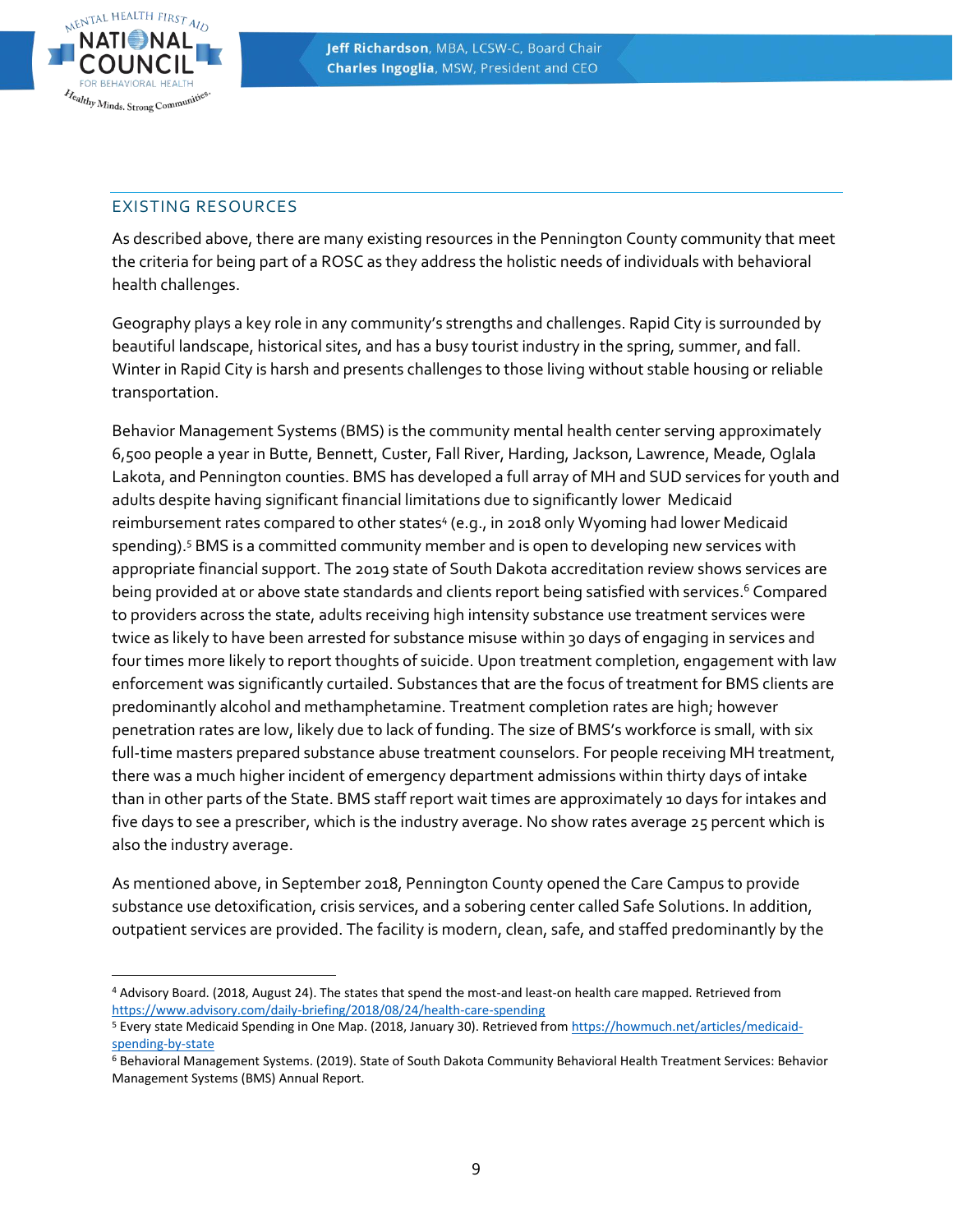## EXISTING RESOURCES

As described above, there are many existing resources in the Pennington County community that meet the criteria for being part of a ROSC as they address the holistic needs of individuals with behavioral health challenges.

Geography plays a key role in any community's strengths and challenges. Rapid City is surrounded by beautiful landscape, historical sites, and has a busy tourist industry in the spring, summer, and fall. Winter in Rapid City is harsh and presents challenges to those living without stable housing or reliable transportation.

Behavior Management Systems (BMS) is the community mental health center serving approximately 6,500 people a year in Butte, Bennett, Custer, Fall River, Harding, Jackson, Lawrence, Meade, Oglala Lakota, and Pennington counties. BMS has developed a full array of MH and SUD services for youth and adults despite having significant financial limitations due to significantly lower Medicaid reimbursement rates compared to other states[4] (e.g., in 2018 only Wyoming had lower Medicaid spending).[5] BMS is a committed community member and is open to developing new services with appropriate financial support. The 2019 state of South Dakota accreditation review shows services are being provided at or above state standards and clients report being satisfied with services.[6] Compared to providers across the state, adults receiving high intensity substance use treatment services were twice as likely to have been arrested for substance misuse within 30 days of engaging in services and four times more likely to report thoughts of suicide. Upon treatment completion, engagement with law enforcement was significantly curtailed. Substances that are the focus of treatment for BMS clients are predominantly alcohol and methamphetamine. Treatment completion rates are high; however penetration rates are low, likely due to lack of funding. The size of BMS's workforce is small, with six full-time masters prepared substance abuse treatment counselors. For people receiving MH treatment, there was a much higher incident of emergency department admissions within thirty days of intake than in other parts of the State. BMS staff report wait times are approximately 10 days for intakes and five days to see a prescriber, which is the industry average. No show rates average 25 percent which is also the industry average.

As mentioned above, in September 2018, Pennington County opened the Care Campus to provide substance use detoxification, crisis services, and a sobering center called Safe Solutions. In addition, outpatient services are provided. The facility is modern, clean, safe, and staffed predominantly by the

---

[4] Advisory Board. (2018, August 24). The states that spend the most-and least-on health care mapped. Retrieved from https://www.advisory.com/daily-briefing/2018/08/24/health-care-spending

[5] Every state Medicaid Spending in One Map. (2018, January 30). Retrieved from https://howmuch.net/articles/medicaid-spending-by-state

[6] Behavioral Management Systems. (2019). State of South Dakota Community Behavioral Health Treatment Services: Behavior Management Systems (BMS) Annual Report.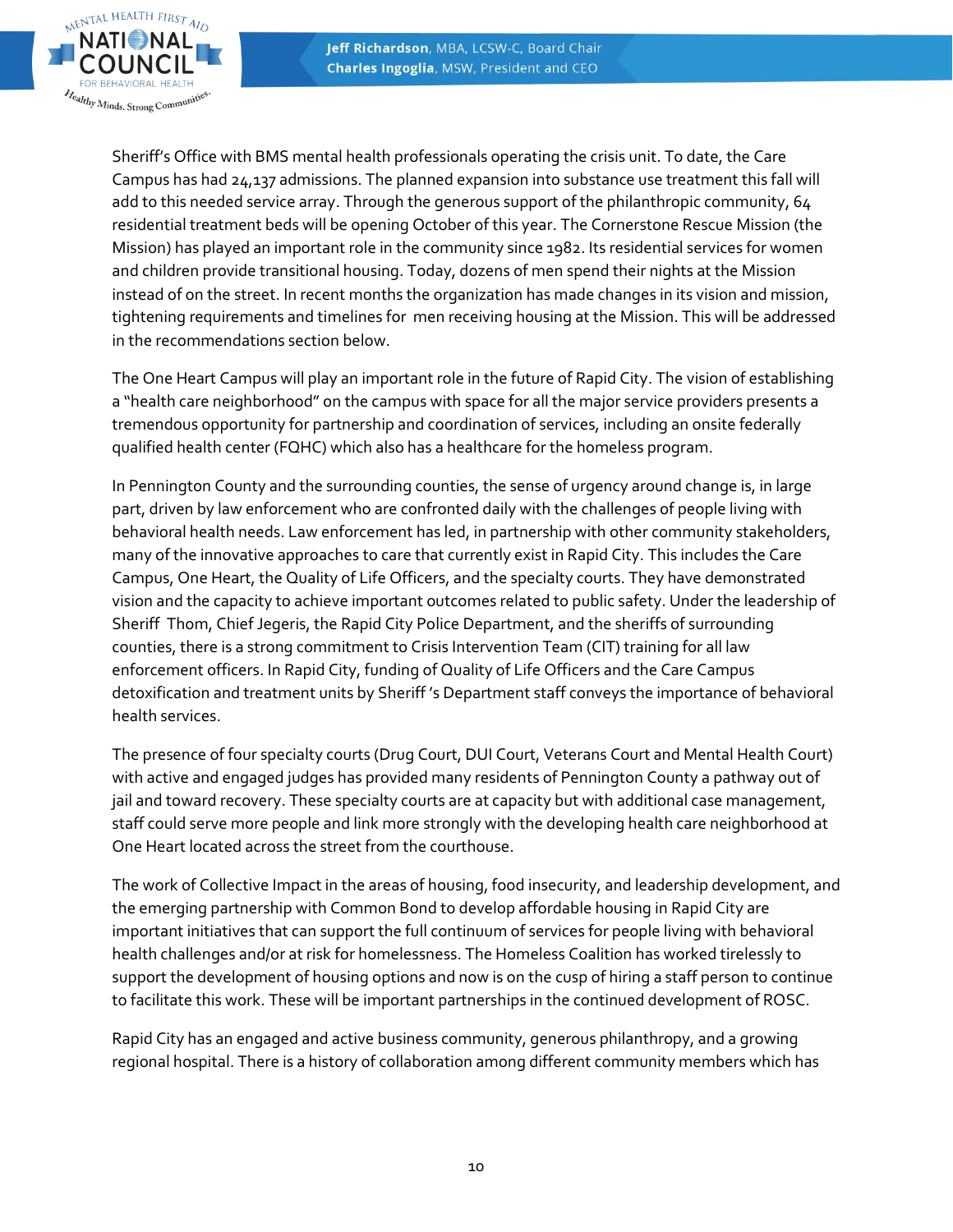Sheriff's Office with BMS mental health professionals operating the crisis unit. To date, the Care Campus has had 24,137 admissions. The planned expansion into substance use treatment this fall will add to this needed service array. Through the generous support of the philanthropic community, 64 residential treatment beds will be opening October of this year. The Cornerstone Rescue Mission (the Mission) has played an important role in the community since 1982. Its residential services for women and children provide transitional housing. Today, dozens of men spend their nights at the Mission instead of on the street. In recent months the organization has made changes in its vision and mission, tightening requirements and timelines for men receiving housing at the Mission. This will be addressed in the recommendations section below.

The One Heart Campus will play an important role in the future of Rapid City. The vision of establishing a "health care neighborhood" on the campus with space for all the major service providers presents a tremendous opportunity for partnership and coordination of services, including an onsite federally qualified health center (FQHC) which also has a healthcare for the homeless program.

In Pennington County and the surrounding counties, the sense of urgency around change is, in large part, driven by law enforcement who are confronted daily with the challenges of people living with behavioral health needs. Law enforcement has led, in partnership with other community stakeholders, many of the innovative approaches to care that currently exist in Rapid City. This includes the Care Campus, One Heart, the Quality of Life Officers, and the specialty courts. They have demonstrated vision and the capacity to achieve important outcomes related to public safety. Under the leadership of Sheriff Thom, Chief Jegeris, the Rapid City Police Department, and the sheriffs of surrounding counties, there is a strong commitment to Crisis Intervention Team (CIT) training for all law enforcement officers. In Rapid City, funding of Quality of Life Officers and the Care Campus detoxification and treatment units by Sheriff's Department staff conveys the importance of behavioral health services.

The presence of four specialty courts (Drug Court, DUI Court, Veterans Court and Mental Health Court) with active and engaged judges has provided many residents of Pennington County a pathway out of jail and toward recovery. These specialty courts are at capacity but with additional case management, staff could serve more people and link more strongly with the developing health care neighborhood at One Heart located across the street from the courthouse.

The work of Collective Impact in the areas of housing, food insecurity, and leadership development, and the emerging partnership with Common Bond to develop affordable housing in Rapid City are important initiatives that can support the full continuum of services for people living with behavioral health challenges and/or at risk for homelessness. The Homeless Coalition has worked tirelessly to support the development of housing options and now is on the cusp of hiring a staff person to continue to facilitate this work. These will be important partnerships in the continued development of ROSC.

Rapid City has an engaged and active business community, generous philanthropy, and a growing regional hospital. There is a history of collaboration among different community members which has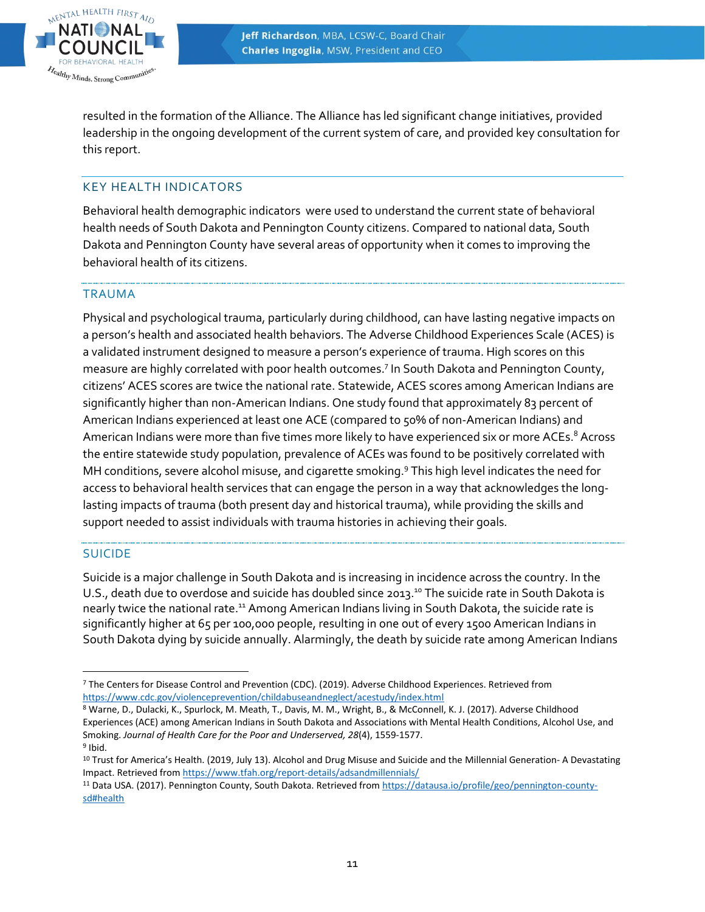resulted in the formation of the Alliance. The Alliance has led significant change initiatives, provided leadership in the ongoing development of the current system of care, and provided key consultation for this report.

## KEY HEALTH INDICATORS

Behavioral health demographic indicators were used to understand the current state of behavioral health needs of South Dakota and Pennington County citizens. Compared to national data, South Dakota and Pennington County have several areas of opportunity when it comes to improving the behavioral health of its citizens.

### TRAUMA

Physical and psychological trauma, particularly during childhood, can have lasting negative impacts on a person's health and associated health behaviors. The Adverse Childhood Experiences Scale (ACES) is a validated instrument designed to measure a person's experience of trauma. High scores on this measure are highly correlated with poor health outcomes.[7] In South Dakota and Pennington County, citizens' ACES scores are twice the national rate. Statewide, ACES scores among American Indians are significantly higher than non-American Indians. One study found that approximately 83 percent of American Indians experienced at least one ACE (compared to 50% of non-American Indians) and American Indians were more than five times more likely to have experienced six or more ACEs.[8] Across the entire statewide study population, prevalence of ACEs was found to be positively correlated with MH conditions, severe alcohol misuse, and cigarette smoking.[9] This high level indicates the need for access to behavioral health services that can engage the person in a way that acknowledges the long-lasting impacts of trauma (both present day and historical trauma), while providing the skills and support needed to assist individuals with trauma histories in achieving their goals.

### SUICIDE

Suicide is a major challenge in South Dakota and is increasing in incidence across the country. In the U.S., death due to overdose and suicide has doubled since 2013.[10] The suicide rate in South Dakota is nearly twice the national rate.[11] Among American Indians living in South Dakota, the suicide rate is significantly higher at 65 per 100,000 people, resulting in one out of every 1500 American Indians in South Dakota dying by suicide annually. Alarmingly, the death by suicide rate among American Indians

---

[7] The Centers for Disease Control and Prevention (CDC). (2019). Adverse Childhood Experiences. Retrieved from https://www.cdc.gov/violenceprevention/childabuseandneglect/acestudy/index.html

[8] Warne, D., Dulacki, K., Spurlock, M. Meath, T., Davis, M. M., Wright, B., & McConnell, K. J. (2017). Adverse Childhood Experiences (ACE) among American Indians in South Dakota and Associations with Mental Health Conditions, Alcohol Use, and Smoking. *Journal of Health Care for the Poor and Underserved, 28*(4), 1559-1577.

[9] Ibid.

[10] Trust for America's Health. (2019, July 13). Alcohol and Drug Misuse and Suicide and the Millennial Generation- A Devastating Impact. Retrieved from https://www.tfah.org/report-details/adsandmillennials/

[11] Data USA. (2017). Pennington County, South Dakota. Retrieved from https://datausa.io/profile/geo/pennington-county-sd#health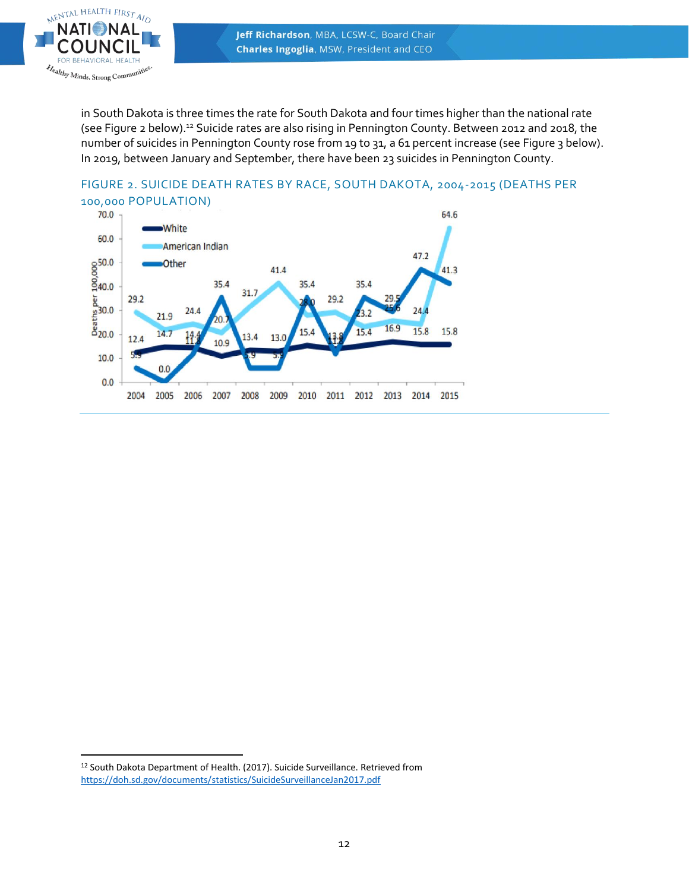in South Dakota is three times the rate for South Dakota and four times higher than the national rate (see Figure 2 below).[12] Suicide rates are also rising in Pennington County. Between 2012 and 2018, the number of suicides in Pennington County rose from 19 to 31, a 61 percent increase (see Figure 3 below). In 2019, between January and September, there have been 23 suicides in Pennington County.

FIGURE 2. SUICIDE DEATH RATES BY RACE, SOUTH DAKOTA, 2004-2015 (DEATHS PER 100,000 POPULATION)

[12] South Dakota Department of Health. (2017). Suicide Surveillance. Retrieved from https://doh.sd.gov/documents/statistics/SuicideSurveillanceJan2017.pdf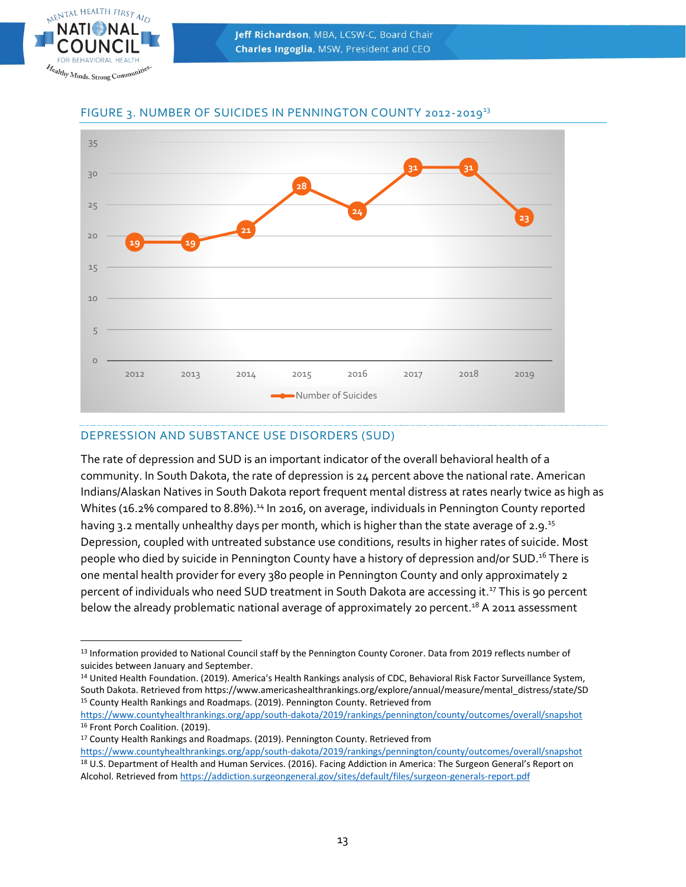## FIGURE 3. NUMBER OF SUICIDES IN PENNINGTON COUNTY 2012-2019[13]

| Year | Number of Suicides |
|---|---|
| 2012 | 19 |
| 2013 | 19 |
| 2014 | 21 |
| 2015 | 28 |
| 2016 | 24 |
| 2017 | 31 |
| 2018 | 31 |
| 2019 | 23 |

## DEPRESSION AND SUBSTANCE USE DISORDERS (SUD)

The rate of depression and SUD is an important indicator of the overall behavioral health of a community. In South Dakota, the rate of depression is 24 percent above the national rate. American Indians/Alaskan Natives in South Dakota report frequent mental distress at rates nearly twice as high as Whites (16.2% compared to 8.8%).[14] In 2016, on average, individuals in Pennington County reported having 3.2 mentally unhealthy days per month, which is higher than the state average of 2.9.[15] Depression, coupled with untreated substance use conditions, results in higher rates of suicide. Most people who died by suicide in Pennington County have a history of depression and/or SUD.[16] There is one mental health provider for every 380 people in Pennington County and only approximately 2 percent of individuals who need SUD treatment in South Dakota are accessing it.[17] This is 90 percent below the already problematic national average of approximately 20 percent.[18] A 2011 assessment

---

[13] Information provided to National Council staff by the Pennington County Coroner. Data from 2019 reflects number of suicides between January and September.

[14] United Health Foundation. (2019). America's Health Rankings analysis of CDC, Behavioral Risk Factor Surveillance System, South Dakota. Retrieved from https://www.americashealthrankings.org/explore/annual/measure/mental_distress/state/SD

[15] County Health Rankings and Roadmaps. (2019). Pennington County. Retrieved from https://www.countyhealthrankings.org/app/south-dakota/2019/rankings/pennington/county/outcomes/overall/snapshot

[16] Front Porch Coalition. (2019).

[17] County Health Rankings and Roadmaps. (2019). Pennington County. Retrieved from https://www.countyhealthrankings.org/app/south-dakota/2019/rankings/pennington/county/outcomes/overall/snapshot

[18] U.S. Department of Health and Human Services. (2016). Facing Addiction in America: The Surgeon General's Report on Alcohol. Retrieved from https://addiction.surgeongeneral.gov/sites/default/files/surgeon-generals-report.pdf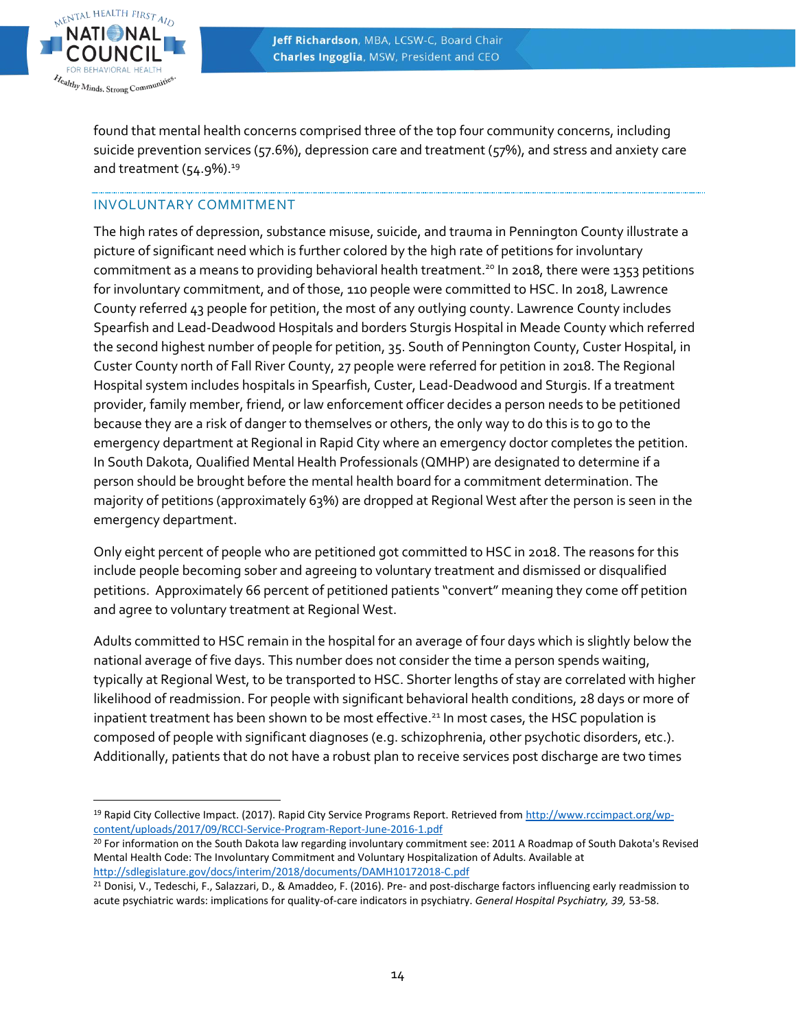found that mental health concerns comprised three of the top four community concerns, including suicide prevention services (57.6%), depression care and treatment (57%), and stress and anxiety care and treatment (54.9%).[19]

## INVOLUNTARY COMMITMENT

The high rates of depression, substance misuse, suicide, and trauma in Pennington County illustrate a picture of significant need which is further colored by the high rate of petitions for involuntary commitment as a means to providing behavioral health treatment.[20] In 2018, there were 1353 petitions for involuntary commitment, and of those, 110 people were committed to HSC. In 2018, Lawrence County referred 43 people for petition, the most of any outlying county. Lawrence County includes Spearfish and Lead-Deadwood Hospitals and borders Sturgis Hospital in Meade County which referred the second highest number of people for petition, 35. South of Pennington County, Custer Hospital, in Custer County north of Fall River County, 27 people were referred for petition in 2018. The Regional Hospital system includes hospitals in Spearfish, Custer, Lead-Deadwood and Sturgis. If a treatment provider, family member, friend, or law enforcement officer decides a person needs to be petitioned because they are a risk of danger to themselves or others, the only way to do this is to go to the emergency department at Regional in Rapid City where an emergency doctor completes the petition. In South Dakota, Qualified Mental Health Professionals (QMHP) are designated to determine if a person should be brought before the mental health board for a commitment determination. The majority of petitions (approximately 63%) are dropped at Regional West after the person is seen in the emergency department.

Only eight percent of people who are petitioned got committed to HSC in 2018. The reasons for this include people becoming sober and agreeing to voluntary treatment and dismissed or disqualified petitions. Approximately 66 percent of petitioned patients "convert" meaning they come off petition and agree to voluntary treatment at Regional West.

Adults committed to HSC remain in the hospital for an average of four days which is slightly below the national average of five days. This number does not consider the time a person spends waiting, typically at Regional West, to be transported to HSC. Shorter lengths of stay are correlated with higher likelihood of readmission. For people with significant behavioral health conditions, 28 days or more of inpatient treatment has been shown to be most effective.[21] In most cases, the HSC population is composed of people with significant diagnoses (e.g. schizophrenia, other psychotic disorders, etc.). Additionally, patients that do not have a robust plan to receive services post discharge are two times

---

[19] Rapid City Collective Impact. (2017). Rapid City Service Programs Report. Retrieved from http://www.rccimpact.org/wp-content/uploads/2017/09/RCCI-Service-Program-Report-June-2016-1.pdf

[20] For information on the South Dakota law regarding involuntary commitment see: 2011 A Roadmap of South Dakota's Revised Mental Health Code: The Involuntary Commitment and Voluntary Hospitalization of Adults. Available at http://sdlegislature.gov/docs/interim/2018/documents/DAMH10172018-C.pdf

[21] Donisi, V., Tedeschi, F., Salazzari, D., & Amaddeo, F. (2016). Pre- and post-discharge factors influencing early readmission to acute psychiatric wards: implications for quality-of-care indicators in psychiatry. *General Hospital Psychiatry, 39,* 53-58.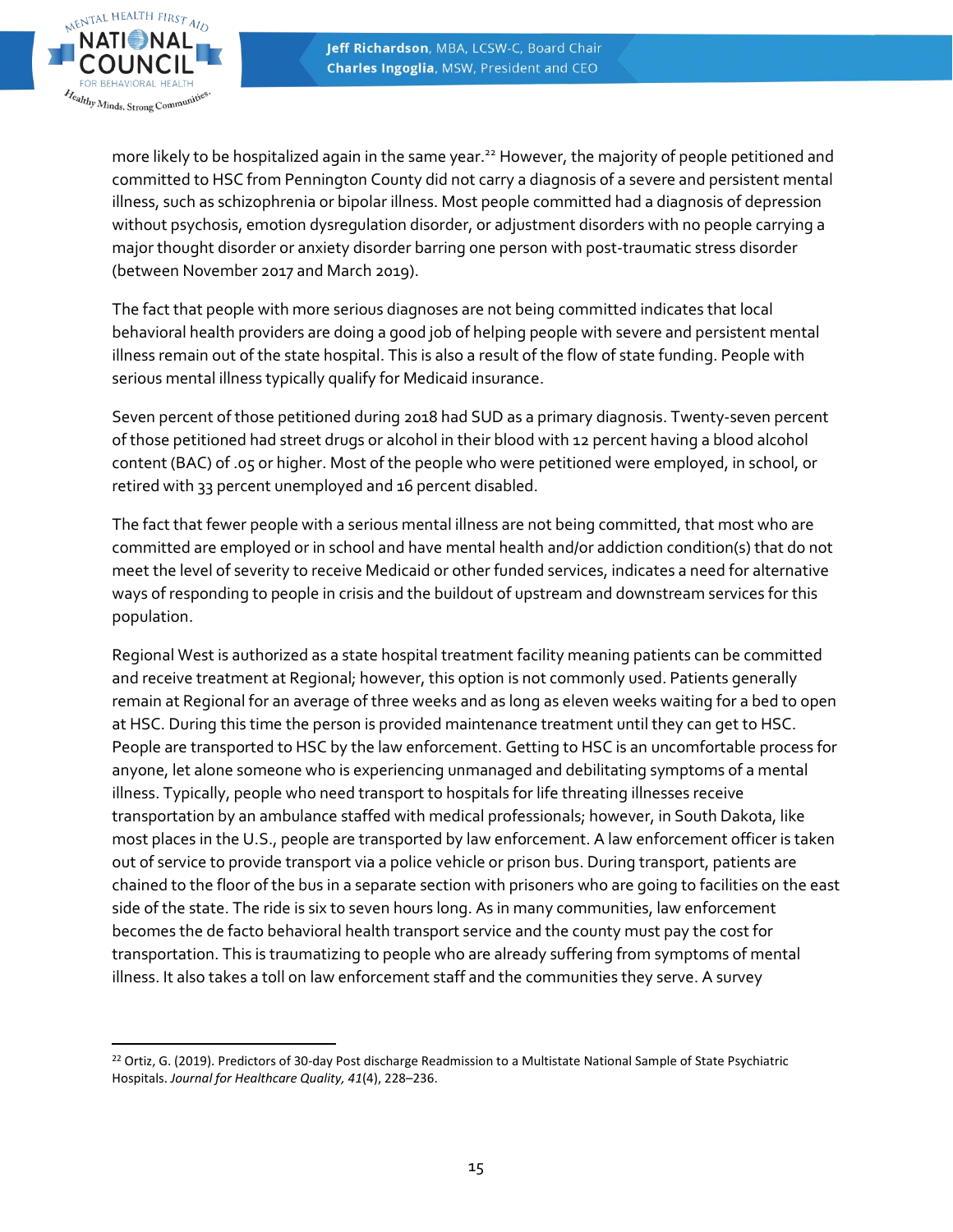more likely to be hospitalized again in the same year.[22] However, the majority of people petitioned and committed to HSC from Pennington County did not carry a diagnosis of a severe and persistent mental illness, such as schizophrenia or bipolar illness. Most people committed had a diagnosis of depression without psychosis, emotion dysregulation disorder, or adjustment disorders with no people carrying a major thought disorder or anxiety disorder barring one person with post-traumatic stress disorder (between November 2017 and March 2019).

The fact that people with more serious diagnoses are not being committed indicates that local behavioral health providers are doing a good job of helping people with severe and persistent mental illness remain out of the state hospital. This is also a result of the flow of state funding. People with serious mental illness typically qualify for Medicaid insurance.

Seven percent of those petitioned during 2018 had SUD as a primary diagnosis. Twenty-seven percent of those petitioned had street drugs or alcohol in their blood with 12 percent having a blood alcohol content (BAC) of .05 or higher. Most of the people who were petitioned were employed, in school, or retired with 33 percent unemployed and 16 percent disabled.

The fact that fewer people with a serious mental illness are not being committed, that most who are committed are employed or in school and have mental health and/or addiction condition(s) that do not meet the level of severity to receive Medicaid or other funded services, indicates a need for alternative ways of responding to people in crisis and the buildout of upstream and downstream services for this population.

Regional West is authorized as a state hospital treatment facility meaning patients can be committed and receive treatment at Regional; however, this option is not commonly used. Patients generally remain at Regional for an average of three weeks and as long as eleven weeks waiting for a bed to open at HSC. During this time the person is provided maintenance treatment until they can get to HSC. People are transported to HSC by the law enforcement. Getting to HSC is an uncomfortable process for anyone, let alone someone who is experiencing unmanaged and debilitating symptoms of a mental illness. Typically, people who need transport to hospitals for life threatening illnesses receive transportation by an ambulance staffed with medical professionals; however, in South Dakota, like most places in the U.S., people are transported by law enforcement. A law enforcement officer is taken out of service to provide transport via a police vehicle or prison bus. During transport, patients are chained to the floor of the bus in a separate section with prisoners who are going to facilities on the east side of the state. The ride is six to seven hours long. As in many communities, law enforcement becomes the de facto behavioral health transport service and the county must pay the cost for transportation. This is traumatizing to people who are already suffering from symptoms of mental illness. It also takes a toll on law enforcement staff and the communities they serve. A survey

---

[22] Ortiz, G. (2019). Predictors of 30-day Post discharge Readmission to a Multistate National Sample of State Psychiatric Hospitals. *Journal for Healthcare Quality, 41*(4), 228–236.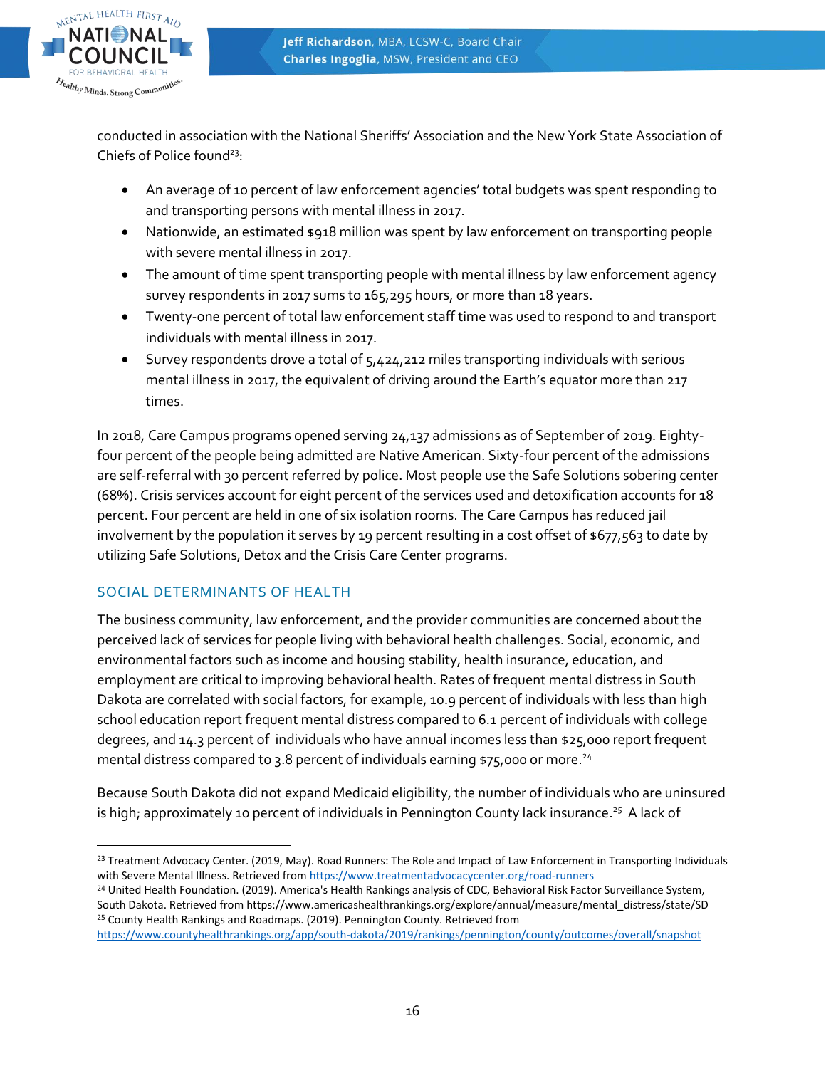conducted in association with the National Sheriffs' Association and the New York State Association of Chiefs of Police found[23]:

- An average of 10 percent of law enforcement agencies' total budgets was spent responding to and transporting persons with mental illness in 2017.
- Nationwide, an estimated $918 million was spent by law enforcement on transporting people with severe mental illness in 2017.
- The amount of time spent transporting people with mental illness by law enforcement agency survey respondents in 2017 sums to 165,295 hours, or more than 18 years.
- Twenty-one percent of total law enforcement staff time was used to respond to and transport individuals with mental illness in 2017.
- Survey respondents drove a total of 5,424,212 miles transporting individuals with serious mental illness in 2017, the equivalent of driving around the Earth's equator more than 217 times.

In 2018, Care Campus programs opened serving 24,137 admissions as of September of 2019. Eighty-four percent of the people being admitted are Native American. Sixty-four percent of the admissions are self-referral with 30 percent referred by police. Most people use the Safe Solutions sobering center (68%). Crisis services account for eight percent of the services used and detoxification accounts for 18 percent. Four percent are held in one of six isolation rooms. The Care Campus has reduced jail involvement by the population it serves by 19 percent resulting in a cost offset of $677,563 to date by utilizing Safe Solutions, Detox and the Crisis Care Center programs.

## SOCIAL DETERMINANTS OF HEALTH

The business community, law enforcement, and the provider communities are concerned about the perceived lack of services for people living with behavioral health challenges. Social, economic, and environmental factors such as income and housing stability, health insurance, education, and employment are critical to improving behavioral health. Rates of frequent mental distress in South Dakota are correlated with social factors, for example, 10.9 percent of individuals with less than high school education report frequent mental distress compared to 6.1 percent of individuals with college degrees, and 14.3 percent of individuals who have annual incomes less than $25,000 report frequent mental distress compared to 3.8 percent of individuals earning $75,000 or more.[24]

Because South Dakota did not expand Medicaid eligibility, the number of individuals who are uninsured is high; approximately 10 percent of individuals in Pennington County lack insurance.[25] A lack of

---

[23] Treatment Advocacy Center. (2019, May). Road Runners: The Role and Impact of Law Enforcement in Transporting Individuals with Severe Mental Illness. Retrieved from https://www.treatmentadvocacycenter.org/road-runners

[24] United Health Foundation. (2019). America's Health Rankings analysis of CDC, Behavioral Risk Factor Surveillance System, South Dakota. Retrieved from https://www.americashealthrankings.org/explore/annual/measure/mental_distress/state/SD

[25] County Health Rankings and Roadmaps. (2019). Pennington County. Retrieved from https://www.countyhealthrankings.org/app/south-dakota/2019/rankings/pennington/county/outcomes/overall/snapshot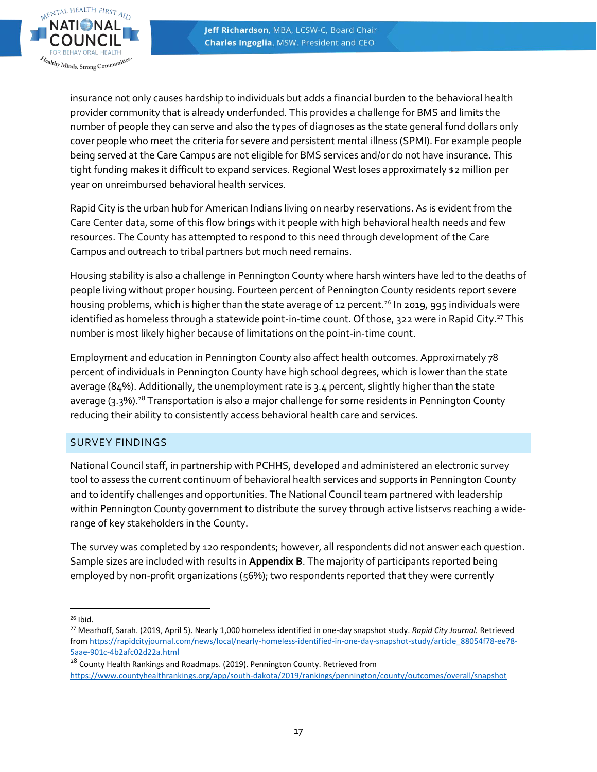insurance not only causes hardship to individuals but adds a financial burden to the behavioral health provider community that is already underfunded. This provides a challenge for BMS and limits the number of people they can serve and also the types of diagnoses as the state general fund dollars only cover people who meet the criteria for severe and persistent mental illness (SPMI). For example people being served at the Care Campus are not eligible for BMS services and/or do not have insurance. This tight funding makes it difficult to expand services. Regional West loses approximately $2 million per year on unreimbursed behavioral health services.

Rapid City is the urban hub for American Indians living on nearby reservations. As is evident from the Care Center data, some of this flow brings with it people with high behavioral health needs and few resources. The County has attempted to respond to this need through development of the Care Campus and outreach to tribal partners but much need remains.

Housing stability is also a challenge in Pennington County where harsh winters have led to the deaths of people living without proper housing. Fourteen percent of Pennington County residents report severe housing problems, which is higher than the state average of 12 percent.[26] In 2019, 995 individuals were identified as homeless through a statewide point-in-time count. Of those, 322 were in Rapid City.[27] This number is most likely higher because of limitations on the point-in-time count.

Employment and education in Pennington County also affect health outcomes. Approximately 78 percent of individuals in Pennington County have high school degrees, which is lower than the state average (84%). Additionally, the unemployment rate is 3.4 percent, slightly higher than the state average (3.3%).[28] Transportation is also a major challenge for some residents in Pennington County reducing their ability to consistently access behavioral health care and services.

## SURVEY FINDINGS

National Council staff, in partnership with PCHHS, developed and administered an electronic survey tool to assess the current continuum of behavioral health services and supports in Pennington County and to identify challenges and opportunities. The National Council team partnered with leadership within Pennington County government to distribute the survey through active listservs reaching a wide-range of key stakeholders in the County.

The survey was completed by 120 respondents; however, all respondents did not answer each question. Sample sizes are included with results in **Appendix B**. The majority of participants reported being employed by non-profit organizations (56%); two respondents reported that they were currently

---

[26] Ibid.

[27] Mearhoff, Sarah. (2019, April 5). Nearly 1,000 homeless identified in one-day snapshot study. *Rapid City Journal.* Retrieved from https://rapidcityjournal.com/news/local/nearly-homeless-identified-in-one-day-snapshot-study/article_88054f78-ee78-5aae-901c-4b2afc02d22a.html

[28] County Health Rankings and Roadmaps. (2019). Pennington County. Retrieved from https://www.countyhealthrankings.org/app/south-dakota/2019/rankings/pennington/county/outcomes/overall/snapshot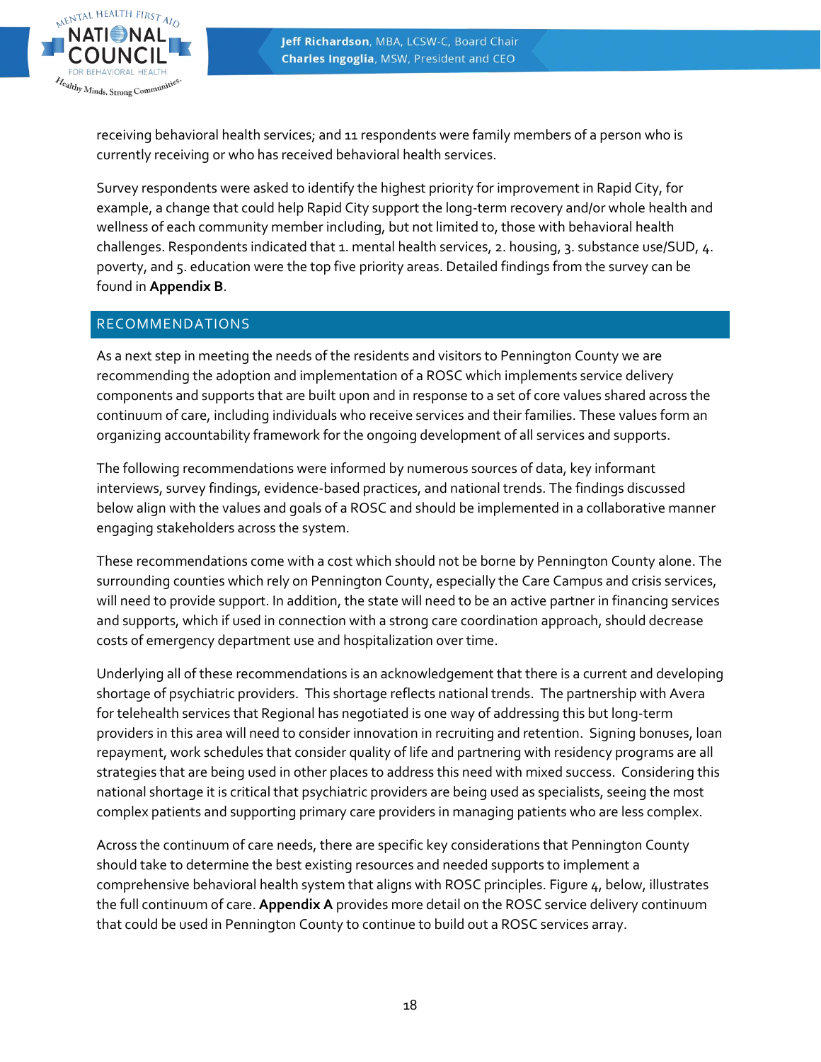receiving behavioral health services; and 11 respondents were family members of a person who is currently receiving or who has received behavioral health services.

Survey respondents were asked to identify the highest priority for improvement in Rapid City, for example, a change that could help Rapid City support the long-term recovery and/or whole health and wellness of each community member including, but not limited to, those with behavioral health challenges. Respondents indicated that 1. mental health services, 2. housing, 3. substance use/SUD, 4. poverty, and 5. education were the top five priority areas. Detailed findings from the survey can be found in **Appendix B**.

## RECOMMENDATIONS

As a next step in meeting the needs of the residents and visitors to Pennington County we are recommending the adoption and implementation of a ROSC which implements service delivery components and supports that are built upon and in response to a set of core values shared across the continuum of care, including individuals who receive services and their families. These values form an organizing accountability framework for the ongoing development of all services and supports.

The following recommendations were informed by numerous sources of data, key informant interviews, survey findings, evidence-based practices, and national trends. The findings discussed below align with the values and goals of a ROSC and should be implemented in a collaborative manner engaging stakeholders across the system.

These recommendations come with a cost which should not be borne by Pennington County alone. The surrounding counties which rely on Pennington County, especially the Care Campus and crisis services, will need to provide support. In addition, the state will need to be an active partner in financing services and supports, which if used in connection with a strong care coordination approach, should decrease costs of emergency department use and hospitalization over time.

Underlying all of these recommendations is an acknowledgement that there is a current and developing shortage of psychiatric providers. This shortage reflects national trends. The partnership with Avera for telehealth services that Regional has negotiated is one way of addressing this but long-term providers in this area will need to consider innovation in recruiting and retention. Signing bonuses, loan repayment, work schedules that consider quality of life and partnering with residency programs are all strategies that are being used in other places to address this need with mixed success. Considering this national shortage it is critical that psychiatric providers are being used as specialists, seeing the most complex patients and supporting primary care providers in managing patients who are less complex.

Across the continuum of care needs, there are specific key considerations that Pennington County should take to determine the best existing resources and needed supports to implement a comprehensive behavioral health system that aligns with ROSC principles. Figure 4, below, illustrates the full continuum of care. **Appendix A** provides more detail on the ROSC service delivery continuum that could be used in Pennington County to continue to build out a ROSC services array.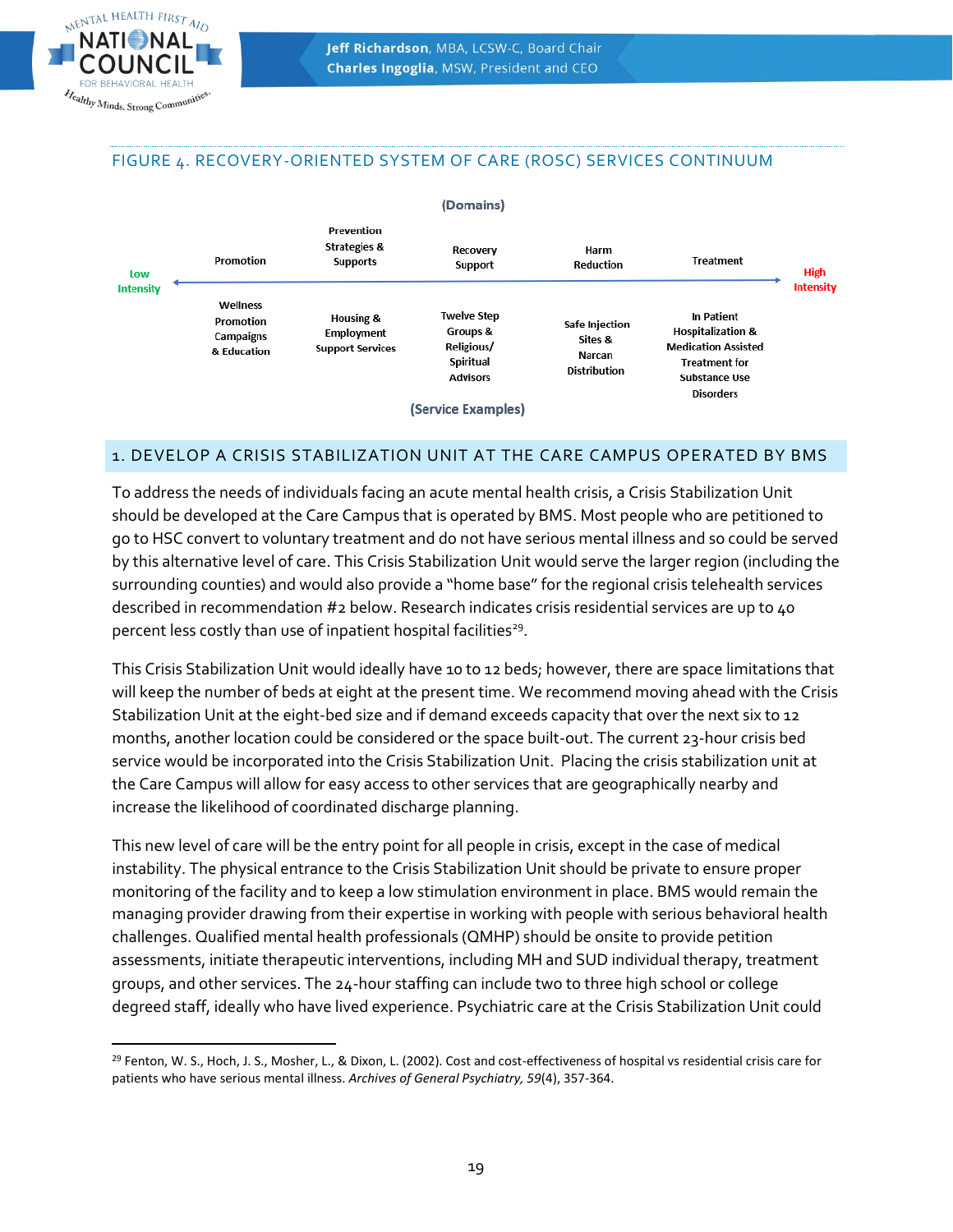## FIGURE 4. RECOVERY-ORIENTED SYSTEM OF CARE (ROSC) SERVICES CONTINUUM

(Domains)

Low Intensity ← → High Intensity

| Promotion | Prevention Strategies & Supports | Recovery Support | Harm Reduction | Treatment |
|---|---|---|---|---|
| Wellness Promotion Campaigns & Education | Housing & Employment Support Services | Twelve Step Groups & Religious/ Spiritual Advisors | Safe Injection Sites & Narcan Distribution | In Patient Hospitalization & Medication Assisted Treatment for Substance Use Disorders |

(Service Examples)

## 1. DEVELOP A CRISIS STABILIZATION UNIT AT THE CARE CAMPUS OPERATED BY BMS

To address the needs of individuals facing an acute mental health crisis, a Crisis Stabilization Unit should be developed at the Care Campus that is operated by BMS. Most people who are petitioned to go to HSC convert to voluntary treatment and do not have serious mental illness and so could be served by this alternative level of care. This Crisis Stabilization Unit would serve the larger region (including the surrounding counties) and would also provide a "home base" for the regional crisis telehealth services described in recommendation #2 below. Research indicates crisis residential services are up to 40 percent less costly than use of inpatient hospital facilities[29].

This Crisis Stabilization Unit would ideally have 10 to 12 beds; however, there are space limitations that will keep the number of beds at eight at the present time. We recommend moving ahead with the Crisis Stabilization Unit at the eight-bed size and if demand exceeds capacity that over the next six to 12 months, another location could be considered or the space built-out. The current 23-hour crisis bed service would be incorporated into the Crisis Stabilization Unit. Placing the crisis stabilization unit at the Care Campus will allow for easy access to other services that are geographically nearby and increase the likelihood of coordinated discharge planning.

This new level of care will be the entry point for all people in crisis, except in the case of medical instability. The physical entrance to the Crisis Stabilization Unit should be private to ensure proper monitoring of the facility and to keep a low stimulation environment in place. BMS would remain the managing provider drawing from their expertise in working with people with serious behavioral health challenges. Qualified mental health professionals (QMHP) should be onsite to provide petition assessments, initiate therapeutic interventions, including MH and SUD individual therapy, treatment groups, and other services. The 24-hour staffing can include two to three high school or college degreed staff, ideally who have lived experience. Psychiatric care at the Crisis Stabilization Unit could

[29] Fenton, W. S., Hoch, J. S., Mosher, L., & Dixon, L. (2002). Cost and cost-effectiveness of hospital vs residential crisis care for patients who have serious mental illness. *Archives of General Psychiatry, 59*(4), 357-364.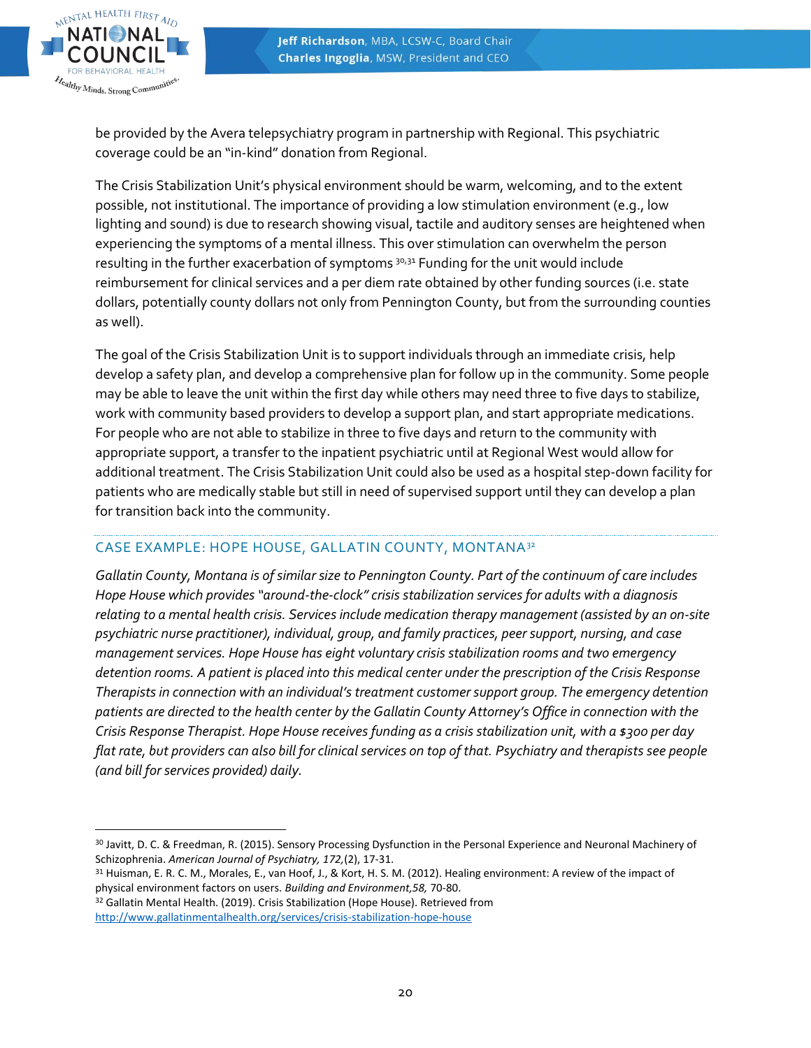be provided by the Avera telepsychiatry program in partnership with Regional. This psychiatric coverage could be an "in-kind" donation from Regional.

The Crisis Stabilization Unit's physical environment should be warm, welcoming, and to the extent possible, not institutional. The importance of providing a low stimulation environment (e.g., low lighting and sound) is due to research showing visual, tactile and auditory senses are heightened when experiencing the symptoms of a mental illness. This over stimulation can overwhelm the person resulting in the further exacerbation of symptoms [30,31] Funding for the unit would include reimbursement for clinical services and a per diem rate obtained by other funding sources (i.e. state dollars, potentially county dollars not only from Pennington County, but from the surrounding counties as well).

The goal of the Crisis Stabilization Unit is to support individuals through an immediate crisis, help develop a safety plan, and develop a comprehensive plan for follow up in the community. Some people may be able to leave the unit within the first day while others may need three to five days to stabilize, work with community based providers to develop a support plan, and start appropriate medications. For people who are not able to stabilize in three to five days and return to the community with appropriate support, a transfer to the inpatient psychiatric until at Regional West would allow for additional treatment. The Crisis Stabilization Unit could also be used as a hospital step-down facility for patients who are medically stable but still in need of supervised support until they can develop a plan for transition back into the community.

### CASE EXAMPLE: HOPE HOUSE, GALLATIN COUNTY, MONTANA[32]

*Gallatin County, Montana is of similar size to Pennington County. Part of the continuum of care includes Hope House which provides "around-the-clock" crisis stabilization services for adults with a diagnosis relating to a mental health crisis. Services include medication therapy management (assisted by an on-site psychiatric nurse practitioner), individual, group, and family practices, peer support, nursing, and case management services. Hope House has eight voluntary crisis stabilization rooms and two emergency detention rooms. A patient is placed into this medical center under the prescription of the Crisis Response Therapists in connection with an individual's treatment customer support group. The emergency detention patients are directed to the health center by the Gallatin County Attorney's Office in connection with the Crisis Response Therapist. Hope House receives funding as a crisis stabilization unit, with a $300 per day flat rate, but providers can also bill for clinical services on top of that. Psychiatry and therapists see people (and bill for services provided) daily.*

---

[30] Javitt, D. C. & Freedman, R. (2015). Sensory Processing Dysfunction in the Personal Experience and Neuronal Machinery of Schizophrenia. *American Journal of Psychiatry, 172,*(2), 17-31.

[31] Huisman, E. R. C. M., Morales, E., van Hoof, J., & Kort, H. S. M. (2012). Healing environment: A review of the impact of physical environment factors on users. *Building and Environment,58,* 70-80.

[32] Gallatin Mental Health. (2019). Crisis Stabilization (Hope House). Retrieved from http://www.gallatinmentalhealth.org/services/crisis-stabilization-hope-house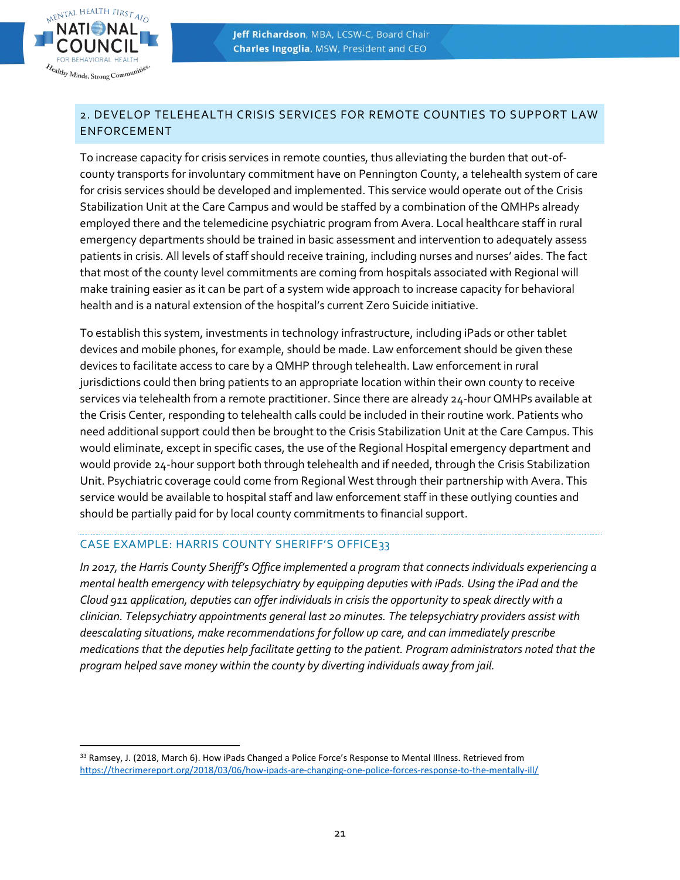## 2. DEVELOP TELEHEALTH CRISIS SERVICES FOR REMOTE COUNTIES TO SUPPORT LAW ENFORCEMENT

To increase capacity for crisis services in remote counties, thus alleviating the burden that out-of-county transports for involuntary commitment have on Pennington County, a telehealth system of care for crisis services should be developed and implemented. This service would operate out of the Crisis Stabilization Unit at the Care Campus and would be staffed by a combination of the QMHPs already employed there and the telemedicine psychiatric program from Avera. Local healthcare staff in rural emergency departments should be trained in basic assessment and intervention to adequately assess patients in crisis. All levels of staff should receive training, including nurses and nurses' aides. The fact that most of the county level commitments are coming from hospitals associated with Regional will make training easier as it can be part of a system wide approach to increase capacity for behavioral health and is a natural extension of the hospital's current Zero Suicide initiative.

To establish this system, investments in technology infrastructure, including iPads or other tablet devices and mobile phones, for example, should be made. Law enforcement should be given these devices to facilitate access to care by a QMHP through telehealth. Law enforcement in rural jurisdictions could then bring patients to an appropriate location within their own county to receive services via telehealth from a remote practitioner. Since there are already 24-hour QMHPs available at the Crisis Center, responding to telehealth calls could be included in their routine work. Patients who need additional support could then be brought to the Crisis Stabilization Unit at the Care Campus. This would eliminate, except in specific cases, the use of the Regional Hospital emergency department and would provide 24-hour support both through telehealth and if needed, through the Crisis Stabilization Unit. Psychiatric coverage could come from Regional West through their partnership with Avera. This service would be available to hospital staff and law enforcement staff in these outlying counties and should be partially paid for by local county commitments to financial support.

### CASE EXAMPLE: HARRIS COUNTY SHERIFF'S OFFICE[33]

*In 2017, the Harris County Sheriff's Office implemented a program that connects individuals experiencing a mental health emergency with telepsychiatry by equipping deputies with iPads. Using the iPad and the Cloud 911 application, deputies can offer individuals in crisis the opportunity to speak directly with a clinician. Telepsychiatry appointments general last 20 minutes. The telepsychiatry providers assist with deescalating situations, make recommendations for follow up care, and can immediately prescribe medications that the deputies help facilitate getting to the patient. Program administrators noted that the program helped save money within the county by diverting individuals away from jail.*

---

[33] Ramsey, J. (2018, March 6). How iPads Changed a Police Force's Response to Mental Illness. Retrieved from https://thecrimereport.org/2018/03/06/how-ipads-are-changing-one-police-forces-response-to-the-mentally-ill/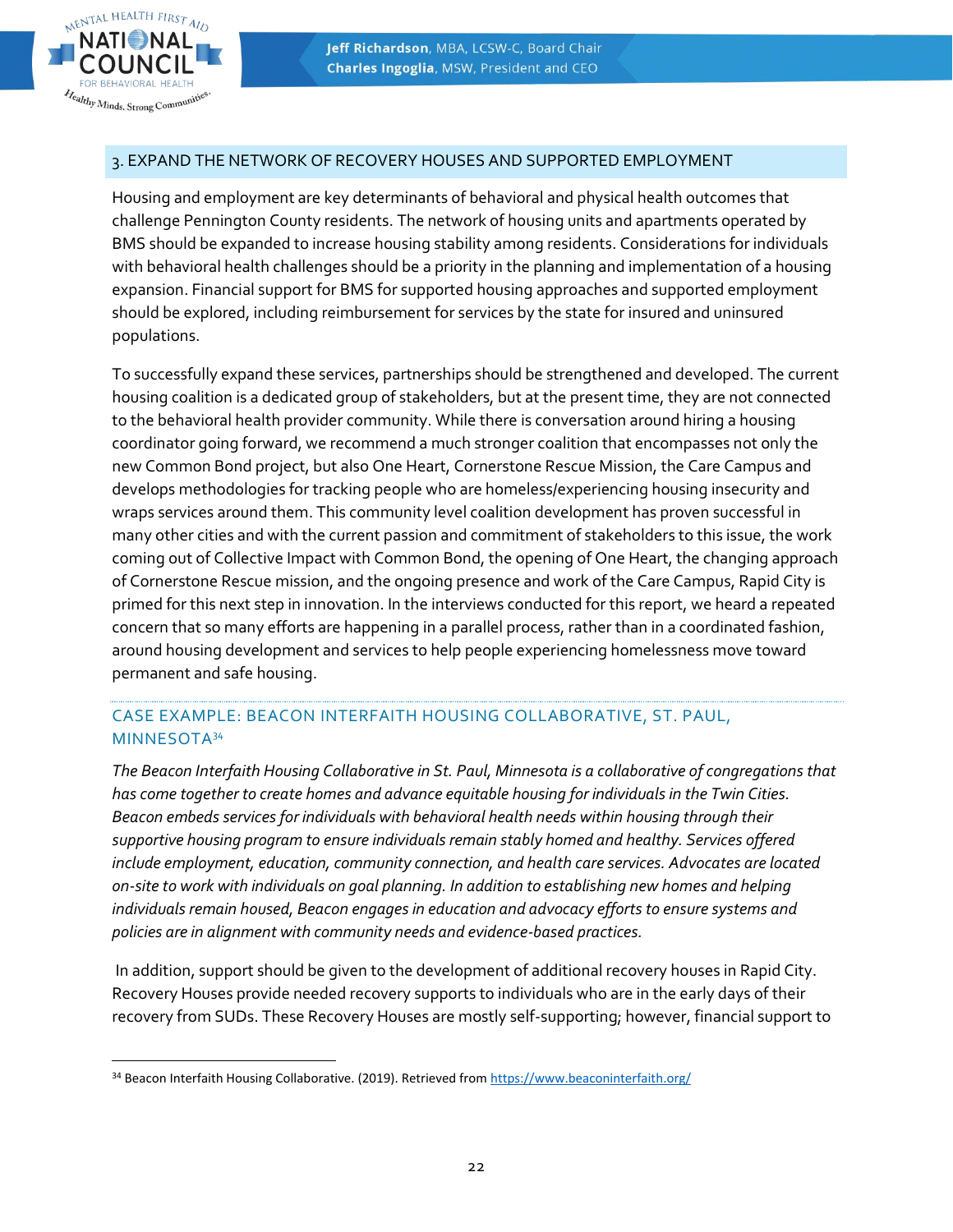## 3. EXPAND THE NETWORK OF RECOVERY HOUSES AND SUPPORTED EMPLOYMENT

Housing and employment are key determinants of behavioral and physical health outcomes that challenge Pennington County residents. The network of housing units and apartments operated by BMS should be expanded to increase housing stability among residents. Considerations for individuals with behavioral health challenges should be a priority in the planning and implementation of a housing expansion. Financial support for BMS for supported housing approaches and supported employment should be explored, including reimbursement for services by the state for insured and uninsured populations.

To successfully expand these services, partnerships should be strengthened and developed. The current housing coalition is a dedicated group of stakeholders, but at the present time, they are not connected to the behavioral health provider community. While there is conversation around hiring a housing coordinator going forward, we recommend a much stronger coalition that encompasses not only the new Common Bond project, but also One Heart, Cornerstone Rescue Mission, the Care Campus and develops methodologies for tracking people who are homeless/experiencing housing insecurity and wraps services around them. This community level coalition development has proven successful in many other cities and with the current passion and commitment of stakeholders to this issue, the work coming out of Collective Impact with Common Bond, the opening of One Heart, the changing approach of Cornerstone Rescue mission, and the ongoing presence and work of the Care Campus, Rapid City is primed for this next step in innovation. In the interviews conducted for this report, we heard a repeated concern that so many efforts are happening in a parallel process, rather than in a coordinated fashion, around housing development and services to help people experiencing homelessness move toward permanent and safe housing.

### CASE EXAMPLE: BEACON INTERFAITH HOUSING COLLABORATIVE, ST. PAUL, MINNESOTA[34]

*The Beacon Interfaith Housing Collaborative in St. Paul, Minnesota is a collaborative of congregations that has come together to create homes and advance equitable housing for individuals in the Twin Cities. Beacon embeds services for individuals with behavioral health needs within housing through their supportive housing program to ensure individuals remain stably homed and healthy. Services offered include employment, education, community connection, and health care services. Advocates are located on-site to work with individuals on goal planning. In addition to establishing new homes and helping individuals remain housed, Beacon engages in education and advocacy efforts to ensure systems and policies are in alignment with community needs and evidence-based practices.*

In addition, support should be given to the development of additional recovery houses in Rapid City. Recovery Houses provide needed recovery supports to individuals who are in the early days of their recovery from SUDs. These Recovery Houses are mostly self-supporting; however, financial support to

---

[34] Beacon Interfaith Housing Collaborative. (2019). Retrieved from https://www.beaconinterfaith.org/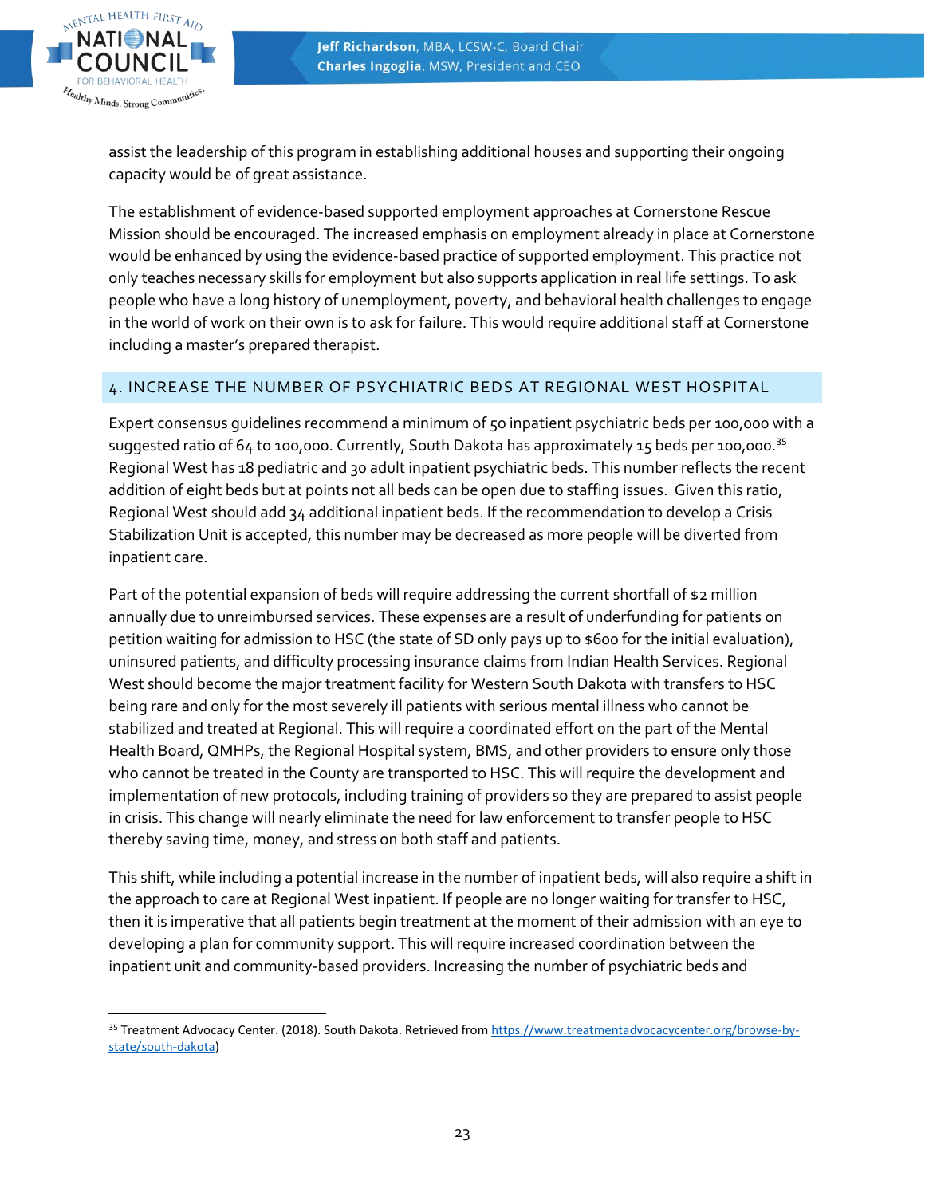assist the leadership of this program in establishing additional houses and supporting their ongoing capacity would be of great assistance.

The establishment of evidence-based supported employment approaches at Cornerstone Rescue Mission should be encouraged. The increased emphasis on employment already in place at Cornerstone would be enhanced by using the evidence-based practice of supported employment. This practice not only teaches necessary skills for employment but also supports application in real life settings. To ask people who have a long history of unemployment, poverty, and behavioral health challenges to engage in the world of work on their own is to ask for failure. This would require additional staff at Cornerstone including a master's prepared therapist.

## 4. INCREASE THE NUMBER OF PSYCHIATRIC BEDS AT REGIONAL WEST HOSPITAL

Expert consensus guidelines recommend a minimum of 50 inpatient psychiatric beds per 100,000 with a suggested ratio of 64 to 100,000. Currently, South Dakota has approximately 15 beds per 100,000.[35] Regional West has 18 pediatric and 30 adult inpatient psychiatric beds. This number reflects the recent addition of eight beds but at points not all beds can be open due to staffing issues. Given this ratio, Regional West should add 34 additional inpatient beds. If the recommendation to develop a Crisis Stabilization Unit is accepted, this number may be decreased as more people will be diverted from inpatient care.

Part of the potential expansion of beds will require addressing the current shortfall of $2 million annually due to unreimbursed services. These expenses are a result of underfunding for patients on petition waiting for admission to HSC (the state of SD only pays up to $600 for the initial evaluation), uninsured patients, and difficulty processing insurance claims from Indian Health Services. Regional West should become the major treatment facility for Western South Dakota with transfers to HSC being rare and only for the most severely ill patients with serious mental illness who cannot be stabilized and treated at Regional. This will require a coordinated effort on the part of the Mental Health Board, QMHPs, the Regional Hospital system, BMS, and other providers to ensure only those who cannot be treated in the County are transported to HSC. This will require the development and implementation of new protocols, including training of providers so they are prepared to assist people in crisis. This change will nearly eliminate the need for law enforcement to transfer people to HSC thereby saving time, money, and stress on both staff and patients.

This shift, while including a potential increase in the number of inpatient beds, will also require a shift in the approach to care at Regional West inpatient. If people are no longer waiting for transfer to HSC, then it is imperative that all patients begin treatment at the moment of their admission with an eye to developing a plan for community support. This will require increased coordination between the inpatient unit and community-based providers. Increasing the number of psychiatric beds and

[35] Treatment Advocacy Center. (2018). South Dakota. Retrieved from https://www.treatmentadvocacycenter.org/browse-by-state/south-dakota)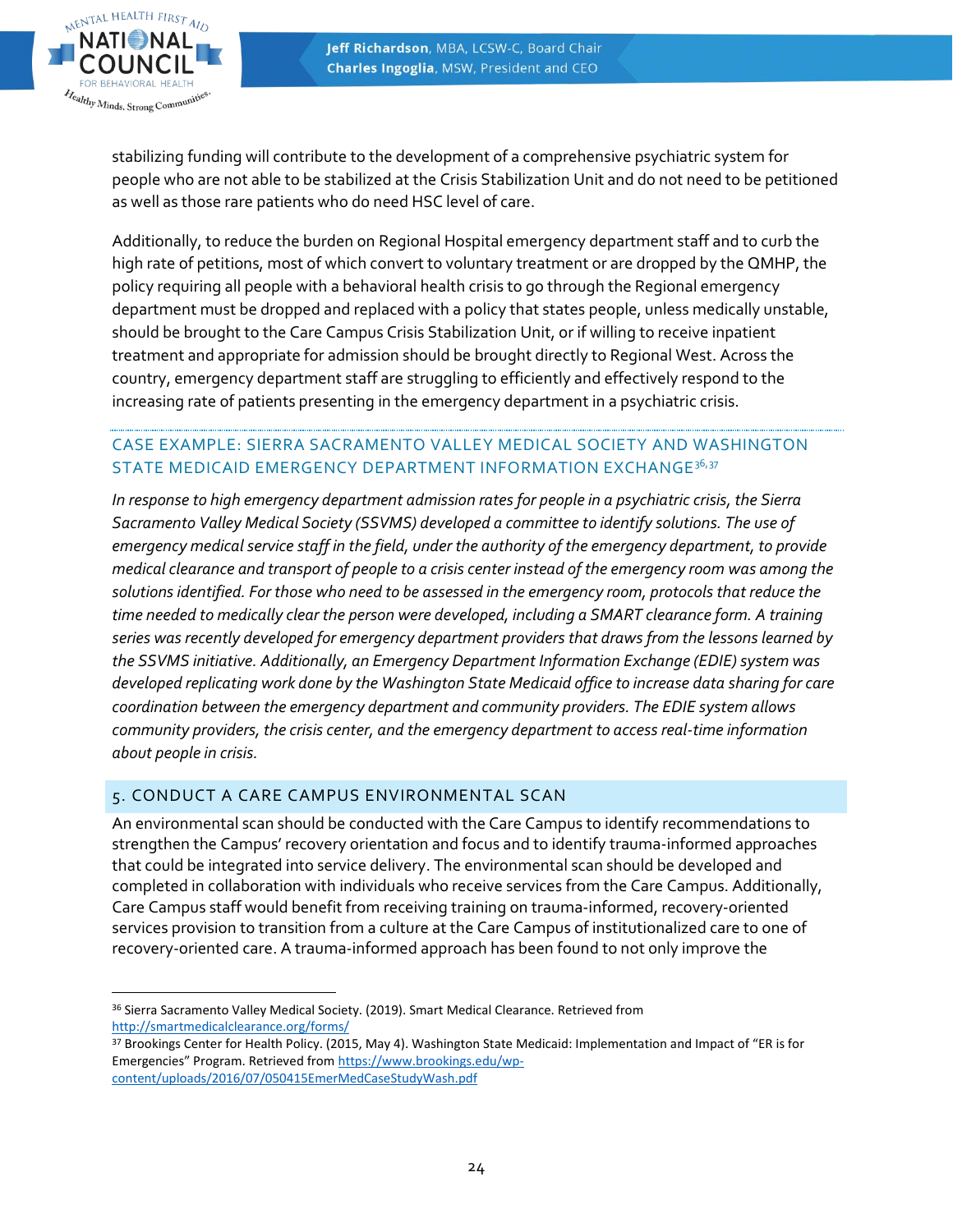stabilizing funding will contribute to the development of a comprehensive psychiatric system for people who are not able to be stabilized at the Crisis Stabilization Unit and do not need to be petitioned as well as those rare patients who do need HSC level of care.

Additionally, to reduce the burden on Regional Hospital emergency department staff and to curb the high rate of petitions, most of which convert to voluntary treatment or are dropped by the QMHP, the policy requiring all people with a behavioral health crisis to go through the Regional emergency department must be dropped and replaced with a policy that states people, unless medically unstable, should be brought to the Care Campus Crisis Stabilization Unit, or if willing to receive inpatient treatment and appropriate for admission should be brought directly to Regional West. Across the country, emergency department staff are struggling to efficiently and effectively respond to the increasing rate of patients presenting in the emergency department in a psychiatric crisis.

### CASE EXAMPLE: SIERRA SACRAMENTO VALLEY MEDICAL SOCIETY AND WASHINGTON STATE MEDICAID EMERGENCY DEPARTMENT INFORMATION EXCHANGE[36,37]

*In response to high emergency department admission rates for people in a psychiatric crisis, the Sierra Sacramento Valley Medical Society (SSVMS) developed a committee to identify solutions. The use of emergency medical service staff in the field, under the authority of the emergency department, to provide medical clearance and transport of people to a crisis center instead of the emergency room was among the solutions identified. For those who need to be assessed in the emergency room, protocols that reduce the time needed to medically clear the person were developed, including a SMART clearance form. A training series was recently developed for emergency department providers that draws from the lessons learned by the SSVMS initiative. Additionally, an Emergency Department Information Exchange (EDIE) system was developed replicating work done by the Washington State Medicaid office to increase data sharing for care coordination between the emergency department and community providers. The EDIE system allows community providers, the crisis center, and the emergency department to access real-time information about people in crisis.*

## 5. CONDUCT A CARE CAMPUS ENVIRONMENTAL SCAN

An environmental scan should be conducted with the Care Campus to identify recommendations to strengthen the Campus' recovery orientation and focus and to identify trauma-informed approaches that could be integrated into service delivery. The environmental scan should be developed and completed in collaboration with individuals who receive services from the Care Campus. Additionally, Care Campus staff would benefit from receiving training on trauma-informed, recovery-oriented services provision to transition from a culture at the Care Campus of institutionalized care to one of recovery-oriented care. A trauma-informed approach has been found to not only improve the

---

[36] Sierra Sacramento Valley Medical Society. (2019). Smart Medical Clearance. Retrieved from http://smartmedicalclearance.org/forms/

[37] Brookings Center for Health Policy. (2015, May 4). Washington State Medicaid: Implementation and Impact of "ER is for Emergencies" Program. Retrieved from https://www.brookings.edu/wp-content/uploads/2016/07/050415EmerMedCaseStudyWash.pdf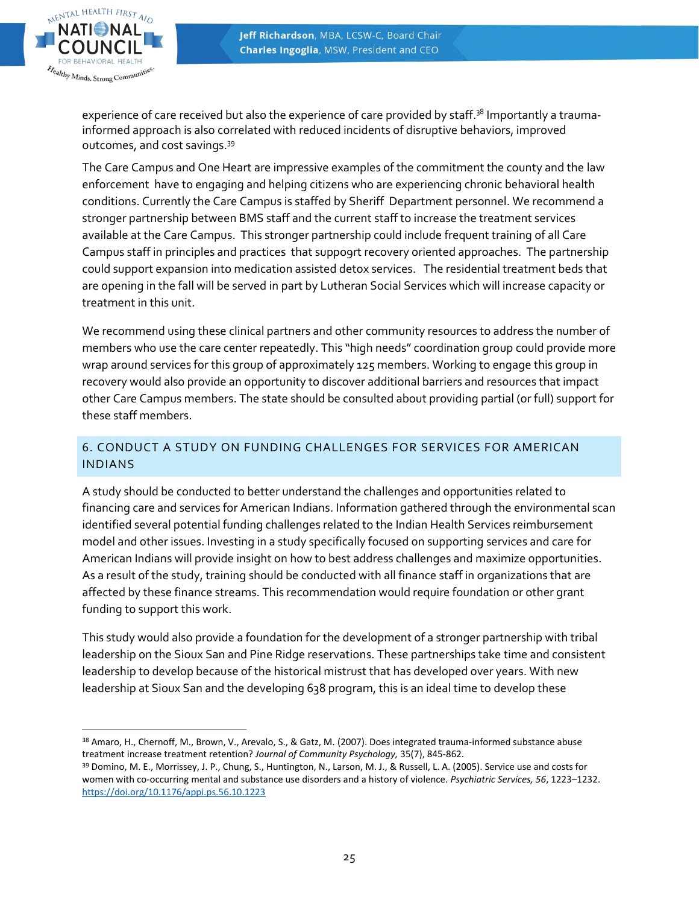experience of care received but also the experience of care provided by staff.[38] Importantly a trauma-informed approach is also correlated with reduced incidents of disruptive behaviors, improved outcomes, and cost savings.[39]

The Care Campus and One Heart are impressive examples of the commitment the county and the law enforcement have to engaging and helping citizens who are experiencing chronic behavioral health conditions. Currently the Care Campus is staffed by Sheriff Department personnel. We recommend a stronger partnership between BMS staff and the current staff to increase the treatment services available at the Care Campus. This stronger partnership could include frequent training of all Care Campus staff in principles and practices that suppo9rt recovery oriented approaches. The partnership could support expansion into medication assisted detox services. The residential treatment beds that are opening in the fall will be served in part by Lutheran Social Services which will increase capacity or treatment in this unit.

We recommend using these clinical partners and other community resources to address the number of members who use the care center repeatedly. This "high needs" coordination group could provide more wrap around services for this group of approximately 125 members. Working to engage this group in recovery would also provide an opportunity to discover additional barriers and resources that impact other Care Campus members. The state should be consulted about providing partial (or full) support for these staff members.

## 6. CONDUCT A STUDY ON FUNDING CHALLENGES FOR SERVICES FOR AMERICAN INDIANS

A study should be conducted to better understand the challenges and opportunities related to financing care and services for American Indians. Information gathered through the environmental scan identified several potential funding challenges related to the Indian Health Services reimbursement model and other issues. Investing in a study specifically focused on supporting services and care for American Indians will provide insight on how to best address challenges and maximize opportunities. As a result of the study, training should be conducted with all finance staff in organizations that are affected by these finance streams. This recommendation would require foundation or other grant funding to support this work.

This study would also provide a foundation for the development of a stronger partnership with tribal leadership on the Sioux San and Pine Ridge reservations. These partnerships take time and consistent leadership to develop because of the historical mistrust that has developed over years. With new leadership at Sioux San and the developing 638 program, this is an ideal time to develop these

---

[38] Amaro, H., Chernoff, M., Brown, V., Arevalo, S., & Gatz, M. (2007). Does integrated trauma-informed substance abuse treatment increase treatment retention? *Journal of Community Psychology,* 35(7), 845-862.

[39] Domino, M. E., Morrissey, J. P., Chung, S., Huntington, N., Larson, M. J., & Russell, L. A. (2005). Service use and costs for women with co-occurring mental and substance use disorders and a history of violence. *Psychiatric Services, 56*, 1223–1232. https://doi.org/10.1176/appi.ps.56.10.1223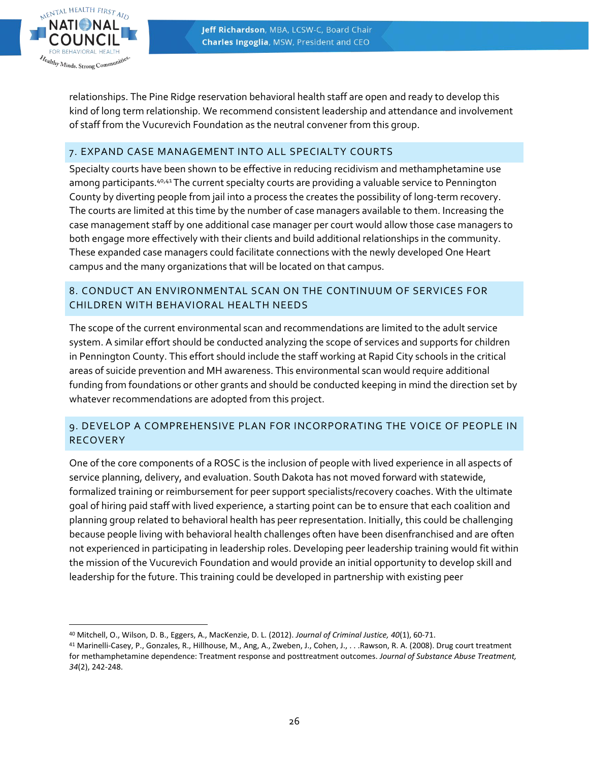relationships. The Pine Ridge reservation behavioral health staff are open and ready to develop this kind of long term relationship. We recommend consistent leadership and attendance and involvement of staff from the Vucurevich Foundation as the neutral convener from this group.

## 7. EXPAND CASE MANAGEMENT INTO ALL SPECIALTY COURTS

Specialty courts have been shown to be effective in reducing recidivism and methamphetamine use among participants.[40,41] The current specialty courts are providing a valuable service to Pennington County by diverting people from jail into a process the creates the possibility of long-term recovery. The courts are limited at this time by the number of case managers available to them. Increasing the case management staff by one additional case manager per court would allow those case managers to both engage more effectively with their clients and build additional relationships in the community. These expanded case managers could facilitate connections with the newly developed One Heart campus and the many organizations that will be located on that campus.

## 8. CONDUCT AN ENVIRONMENTAL SCAN ON THE CONTINUUM OF SERVICES FOR CHILDREN WITH BEHAVIORAL HEALTH NEEDS

The scope of the current environmental scan and recommendations are limited to the adult service system. A similar effort should be conducted analyzing the scope of services and supports for children in Pennington County. This effort should include the staff working at Rapid City schools in the critical areas of suicide prevention and MH awareness. This environmental scan would require additional funding from foundations or other grants and should be conducted keeping in mind the direction set by whatever recommendations are adopted from this project.

## 9. DEVELOP A COMPREHENSIVE PLAN FOR INCORPORATING THE VOICE OF PEOPLE IN RECOVERY

One of the core components of a ROSC is the inclusion of people with lived experience in all aspects of service planning, delivery, and evaluation. South Dakota has not moved forward with statewide, formalized training or reimbursement for peer support specialists/recovery coaches. With the ultimate goal of hiring paid staff with lived experience, a starting point can be to ensure that each coalition and planning group related to behavioral health has peer representation. Initially, this could be challenging because people living with behavioral health challenges often have been disenfranchised and are often not experienced in participating in leadership roles. Developing peer leadership training would fit within the mission of the Vucurevich Foundation and would provide an initial opportunity to develop skill and leadership for the future. This training could be developed in partnership with existing peer

---

[40] Mitchell, O., Wilson, D. B., Eggers, A., MacKenzie, D. L. (2012). *Journal of Criminal Justice, 40*(1), 60-71.

[41] Marinelli-Casey, P., Gonzales, R., Hillhouse, M., Ang, A., Zweben, J., Cohen, J., . . .Rawson, R. A. (2008). Drug court treatment for methamphetamine dependence: Treatment response and posttreatment outcomes. *Journal of Substance Abuse Treatment, 34*(2), 242-248.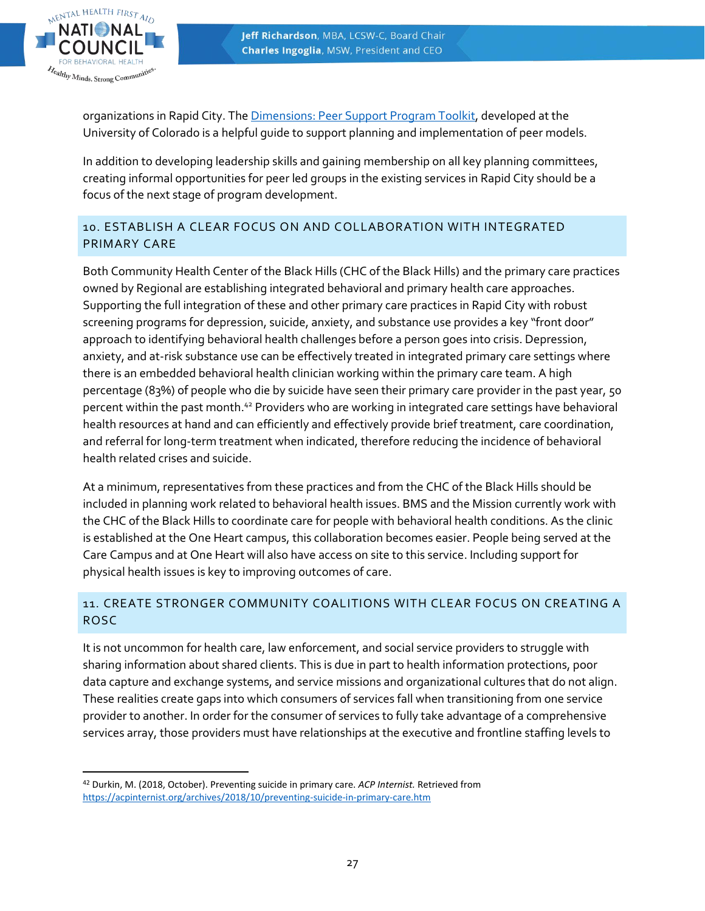organizations in Rapid City. The [Dimensions: Peer Support Program Toolkit](), developed at the University of Colorado is a helpful guide to support planning and implementation of peer models.

In addition to developing leadership skills and gaining membership on all key planning committees, creating informal opportunities for peer led groups in the existing services in Rapid City should be a focus of the next stage of program development.

## 10. ESTABLISH A CLEAR FOCUS ON AND COLLABORATION WITH INTEGRATED PRIMARY CARE

Both Community Health Center of the Black Hills (CHC of the Black Hills) and the primary care practices owned by Regional are establishing integrated behavioral and primary health care approaches. Supporting the full integration of these and other primary care practices in Rapid City with robust screening programs for depression, suicide, anxiety, and substance use provides a key "front door" approach to identifying behavioral health challenges before a person goes into crisis. Depression, anxiety, and at-risk substance use can be effectively treated in integrated primary care settings where there is an embedded behavioral health clinician working within the primary care team. A high percentage (83%) of people who die by suicide have seen their primary care provider in the past year, 50 percent within the past month.[42] Providers who are working in integrated care settings have behavioral health resources at hand and can efficiently and effectively provide brief treatment, care coordination, and referral for long-term treatment when indicated, therefore reducing the incidence of behavioral health related crises and suicide.

At a minimum, representatives from these practices and from the CHC of the Black Hills should be included in planning work related to behavioral health issues. BMS and the Mission currently work with the CHC of the Black Hills to coordinate care for people with behavioral health conditions. As the clinic is established at the One Heart campus, this collaboration becomes easier. People being served at the Care Campus and at One Heart will also have access on site to this service. Including support for physical health issues is key to improving outcomes of care.

## 11. CREATE STRONGER COMMUNITY COALITIONS WITH CLEAR FOCUS ON CREATING A ROSC

It is not uncommon for health care, law enforcement, and social service providers to struggle with sharing information about shared clients. This is due in part to health information protections, poor data capture and exchange systems, and service missions and organizational cultures that do not align. These realities create gaps into which consumers of services fall when transitioning from one service provider to another. In order for the consumer of services to fully take advantage of a comprehensive services array, those providers must have relationships at the executive and frontline staffing levels to

---

[42] Durkin, M. (2018, October). Preventing suicide in primary care. *ACP Internist.* Retrieved from https://acpinternist.org/archives/2018/10/preventing-suicide-in-primary-care.htm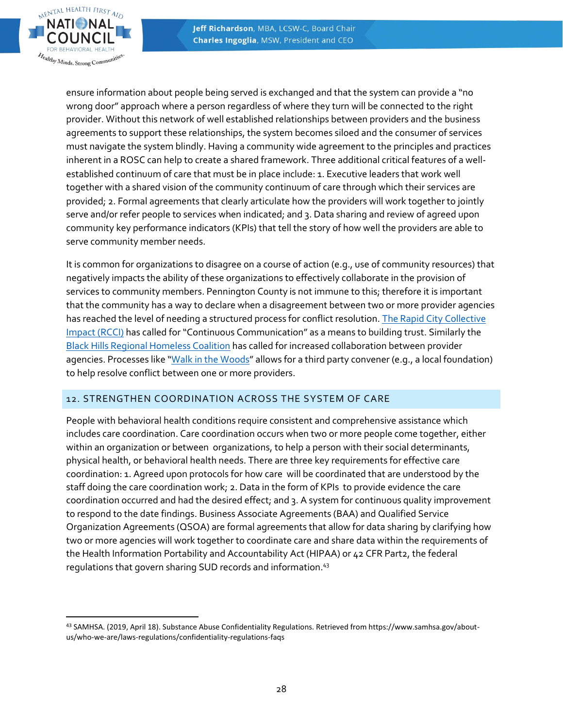ensure information about people being served is exchanged and that the system can provide a "no wrong door" approach where a person regardless of where they turn will be connected to the right provider. Without this network of well established relationships between providers and the business agreements to support these relationships, the system becomes siloed and the consumer of services must navigate the system blindly. Having a community wide agreement to the principles and practices inherent in a ROSC can help to create a shared framework. Three additional critical features of a well-established continuum of care that must be in place include: 1. Executive leaders that work well together with a shared vision of the community continuum of care through which their services are provided; 2. Formal agreements that clearly articulate how the providers will work together to jointly serve and/or refer people to services when indicated; and 3. Data sharing and review of agreed upon community key performance indicators (KPIs) that tell the story of how well the providers are able to serve community member needs.

It is common for organizations to disagree on a course of action (e.g., use of community resources) that negatively impacts the ability of these organizations to effectively collaborate in the provision of services to community members. Pennington County is not immune to this; therefore it is important that the community has a way to declare when a disagreement between two or more provider agencies has reached the level of needing a structured process for conflict resolution. The Rapid City Collective Impact (RCCI) has called for "Continuous Communication" as a means to building trust. Similarly the Black Hills Regional Homeless Coalition has called for increased collaboration between provider agencies. Processes like "Walk in the Woods" allows for a third party convener (e.g., a local foundation) to help resolve conflict between one or more providers.

## 12. STRENGTHEN COORDINATION ACROSS THE SYSTEM OF CARE

People with behavioral health conditions require consistent and comprehensive assistance which includes care coordination. Care coordination occurs when two or more people come together, either within an organization or between organizations, to help a person with their social determinants, physical health, or behavioral health needs. There are three key requirements for effective care coordination: 1. Agreed upon protocols for how care will be coordinated that are understood by the staff doing the care coordination work; 2. Data in the form of KPIs to provide evidence the care coordination occurred and had the desired effect; and 3. A system for continuous quality improvement to respond to the date findings. Business Associate Agreements (BAA) and Qualified Service Organization Agreements (QSOA) are formal agreements that allow for data sharing by clarifying how two or more agencies will work together to coordinate care and share data within the requirements of the Health Information Portability and Accountability Act (HIPAA) or 42 CFR Part2, the federal regulations that govern sharing SUD records and information.[43]

---

[43] SAMHSA. (2019, April 18). Substance Abuse Confidentiality Regulations. Retrieved from https://www.samhsa.gov/about-us/who-we-are/laws-regulations/confidentiality-regulations-faqs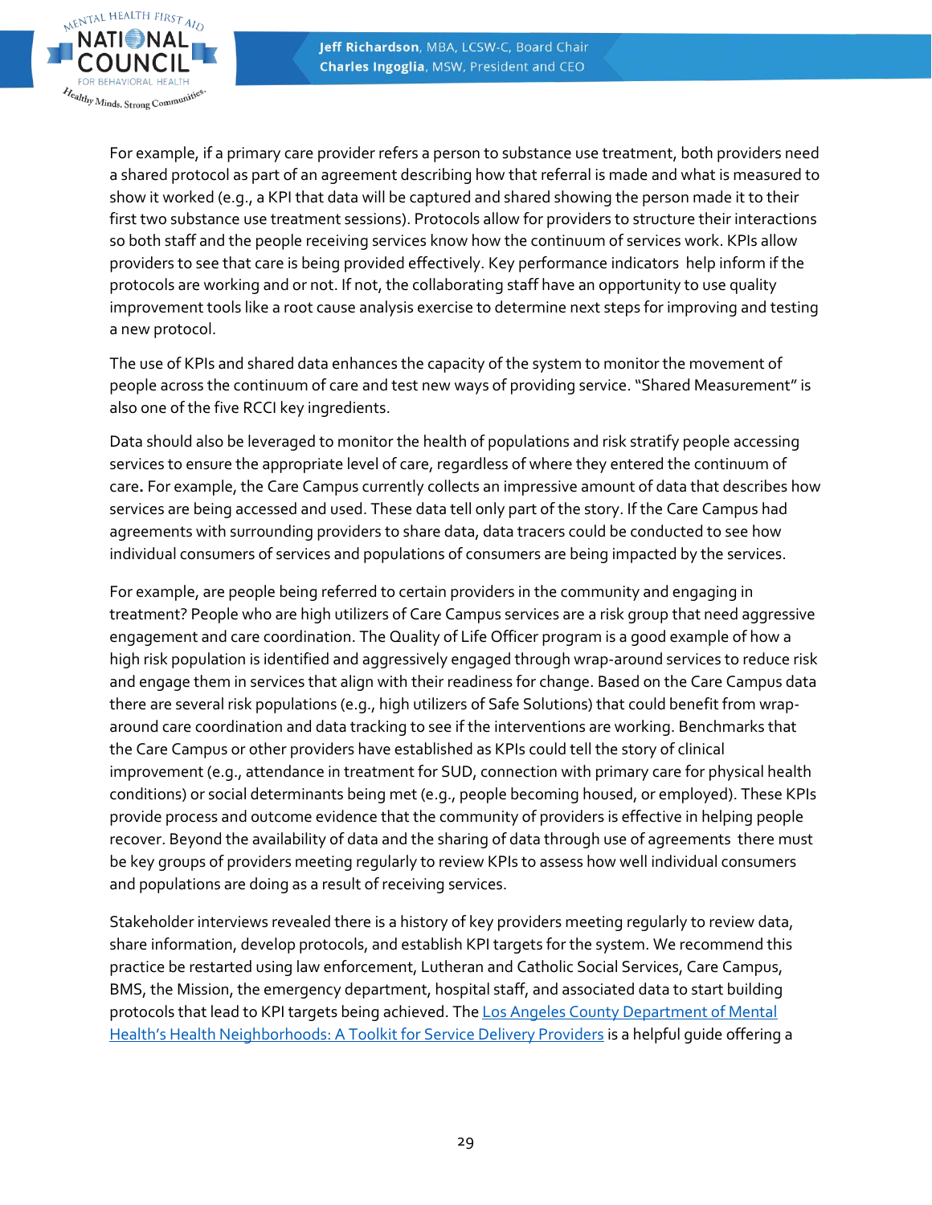For example, if a primary care provider refers a person to substance use treatment, both providers need a shared protocol as part of an agreement describing how that referral is made and what is measured to show it worked (e.g., a KPI that data will be captured and shared showing the person made it to their first two substance use treatment sessions). Protocols allow for providers to structure their interactions so both staff and the people receiving services know how the continuum of services work. KPIs allow providers to see that care is being provided effectively. Key performance indicators help inform if the protocols are working and or not. If not, the collaborating staff have an opportunity to use quality improvement tools like a root cause analysis exercise to determine next steps for improving and testing a new protocol.

The use of KPIs and shared data enhances the capacity of the system to monitor the movement of people across the continuum of care and test new ways of providing service. "Shared Measurement" is also one of the five RCCI key ingredients.

Data should also be leveraged to monitor the health of populations and risk stratify people accessing services to ensure the appropriate level of care, regardless of where they entered the continuum of care**.** For example, the Care Campus currently collects an impressive amount of data that describes how services are being accessed and used. These data tell only part of the story. If the Care Campus had agreements with surrounding providers to share data, data tracers could be conducted to see how individual consumers of services and populations of consumers are being impacted by the services.

For example, are people being referred to certain providers in the community and engaging in treatment? People who are high utilizers of Care Campus services are a risk group that need aggressive engagement and care coordination. The Quality of Life Officer program is a good example of how a high risk population is identified and aggressively engaged through wrap-around services to reduce risk and engage them in services that align with their readiness for change. Based on the Care Campus data there are several risk populations (e.g., high utilizers of Safe Solutions) that could benefit from wrap-around care coordination and data tracking to see if the interventions are working. Benchmarks that the Care Campus or other providers have established as KPIs could tell the story of clinical improvement (e.g., attendance in treatment for SUD, connection with primary care for physical health conditions) or social determinants being met (e.g., people becoming housed, or employed). These KPIs provide process and outcome evidence that the community of providers is effective in helping people recover. Beyond the availability of data and the sharing of data through use of agreements there must be key groups of providers meeting regularly to review KPIs to assess how well individual consumers and populations are doing as a result of receiving services.

Stakeholder interviews revealed there is a history of key providers meeting regularly to review data, share information, develop protocols, and establish KPI targets for the system. We recommend this practice be restarted using law enforcement, Lutheran and Catholic Social Services, Care Campus, BMS, the Mission, the emergency department, hospital staff, and associated data to start building protocols that lead to KPI targets being achieved. The Los Angeles County Department of Mental Health's Health Neighborhoods: A Toolkit for Service Delivery Providers is a helpful guide offering a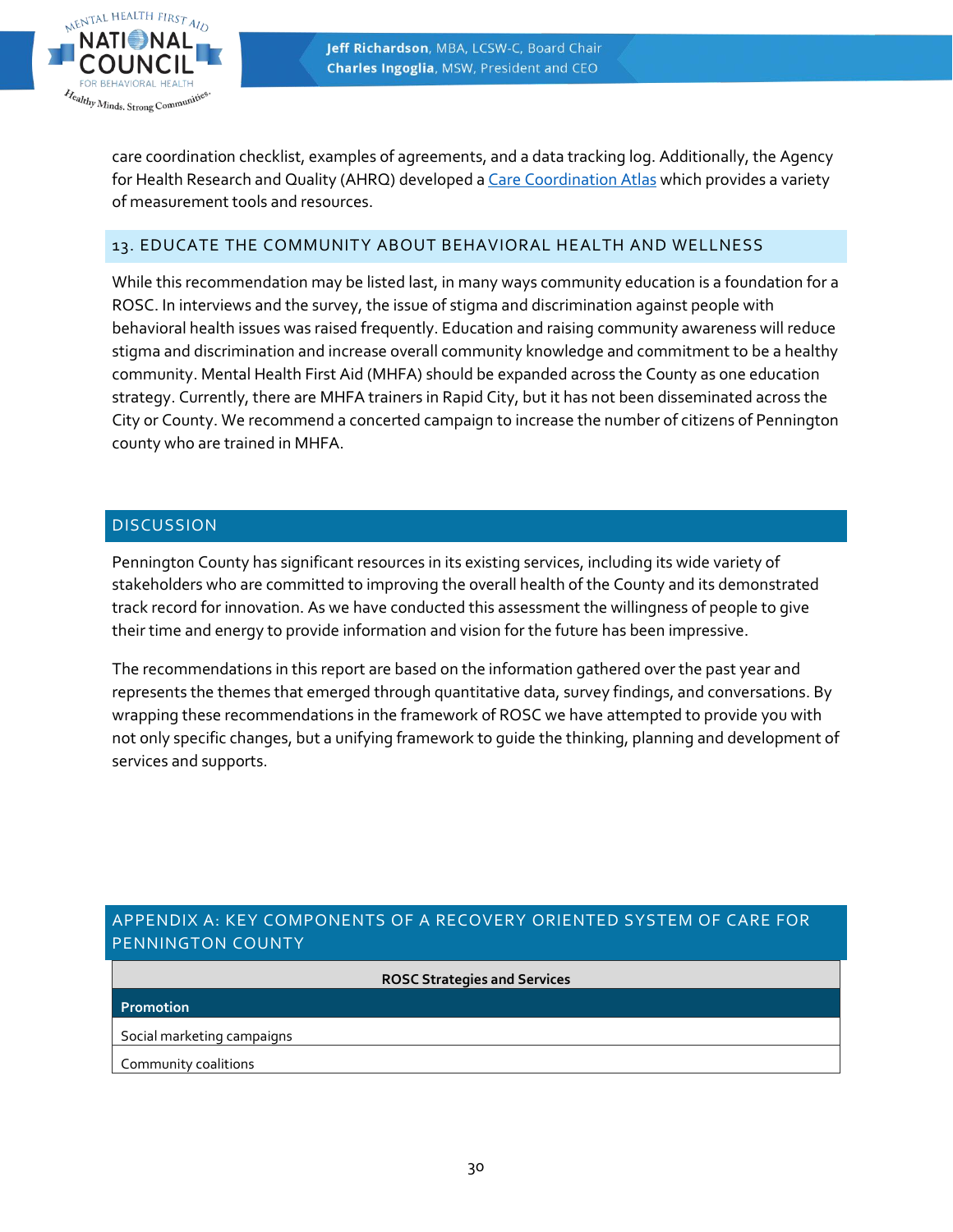care coordination checklist, examples of agreements, and a data tracking log. Additionally, the Agency for Health Research and Quality (AHRQ) developed a [Care Coordination Atlas](Care Coordination Atlas) which provides a variety of measurement tools and resources.

## 13. EDUCATE THE COMMUNITY ABOUT BEHAVIORAL HEALTH AND WELLNESS

While this recommendation may be listed last, in many ways community education is a foundation for a ROSC. In interviews and the survey, the issue of stigma and discrimination against people with behavioral health issues was raised frequently. Education and raising community awareness will reduce stigma and discrimination and increase overall community knowledge and commitment to be a healthy community. Mental Health First Aid (MHFA) should be expanded across the County as one education strategy. Currently, there are MHFA trainers in Rapid City, but it has not been disseminated across the City or County. We recommend a concerted campaign to increase the number of citizens of Pennington county who are trained in MHFA.

## DISCUSSION

Pennington County has significant resources in its existing services, including its wide variety of stakeholders who are committed to improving the overall health of the County and its demonstrated track record for innovation. As we have conducted this assessment the willingness of people to give their time and energy to provide information and vision for the future has been impressive.

The recommendations in this report are based on the information gathered over the past year and represents the themes that emerged through quantitative data, survey findings, and conversations. By wrapping these recommendations in the framework of ROSC we have attempted to provide you with not only specific changes, but a unifying framework to guide the thinking, planning and development of services and supports.

## APPENDIX A: KEY COMPONENTS OF A RECOVERY ORIENTED SYSTEM OF CARE FOR PENNINGTON COUNTY

| ROSC Strategies and Services |
|---|
| **Promotion** |
| Social marketing campaigns |
| Community coalitions |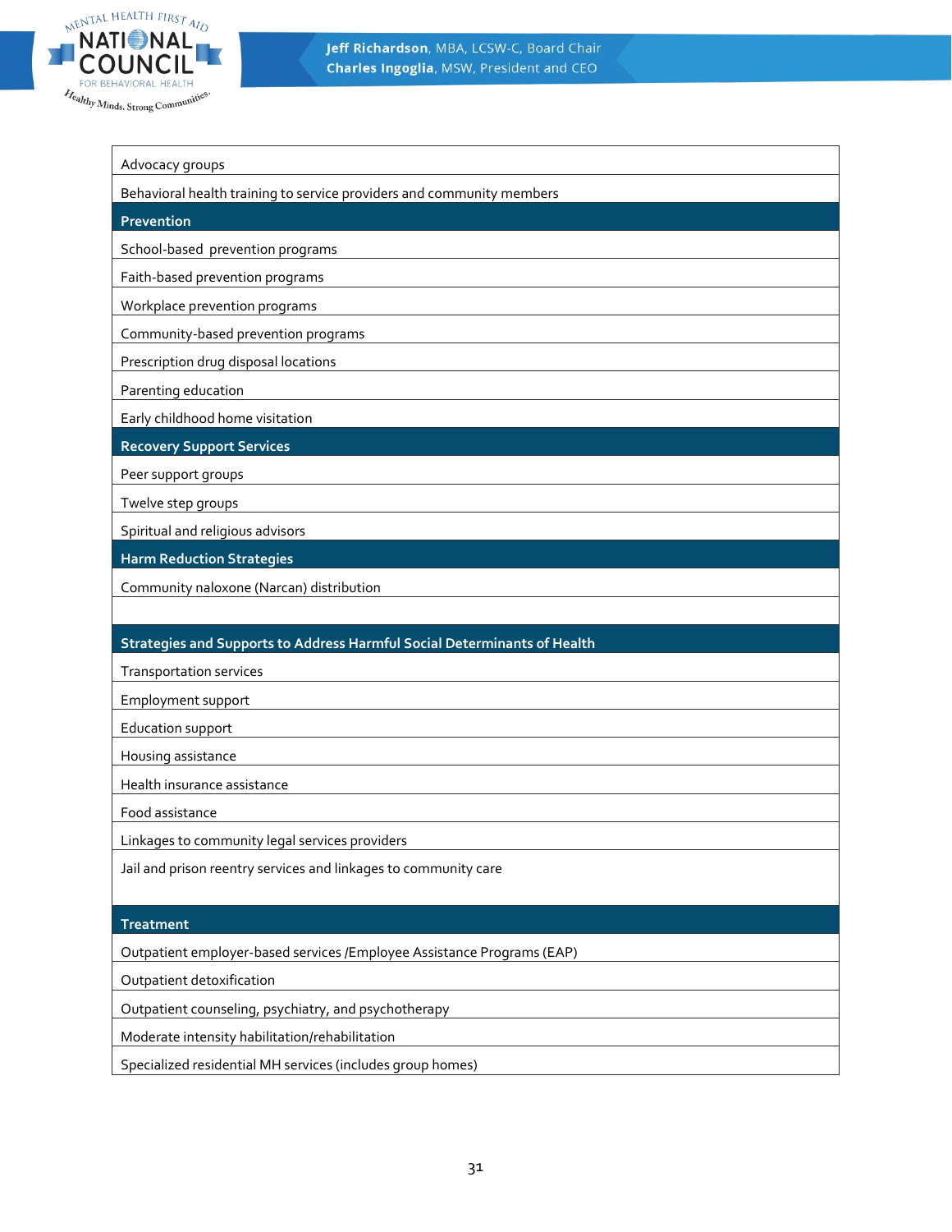| Advocacy groups |
|---|
| Behavioral health training to service providers and community members |
| **Prevention** |
| School-based prevention programs |
| Faith-based prevention programs |
| Workplace prevention programs |
| Community-based prevention programs |
| Prescription drug disposal locations |
| Parenting education |
| Early childhood home visitation |
| **Recovery Support Services** |
| Peer support groups |
| Twelve step groups |
| Spiritual and religious advisors |
| **Harm Reduction Strategies** |
| Community naloxone (Narcan) distribution |
| |
| **Strategies and Supports to Address Harmful Social Determinants of Health** |
| Transportation services |
| Employment support |
| Education support |
| Housing assistance |
| Health insurance assistance |
| Food assistance |
| Linkages to community legal services providers |
| Jail and prison reentry services and linkages to community care |
| **Treatment** |
| Outpatient employer-based services /Employee Assistance Programs (EAP) |
| Outpatient detoxification |
| Outpatient counseling, psychiatry, and psychotherapy |
| Moderate intensity habilitation/rehabilitation |
| Specialized residential MH services (includes group homes) |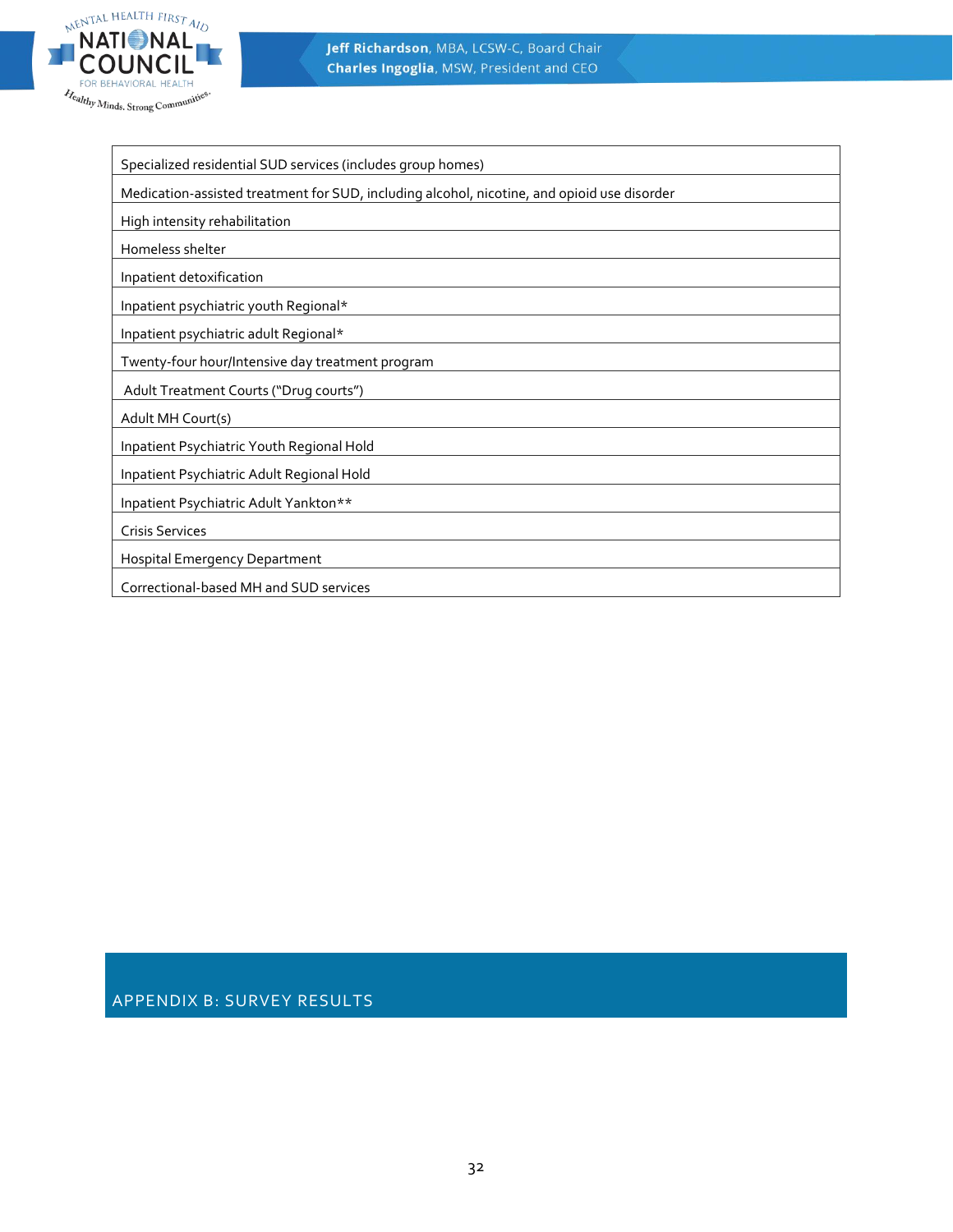| Specialized residential SUD services (includes group homes) |
|---|
| Medication-assisted treatment for SUD, including alcohol, nicotine, and opioid use disorder |
| High intensity rehabilitation |
| Homeless shelter |
| Inpatient detoxification |
| Inpatient psychiatric youth Regional* |
| Inpatient psychiatric adult Regional* |
| Twenty-four hour/Intensive day treatment program |
| Adult Treatment Courts ("Drug courts") |
| Adult MH Court(s) |
| Inpatient Psychiatric Youth Regional Hold |
| Inpatient Psychiatric Adult Regional Hold |
| Inpatient Psychiatric Adult Yankton** |
| Crisis Services |
| Hospital Emergency Department |
| Correctional-based MH and SUD services |

## APPENDIX B: SURVEY RESULTS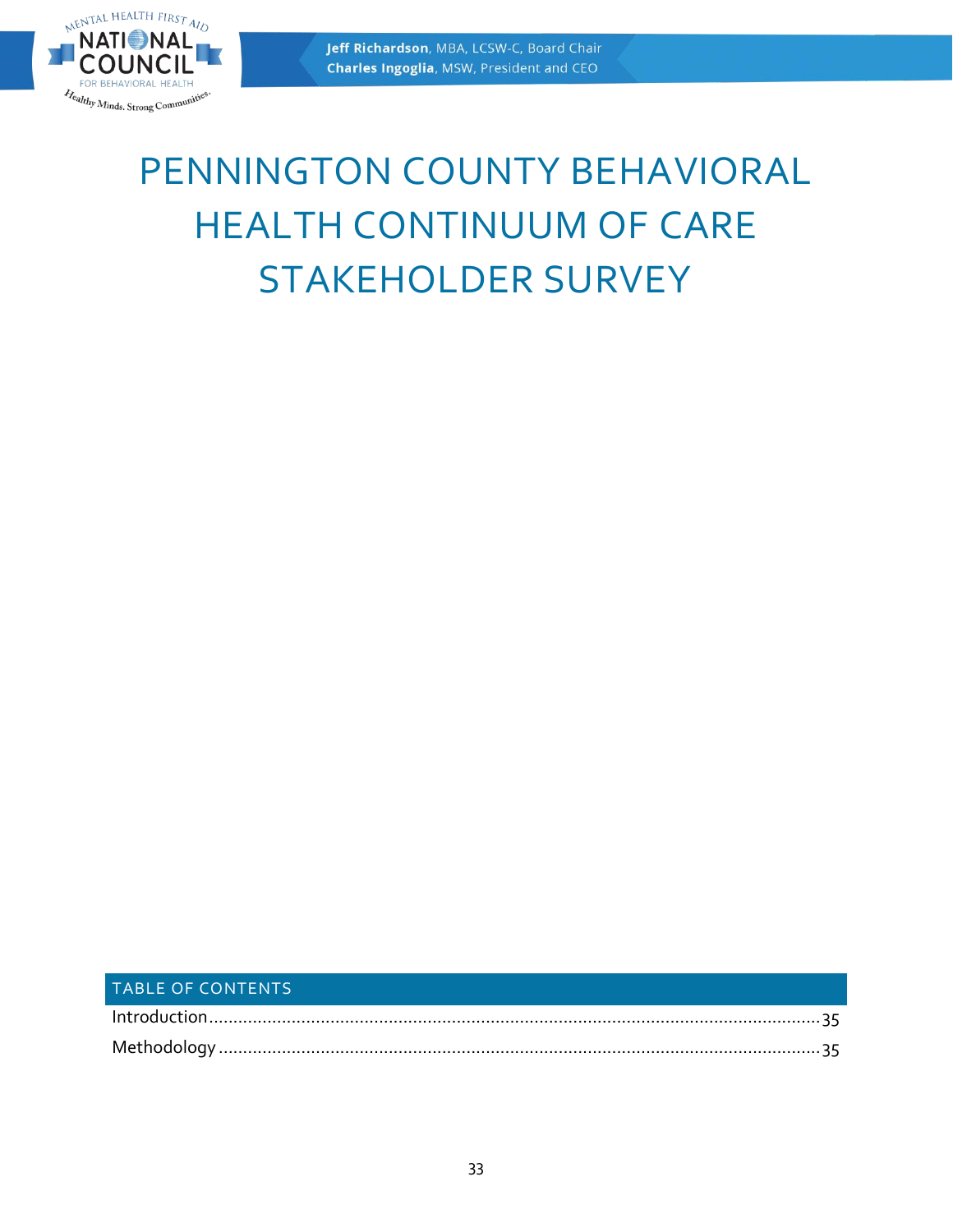# PENNINGTON COUNTY BEHAVIORAL HEALTH CONTINUUM OF CARE STAKEHOLDER SURVEY

## TABLE OF CONTENTS

Introduction ........................................................................................................................ 35

Methodology ........................................................................................................................ 35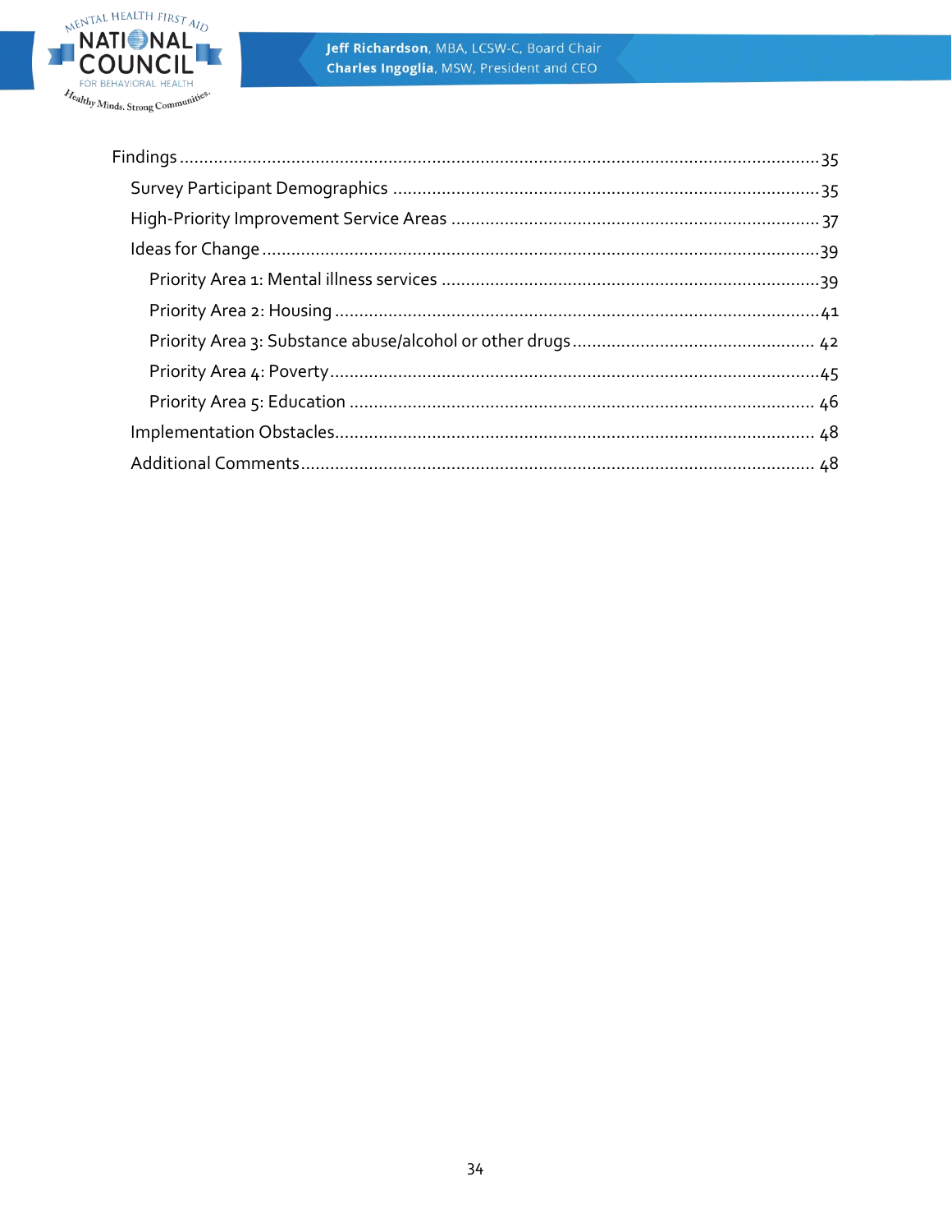- Findings ........................................................................................................................ 35
  - Survey Participant Demographics ....................................................................................... 35
  - High-Priority Improvement Service Areas ........................................................................... 37
  - Ideas for Change ......................................................................................................... 39
    - Priority Area 1: Mental illness services ............................................................................ 39
    - Priority Area 2: Housing ................................................................................................ 41
    - Priority Area 3: Substance abuse/alcohol or other drugs .................................................. 42
    - Priority Area 4: Poverty ................................................................................................. 45
    - Priority Area 5: Education ............................................................................................. 46
  - Implementation Obstacles .............................................................................................. 48
  - Additional Comments ..................................................................................................... 48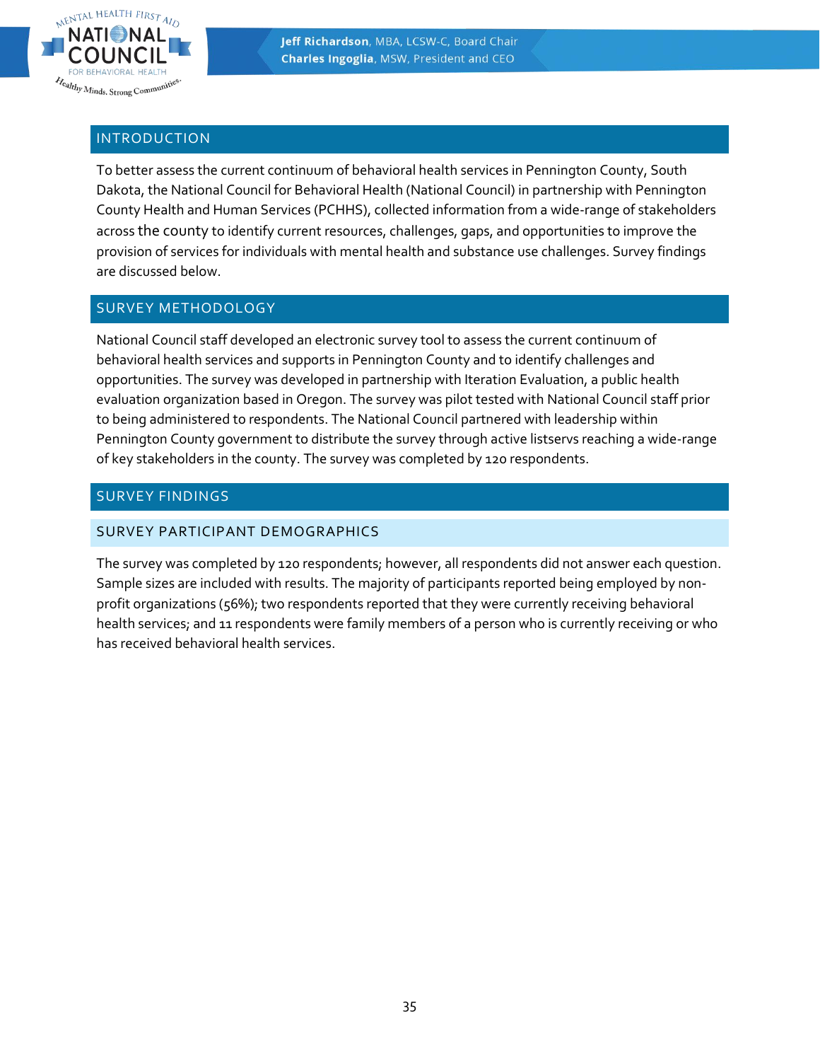## INTRODUCTION

To better assess the current continuum of behavioral health services in Pennington County, South Dakota, the National Council for Behavioral Health (National Council) in partnership with Pennington County Health and Human Services (PCHHS), collected information from a wide-range of stakeholders across the county to identify current resources, challenges, gaps, and opportunities to improve the provision of services for individuals with mental health and substance use challenges. Survey findings are discussed below.

## SURVEY METHODOLOGY

National Council staff developed an electronic survey tool to assess the current continuum of behavioral health services and supports in Pennington County and to identify challenges and opportunities. The survey was developed in partnership with Iteration Evaluation, a public health evaluation organization based in Oregon. The survey was pilot tested with National Council staff prior to being administered to respondents. The National Council partnered with leadership within Pennington County government to distribute the survey through active listservs reaching a wide-range of key stakeholders in the county. The survey was completed by 120 respondents.

## SURVEY FINDINGS

### SURVEY PARTICIPANT DEMOGRAPHICS

The survey was completed by 120 respondents; however, all respondents did not answer each question. Sample sizes are included with results. The majority of participants reported being employed by non-profit organizations (56%); two respondents reported that they were currently receiving behavioral health services; and 11 respondents were family members of a person who is currently receiving or who has received behavioral health services.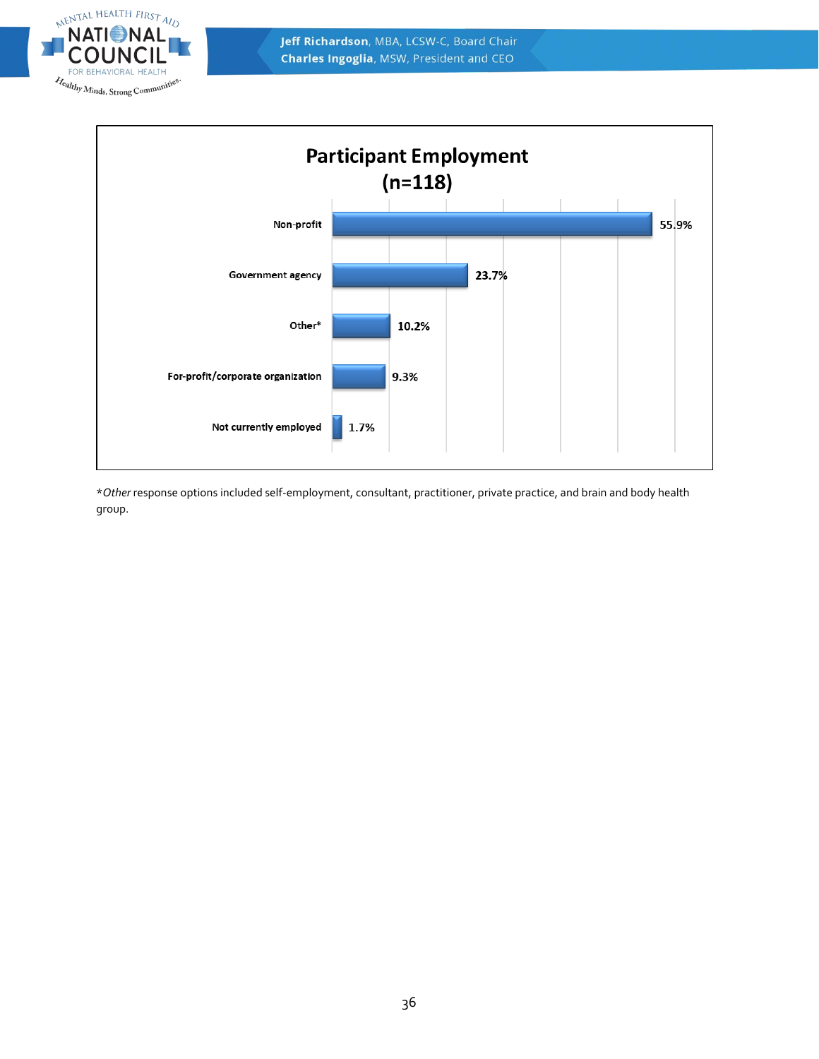## Participant Employment (n=118)

| Employment | Percent |
|---|---|
| Non-profit | 55.9% |
| Government agency | 23.7% |
| Other* | 10.2% |
| For-profit/corporate organization | 9.3% |
| Not currently employed | 1.7% |

**Other* response options included self-employment, consultant, practitioner, private practice, and brain and body health group.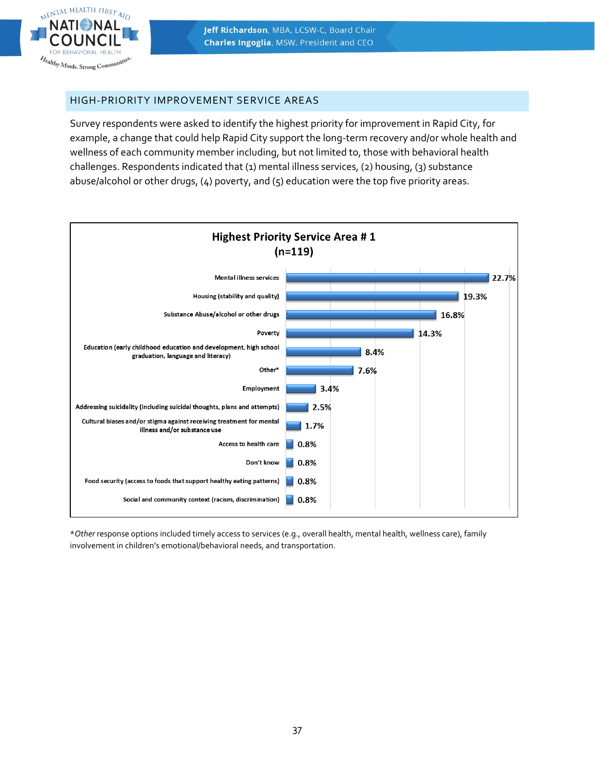## HIGH-PRIORITY IMPROVEMENT SERVICE AREAS

Survey respondents were asked to identify the highest priority for improvement in Rapid City, for example, a change that could help Rapid City support the long-term recovery and/or whole health and wellness of each community member including, but not limited to, those with behavioral health challenges. Respondents indicated that (1) mental illness services, (2) housing, (3) substance abuse/alcohol or other drugs, (4) poverty, and (5) education were the top five priority areas.

**Highest Priority Service Area # 1 (n=119)**

| Service Area | Percent |
|---|---|
| Mental illness services | 22.7% |
| Housing (stability and quality) | 19.3% |
| Substance Abuse/alcohol or other drugs | 16.8% |
| Poverty | 14.3% |
| Education (early childhood education and development, high school graduation, language and literacy) | 8.4% |
| Other* | 7.6% |
| Employment | 3.4% |
| Addressing suicidality (including suicidal thoughts, plans and attempts) | 2.5% |
| Cultural biases and/or stigma against receiving treatment for mental illness and/or substance use | 1.7% |
| Access to health care | 0.8% |
| Don't know | 0.8% |
| Food security (access to foods that support healthy eating patterns) | 0.8% |
| Social and community context (racism, discrimination) | 0.8% |

**Other* response options included timely access to services (e.g., overall health, mental health, wellness care), family involvement in children's emotional/behavioral needs, and transportation.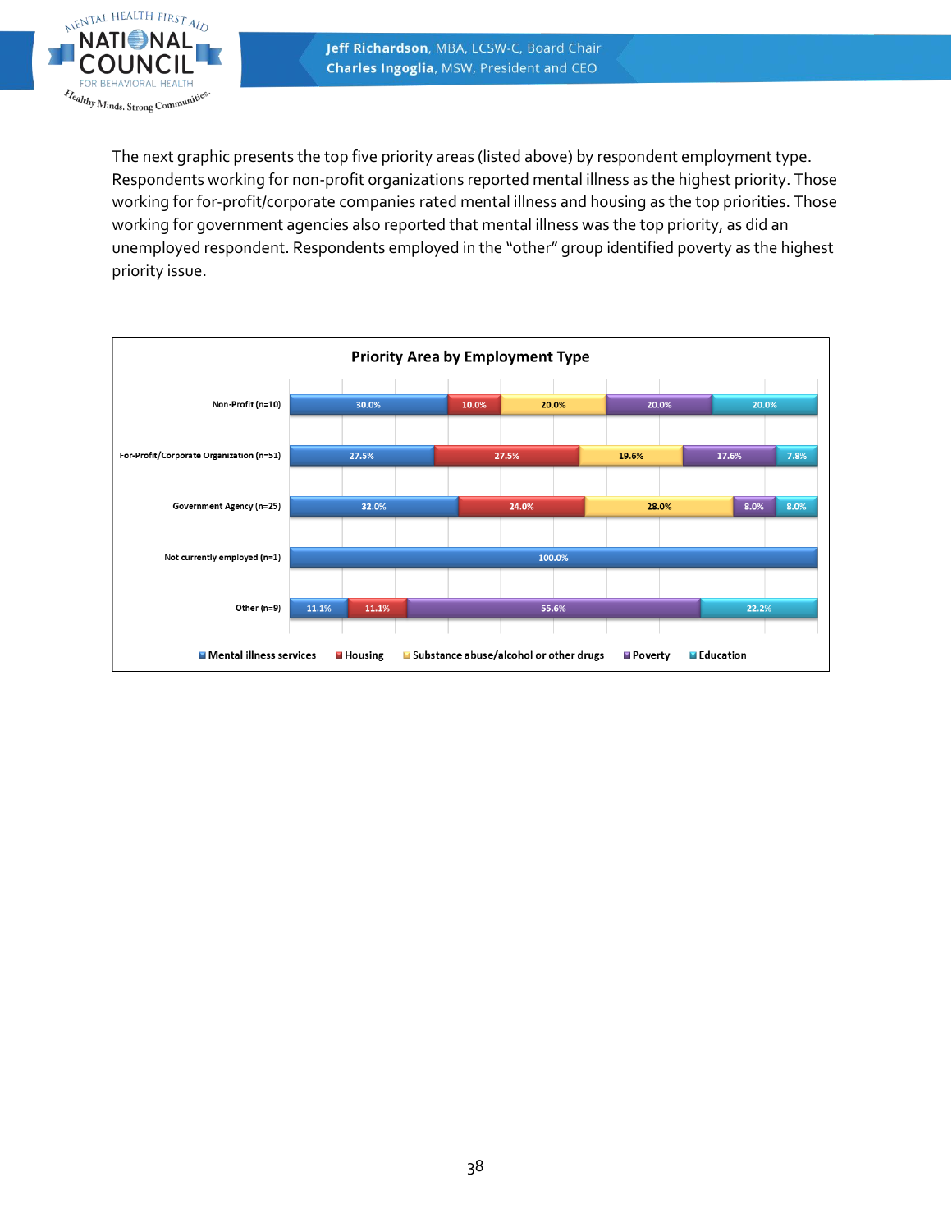The next graphic presents the top five priority areas (listed above) by respondent employment type. Respondents working for non-profit organizations reported mental illness as the highest priority. Those working for for-profit/corporate companies rated mental illness and housing as the top priorities. Those working for government agencies also reported that mental illness was the top priority, as did an unemployed respondent. Respondents employed in the "other" group identified poverty as the highest priority issue.

**Priority Area by Employment Type**

| Employment Type | Mental illness services | Housing | Substance abuse/alcohol or other drugs | Poverty | Education |
|---|---|---|---|---|---|
| Non-Profit (n=10) | 30.0% | 10.0% | 20.0% | 20.0% | 20.0% |
| For-Profit/Corporate Organization (n=51) | 27.5% | 27.5% | 19.6% | 17.6% | 7.8% |
| Government Agency (n=25) | 32.0% | 24.0% | 28.0% | 8.0% | 8.0% |
| Not currently employed (n=1) | 100.0% | | | | |
| Other (n=9) | 11.1% | 11.1% | | 55.6% | 22.2% |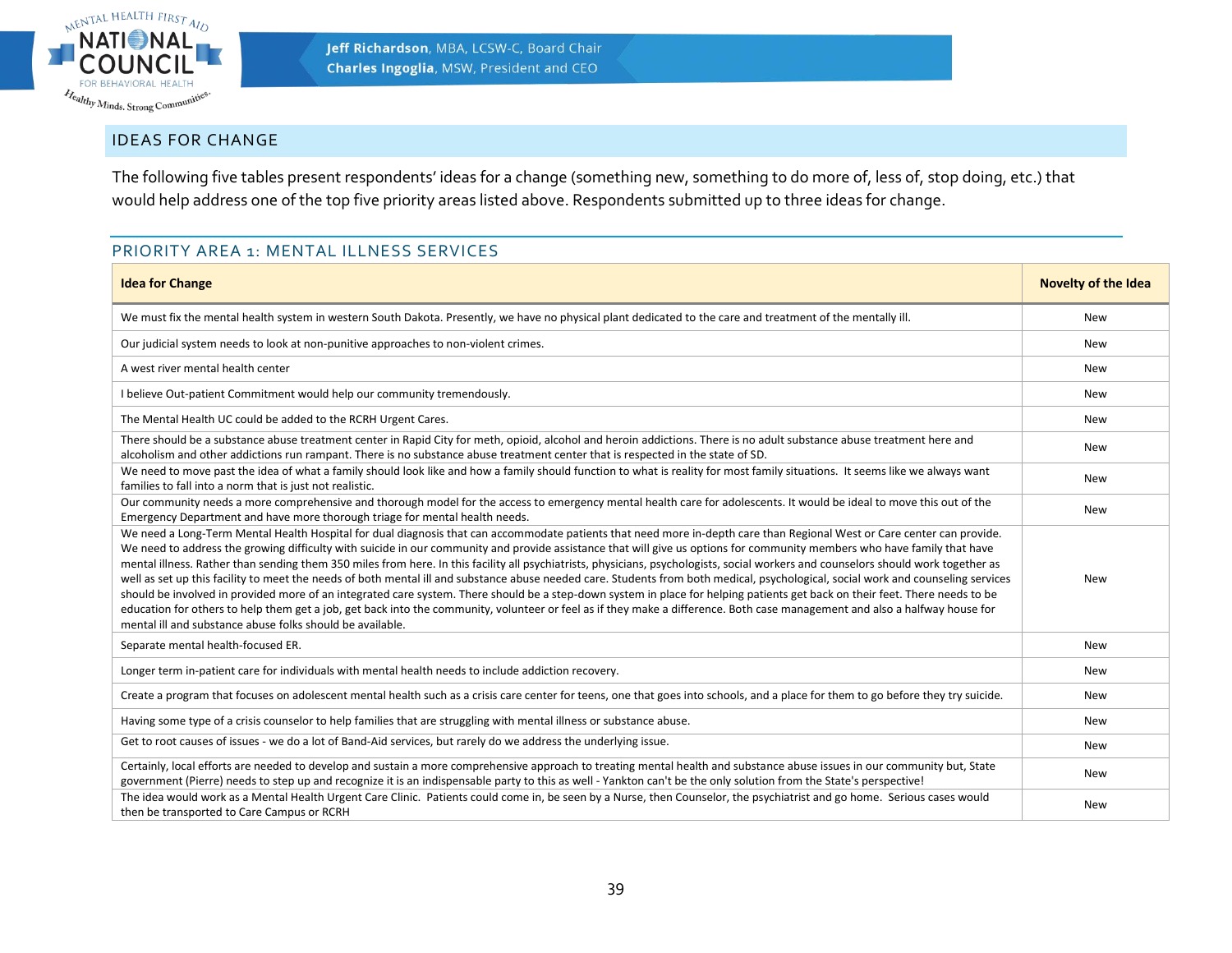## IDEAS FOR CHANGE

The following five tables present respondents' ideas for a change (something new, something to do more of, less of, stop doing, etc.) that would help address one of the top five priority areas listed above. Respondents submitted up to three ideas for change.

### PRIORITY AREA 1: MENTAL ILLNESS SERVICES

| Idea for Change | Novelty of the Idea |
|---|---|
| We must fix the mental health system in western South Dakota. Presently, we have no physical plant dedicated to the care and treatment of the mentally ill. | New |
| Our judicial system needs to look at non-punitive approaches to non-violent crimes. | New |
| A west river mental health center | New |
| I believe Out-patient Commitment would help our community tremendously. | New |
| The Mental Health UC could be added to the RCRH Urgent Cares. | New |
| There should be a substance abuse treatment center in Rapid City for meth, opioid, alcohol and heroin addictions. There is no adult substance abuse treatment here and alcoholism and other addictions run rampant. There is no substance abuse treatment center that is respected in the state of SD. | New |
| We need to move past the idea of what a family should look like and how a family should function to what is reality for most family situations. It seems like we always want families to fall into a norm that is just not realistic. | New |
| Our community needs a more comprehensive and thorough model for the access to emergency mental health care for adolescents. It would be ideal to move this out of the Emergency Department and have more thorough triage for mental health needs. | New |
| We need a Long-Term Mental Health Hospital for dual diagnosis that can accommodate patients that need more in-depth care than Regional West or Care center can provide. We need to address the growing difficulty with suicide in our community and provide assistance that will give us options for community members who have family that have mental illness. Rather than sending them 350 miles from here. In this facility all psychiatrists, physicians, psychologists, social workers and counselors should work together as well as set up this facility to meet the needs of both mental ill and substance abuse needed care. Students from both medical, psychological, social work and counseling services should be involved in provided more of an integrated care system. There should be a step-down system in place for helping patients get back on their feet. There needs to be education for others to help them get a job, get back into the community, volunteer or feel as if they make a difference. Both case management and also a halfway house for mental ill and substance abuse folks should be available. | New |
| Separate mental health-focused ER. | New |
| Longer term in-patient care for individuals with mental health needs to include addiction recovery. | New |
| Create a program that focuses on adolescent mental health such as a crisis care center for teens, one that goes into schools, and a place for them to go before they try suicide. | New |
| Having some type of a crisis counselor to help families that are struggling with mental illness or substance abuse. | New |
| Get to root causes of issues - we do a lot of Band-Aid services, but rarely do we address the underlying issue. | New |
| Certainly, local efforts are needed to develop and sustain a more comprehensive approach to treating mental health and substance abuse issues in our community but, State government (Pierre) needs to step up and recognize it is an indispensable party to this as well - Yankton can't be the only solution from the State's perspective! | New |
| The idea would work as a Mental Health Urgent Care Clinic. Patients could come in, be seen by a Nurse, then Counselor, the psychiatrist and go home. Serious cases would then be transported to Care Campus or RCRH | New |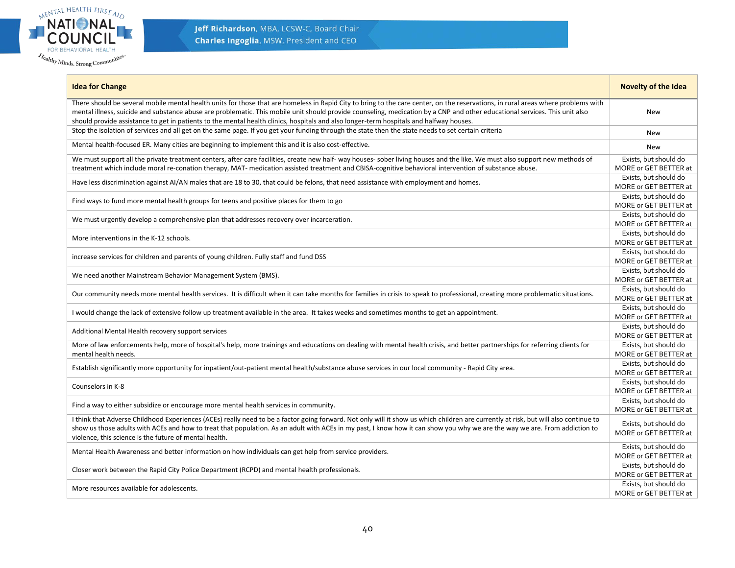| Idea for Change | Novelty of the Idea |
|---|---|
| There should be several mobile mental health units for those that are homeless in Rapid City to bring to the care center, on the reservations, in rural areas where problems with mental illness, suicide and substance abuse are problematic. This mobile unit should provide counseling, medication by a CNP and other educational services. This unit also should provide assistance to get in patients to the mental health clinics, hospitals and also longer-term hospitals and halfway houses. | New |
| Stop the isolation of services and all get on the same page. If you get your funding through the state then the state needs to set certain criteria | New |
| Mental health-focused ER. Many cities are beginning to implement this and it is also cost-effective. | New |
| We must support all the private treatment centers, after care facilities, create new half- way houses- sober living houses and the like. We must also support new methods of treatment which include moral re-conation therapy, MAT- medication assisted treatment and CBISA-cognitive behavioral intervention of substance abuse. | Exists, but should do MORE or GET BETTER at |
| Have less discrimination against AI/AN males that are 18 to 30, that could be felons, that need assistance with employment and homes. | Exists, but should do MORE or GET BETTER at |
| Find ways to fund more mental health groups for teens and positive places for them to go | Exists, but should do MORE or GET BETTER at |
| We must urgently develop a comprehensive plan that addresses recovery over incarceration. | Exists, but should do MORE or GET BETTER at |
| More interventions in the K-12 schools. | Exists, but should do MORE or GET BETTER at |
| increase services for children and parents of young children. Fully staff and fund DSS | Exists, but should do MORE or GET BETTER at |
| We need another Mainstream Behavior Management System (BMS). | Exists, but should do MORE or GET BETTER at |
| Our community needs more mental health services. It is difficult when it can take months for families in crisis to speak to professional, creating more problematic situations. | Exists, but should do MORE or GET BETTER at |
| I would change the lack of extensive follow up treatment available in the area. It takes weeks and sometimes months to get an appointment. | Exists, but should do MORE or GET BETTER at |
| Additional Mental Health recovery support services | Exists, but should do MORE or GET BETTER at |
| More of law enforcements help, more of hospital's help, more trainings and educations on dealing with mental health crisis, and better partnerships for referring clients for mental health needs. | Exists, but should do MORE or GET BETTER at |
| Establish significantly more opportunity for inpatient/out-patient mental health/substance abuse services in our local community - Rapid City area. | Exists, but should do MORE or GET BETTER at |
| Counselors in K-8 | Exists, but should do MORE or GET BETTER at |
| Find a way to either subsidize or encourage more mental health services in community. | Exists, but should do MORE or GET BETTER at |
| I think that Adverse Childhood Experiences (ACEs) really need to be a factor going forward. Not only will it show us which children are currently at risk, but will also continue to show us those adults with ACEs and how to treat that population. As an adult with ACEs in my past, I know how it can show you why we are the way we are. From addiction to violence, this science is the future of mental health. | Exists, but should do MORE or GET BETTER at |
| Mental Health Awareness and better information on how individuals can get help from service providers. | Exists, but should do MORE or GET BETTER at |
| Closer work between the Rapid City Police Department (RCPD) and mental health professionals. | Exists, but should do MORE or GET BETTER at |
| More resources available for adolescents. | Exists, but should do MORE or GET BETTER at |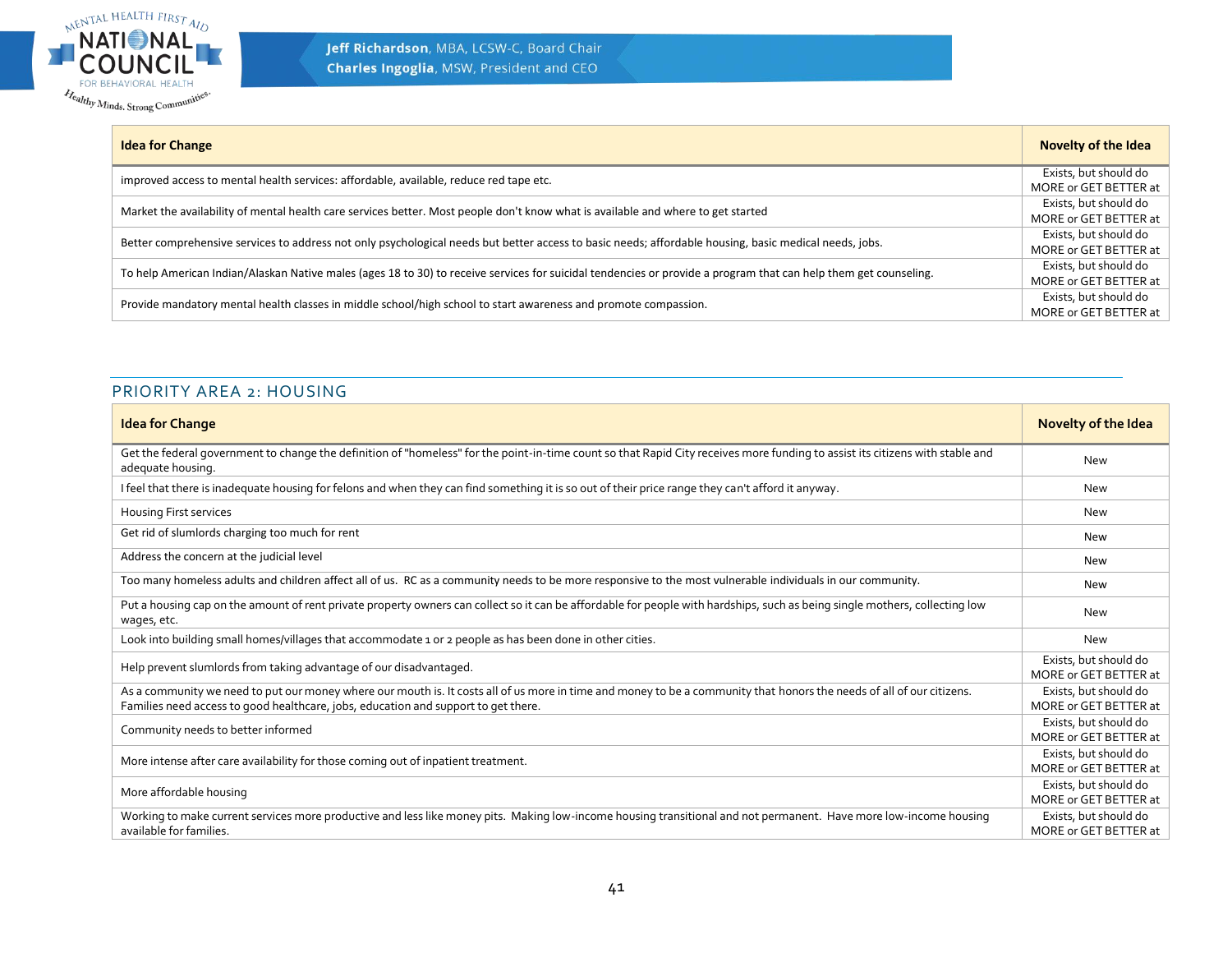| Idea for Change | Novelty of the Idea |
|---|---|
| improved access to mental health services: affordable, available, reduce red tape etc. | Exists, but should do MORE or GET BETTER at |
| Market the availability of mental health care services better. Most people don't know what is available and where to get started | Exists, but should do MORE or GET BETTER at |
| Better comprehensive services to address not only psychological needs but better access to basic needs; affordable housing, basic medical needs, jobs. | Exists, but should do MORE or GET BETTER at |
| To help American Indian/Alaskan Native males (ages 18 to 30) to receive services for suicidal tendencies or provide a program that can help them get counseling. | Exists, but should do MORE or GET BETTER at |
| Provide mandatory mental health classes in middle school/high school to start awareness and promote compassion. | Exists, but should do MORE or GET BETTER at |

## PRIORITY AREA 2: HOUSING

| Idea for Change | Novelty of the Idea |
|---|---|
| Get the federal government to change the definition of "homeless" for the point-in-time count so that Rapid City receives more funding to assist its citizens with stable and adequate housing. | New |
| I feel that there is inadequate housing for felons and when they can find something it is so out of their price range they can't afford it anyway. | New |
| Housing First services | New |
| Get rid of slumlords charging too much for rent | New |
| Address the concern at the judicial level | New |
| Too many homeless adults and children affect all of us. RC as a community needs to be more responsive to the most vulnerable individuals in our community. | New |
| Put a housing cap on the amount of rent private property owners can collect so it can be affordable for people with hardships, such as being single mothers, collecting low wages, etc. | New |
| Look into building small homes/villages that accommodate 1 or 2 people as has been done in other cities. | New |
| Help prevent slumlords from taking advantage of our disadvantaged. | Exists, but should do MORE or GET BETTER at |
| As a community we need to put our money where our mouth is. It costs all of us more in time and money to be a community that honors the needs of all of our citizens. Families need access to good healthcare, jobs, education and support to get there. | Exists, but should do MORE or GET BETTER at |
| Community needs to better informed | Exists, but should do MORE or GET BETTER at |
| More intense after care availability for those coming out of inpatient treatment. | Exists, but should do MORE or GET BETTER at |
| More affordable housing | Exists, but should do MORE or GET BETTER at |
| Working to make current services more productive and less like money pits. Making low-income housing transitional and not permanent. Have more low-income housing available for families. | Exists, but should do MORE or GET BETTER at |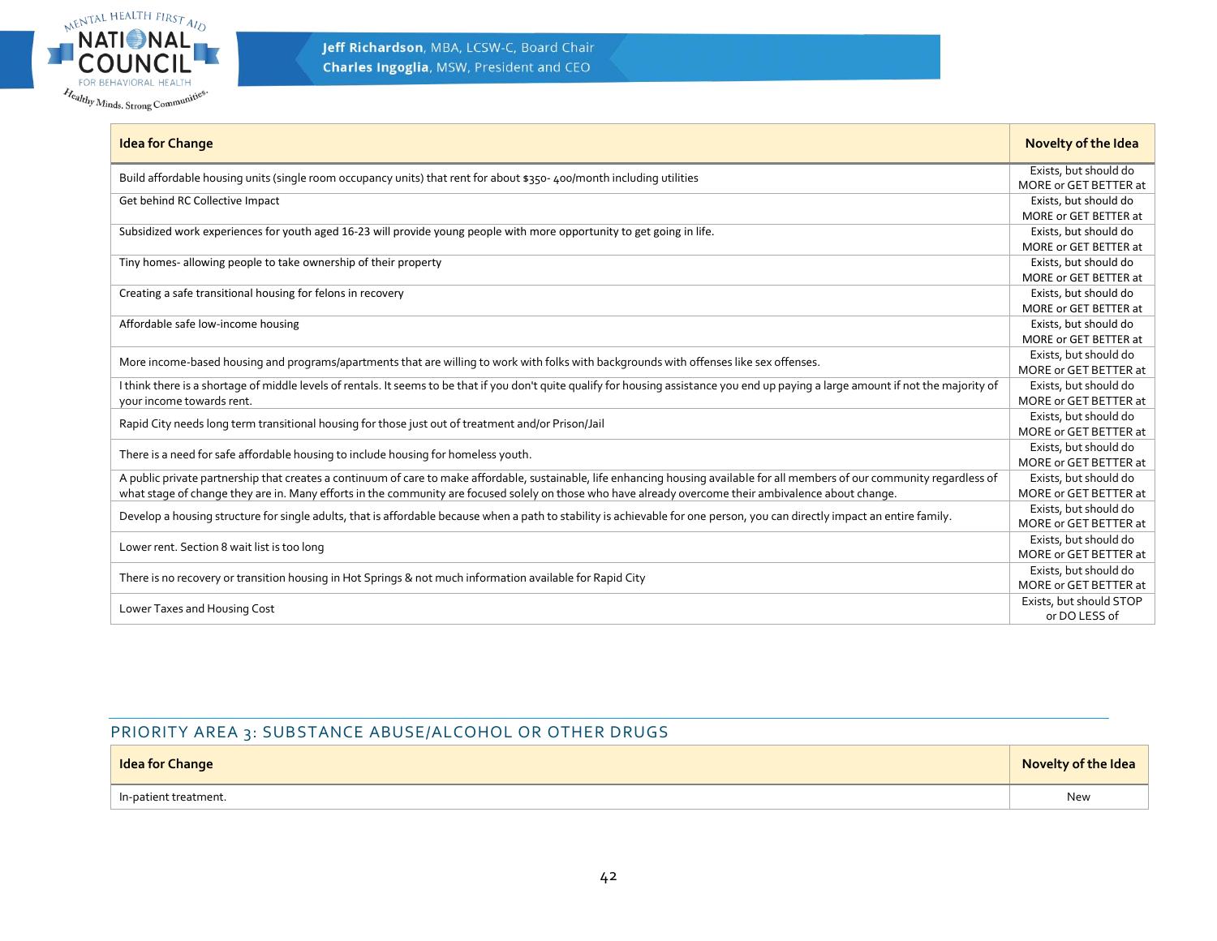| Idea for Change | Novelty of the Idea |
|---|---|
| Build affordable housing units (single room occupancy units) that rent for about $350- 400/month including utilities | Exists, but should do MORE or GET BETTER at |
| Get behind RC Collective Impact | Exists, but should do MORE or GET BETTER at |
| Subsidized work experiences for youth aged 16-23 will provide young people with more opportunity to get going in life. | Exists, but should do MORE or GET BETTER at |
| Tiny homes- allowing people to take ownership of their property | Exists, but should do MORE or GET BETTER at |
| Creating a safe transitional housing for felons in recovery | Exists, but should do MORE or GET BETTER at |
| Affordable safe low-income housing | Exists, but should do MORE or GET BETTER at |
| More income-based housing and programs/apartments that are willing to work with folks with backgrounds with offenses like sex offenses. | Exists, but should do MORE or GET BETTER at |
| I think there is a shortage of middle levels of rentals. It seems to be that if you don't quite qualify for housing assistance you end up paying a large amount if not the majority of your income towards rent. | Exists, but should do MORE or GET BETTER at |
| Rapid City needs long term transitional housing for those just out of treatment and/or Prison/Jail | Exists, but should do MORE or GET BETTER at |
| There is a need for safe affordable housing to include housing for homeless youth. | Exists, but should do MORE or GET BETTER at |
| A public private partnership that creates a continuum of care to make affordable, sustainable, life enhancing housing available for all members of our community regardless of what stage of change they are in. Many efforts in the community are focused solely on those who have already overcome their ambivalence about change. | Exists, but should do MORE or GET BETTER at |
| Develop a housing structure for single adults, that is affordable because when a path to stability is achievable for one person, you can directly impact an entire family. | Exists, but should do MORE or GET BETTER at |
| Lower rent. Section 8 wait list is too long | Exists, but should do MORE or GET BETTER at |
| There is no recovery or transition housing in Hot Springs & not much information available for Rapid City | Exists, but should do MORE or GET BETTER at |
| Lower Taxes and Housing Cost | Exists, but should STOP or DO LESS of |

## PRIORITY AREA 3: SUBSTANCE ABUSE/ALCOHOL OR OTHER DRUGS

| Idea for Change | Novelty of the Idea |
|---|---|
| In-patient treatment. | New |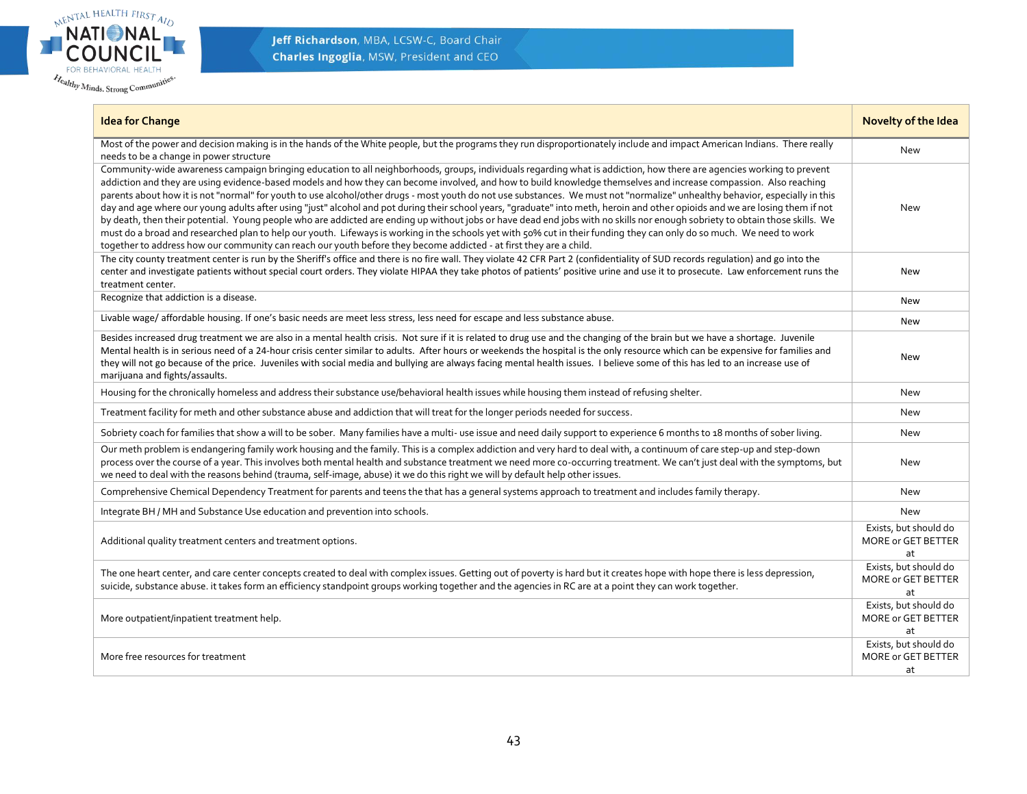| Idea for Change | Novelty of the Idea |
|---|---|
| Most of the power and decision making is in the hands of the White people, but the programs they run disproportionately include and impact American Indians. There really needs to be a change in power structure | New |
| Community-wide awareness campaign bringing education to all neighborhoods, groups, individuals regarding what is addiction, how there are agencies working to prevent addiction and they are using evidence-based models and how they can become involved, and how to build knowledge themselves and increase compassion. Also reaching parents about how it is not "normal" for youth to use alcohol/other drugs - most youth do not use substances. We must not "normalize" unhealthy behavior, especially in this day and age where our young adults after using "just" alcohol and pot during their school years, "graduate" into meth, heroin and other opioids and we are losing them if not by death, then their potential. Young people who are addicted are ending up without jobs or have dead end jobs with no skills nor enough sobriety to obtain those skills. We must do a broad and researched plan to help our youth. Lifeways is working in the schools yet with 50% cut in their funding they can only do so much. We need to work together to address how our community can reach our youth before they become addicted - at first they are a child. | New |
| The city county treatment center is run by the Sheriff's office and there is no fire wall. They violate 42 CFR Part 2 (confidentiality of SUD records regulation) and go into the center and investigate patients without special court orders. They violate HIPAA they take photos of patients' positive urine and use it to prosecute. Law enforcement runs the treatment center. | New |
| Recognize that addiction is a disease. | New |
| Livable wage/ affordable housing. If one's basic needs are meet less stress, less need for escape and less substance abuse. | New |
| Besides increased drug treatment we are also in a mental health crisis. Not sure if it is related to drug use and the changing of the brain but we have a shortage. Juvenile Mental health is in serious need of a 24-hour crisis center similar to adults. After hours or weekends the hospital is the only resource which can be expensive for families and they will not go because of the price. Juveniles with social media and bullying are always facing mental health issues. I believe some of this has led to an increase use of marijuana and fights/assaults. | New |
| Housing for the chronically homeless and address their substance use/behavioral health issues while housing them instead of refusing shelter. | New |
| Treatment facility for meth and other substance abuse and addiction that will treat for the longer periods needed for success. | New |
| Sobriety coach for families that show a will to be sober. Many families have a multi- use issue and need daily support to experience 6 months to 18 months of sober living. | New |
| Our meth problem is endangering family work housing and the family. This is a complex addiction and very hard to deal with, a continuum of care step-up and step-down process over the course of a year. This involves both mental health and substance treatment we need more co-occurring treatment. We can't just deal with the symptoms, but we need to deal with the reasons behind (trauma, self-image, abuse) it we do this right we will by default help other issues. | New |
| Comprehensive Chemical Dependency Treatment for parents and teens the that has a general systems approach to treatment and includes family therapy. | New |
| Integrate BH / MH and Substance Use education and prevention into schools. | New |
| Additional quality treatment centers and treatment options. | Exists, but should do MORE or GET BETTER at |
| The one heart center, and care center concepts created to deal with complex issues. Getting out of poverty is hard but it creates hope with hope there is less depression, suicide, substance abuse. it takes form an efficiency standpoint groups working together and the agencies in RC are at a point they can work together. | Exists, but should do MORE or GET BETTER at |
| More outpatient/inpatient treatment help. | Exists, but should do MORE or GET BETTER at |
| More free resources for treatment | Exists, but should do MORE or GET BETTER at |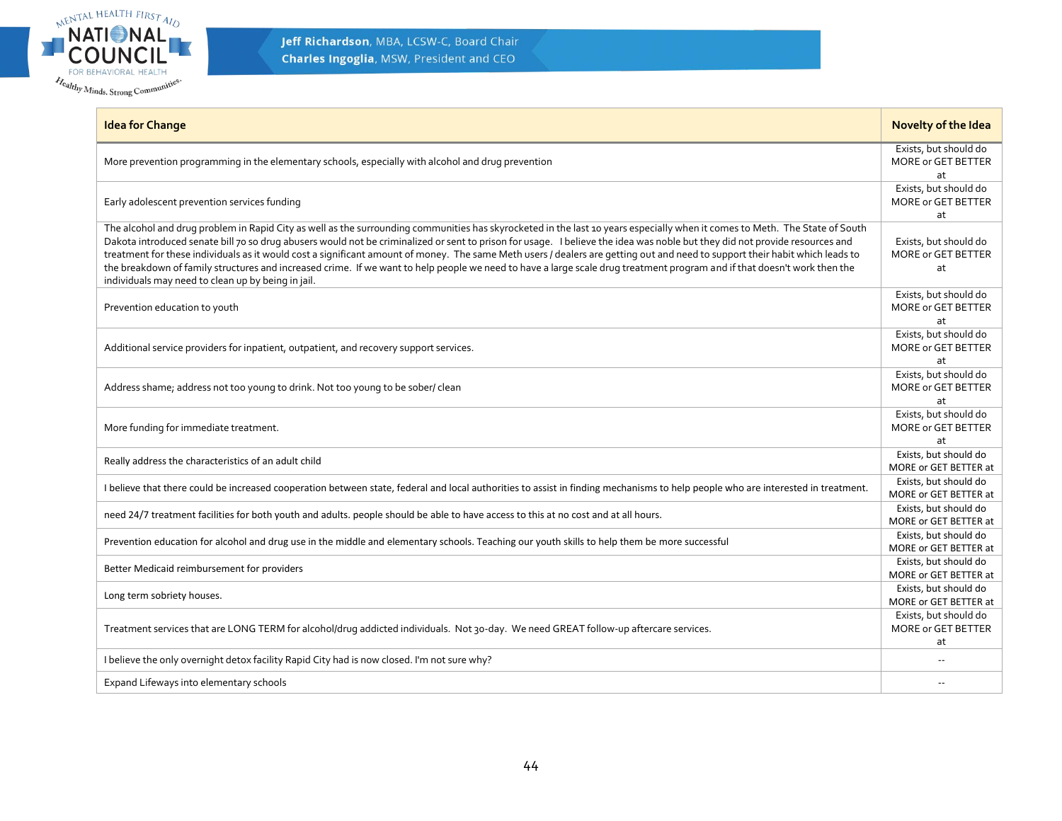| Idea for Change | Novelty of the Idea |
|---|---|
| More prevention programming in the elementary schools, especially with alcohol and drug prevention | Exists, but should do MORE or GET BETTER at |
| Early adolescent prevention services funding | Exists, but should do MORE or GET BETTER at |
| The alcohol and drug problem in Rapid City as well as the surrounding communities has skyrocketed in the last 10 years especially when it comes to Meth. The State of South Dakota introduced senate bill 70 so drug abusers would not be criminalized or sent to prison for usage. I believe the idea was noble but they did not provide resources and treatment for these individuals as it would cost a significant amount of money. The same Meth users / dealers are getting out and need to support their habit which leads to the breakdown of family structures and increased crime. If we want to help people we need to have a large scale drug treatment program and if that doesn't work then the individuals may need to clean up by being in jail. | Exists, but should do MORE or GET BETTER at |
| Prevention education to youth | Exists, but should do MORE or GET BETTER at |
| Additional service providers for inpatient, outpatient, and recovery support services. | Exists, but should do MORE or GET BETTER at |
| Address shame; address not too young to drink. Not too young to be sober/ clean | Exists, but should do MORE or GET BETTER at |
| More funding for immediate treatment. | Exists, but should do MORE or GET BETTER at |
| Really address the characteristics of an adult child | Exists, but should do MORE or GET BETTER at |
| I believe that there could be increased cooperation between state, federal and local authorities to assist in finding mechanisms to help people who are interested in treatment. | Exists, but should do MORE or GET BETTER at |
| need 24/7 treatment facilities for both youth and adults. people should be able to have access to this at no cost and at all hours. | Exists, but should do MORE or GET BETTER at |
| Prevention education for alcohol and drug use in the middle and elementary schools. Teaching our youth skills to help them be more successful | Exists, but should do MORE or GET BETTER at |
| Better Medicaid reimbursement for providers | Exists, but should do MORE or GET BETTER at |
| Long term sobriety houses. | Exists, but should do MORE or GET BETTER at |
| Treatment services that are LONG TERM for alcohol/drug addicted individuals. Not 30-day. We need GREAT follow-up aftercare services. | Exists, but should do MORE or GET BETTER at |
| I believe the only overnight detox facility Rapid City had is now closed. I'm not sure why? | -- |
| Expand Lifeways into elementary schools | -- |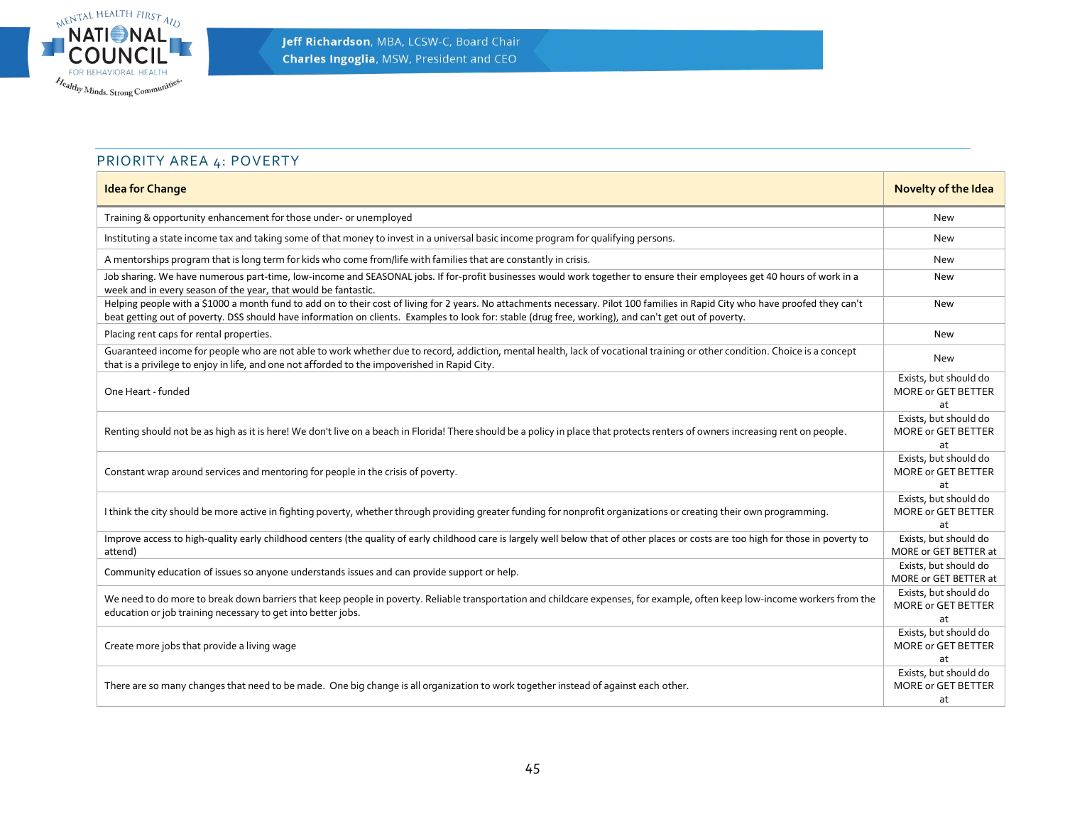## PRIORITY AREA 4: POVERTY

| Idea for Change | Novelty of the Idea |
|---|---|
| Training & opportunity enhancement for those under- or unemployed | New |
| Instituting a state income tax and taking some of that money to invest in a universal basic income program for qualifying persons. | New |
| A mentorships program that is long term for kids who come from/life with families that are constantly in crisis. | New |
| Job sharing. We have numerous part-time, low-income and SEASONAL jobs. If for-profit businesses would work together to ensure their employees get 40 hours of work in a week and in every season of the year, that would be fantastic. | New |
| Helping people with a $1000 a month fund to add on to their cost of living for 2 years. No attachments necessary. Pilot 100 families in Rapid City who have proofed they can't beat getting out of poverty. DSS should have information on clients. Examples to look for: stable (drug free, working), and can't get out of poverty. | New |
| Placing rent caps for rental properties. | New |
| Guaranteed income for people who are not able to work whether due to record, addiction, mental health, lack of vocational training or other condition. Choice is a concept that is a privilege to enjoy in life, and one not afforded to the impoverished in Rapid City. | New |
| One Heart - funded | Exists, but should do MORE or GET BETTER at |
| Renting should not be as high as it is here! We don't live on a beach in Florida! There should be a policy in place that protects renters of owners increasing rent on people. | Exists, but should do MORE or GET BETTER at |
| Constant wrap around services and mentoring for people in the crisis of poverty. | Exists, but should do MORE or GET BETTER at |
| I think the city should be more active in fighting poverty, whether through providing greater funding for nonprofit organizations or creating their own programming. | Exists, but should do MORE or GET BETTER at |
| Improve access to high-quality early childhood centers (the quality of early childhood care is largely well below that of other places or costs are too high for those in poverty to attend) | Exists, but should do MORE or GET BETTER at |
| Community education of issues so anyone understands issues and can provide support or help. | Exists, but should do MORE or GET BETTER at |
| We need to do more to break down barriers that keep people in poverty. Reliable transportation and childcare expenses, for example, often keep low-income workers from the education or job training necessary to get into better jobs. | Exists, but should do MORE or GET BETTER at |
| Create more jobs that provide a living wage | Exists, but should do MORE or GET BETTER at |
| There are so many changes that need to be made. One big change is all organization to work together instead of against each other. | Exists, but should do MORE or GET BETTER at |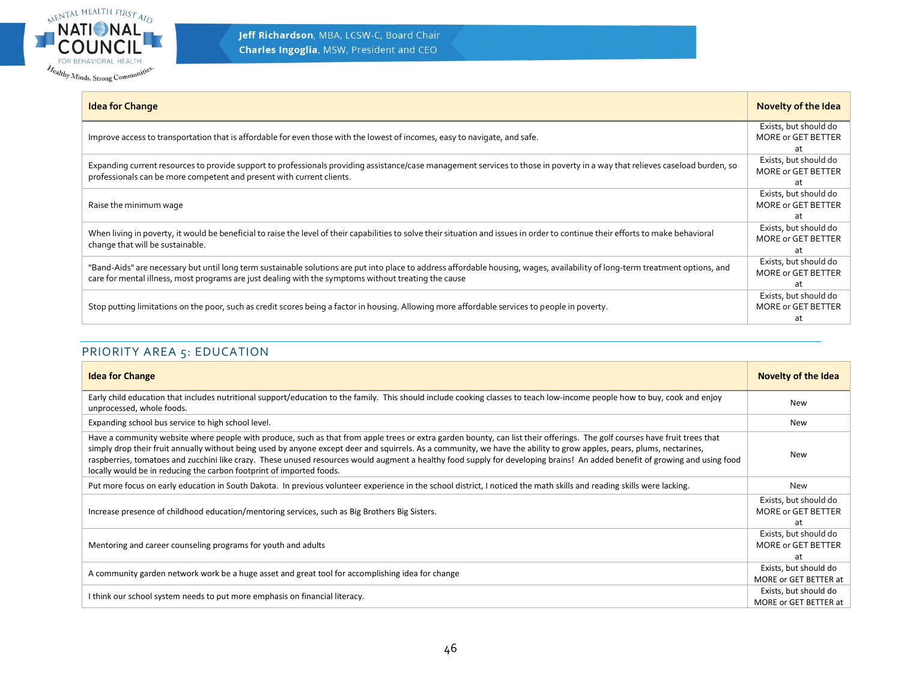| Idea for Change | Novelty of the Idea |
| --- | --- |
| Improve access to transportation that is affordable for even those with the lowest of incomes, easy to navigate, and safe. | Exists, but should do MORE or GET BETTER at |
| Expanding current resources to provide support to professionals providing assistance/case management services to those in poverty in a way that relieves caseload burden, so professionals can be more competent and present with current clients. | Exists, but should do MORE or GET BETTER at |
| Raise the minimum wage | Exists, but should do MORE or GET BETTER at |
| When living in poverty, it would be beneficial to raise the level of their capabilities to solve their situation and issues in order to continue their efforts to make behavioral change that will be sustainable. | Exists, but should do MORE or GET BETTER at |
| "Band-Aids" are necessary but until long term sustainable solutions are put into place to address affordable housing, wages, availability of long-term treatment options, and care for mental illness, most programs are just dealing with the symptoms without treating the cause | Exists, but should do MORE or GET BETTER at |
| Stop putting limitations on the poor, such as credit scores being a factor in housing. Allowing more affordable services to people in poverty. | Exists, but should do MORE or GET BETTER at |

## PRIORITY AREA 5: EDUCATION

| Idea for Change | Novelty of the Idea |
| --- | --- |
| Early child education that includes nutritional support/education to the family. This should include cooking classes to teach low-income people how to buy, cook and enjoy unprocessed, whole foods. | New |
| Expanding school bus service to high school level. | New |
| Have a community website where people with produce, such as that from apple trees or extra garden bounty, can list their offerings. The golf courses have fruit trees that simply drop their fruit annually without being used by anyone except deer and squirrels. As a community, we have the ability to grow apples, pears, plums, nectarines, raspberries, tomatoes and zucchini like crazy. These unused resources would augment a healthy food supply for developing brains! An added benefit of growing and using food locally would be in reducing the carbon footprint of imported foods. | New |
| Put more focus on early education in South Dakota. In previous volunteer experience in the school district, I noticed the math skills and reading skills were lacking. | New |
| Increase presence of childhood education/mentoring services, such as Big Brothers Big Sisters. | Exists, but should do MORE or GET BETTER at |
| Mentoring and career counseling programs for youth and adults | Exists, but should do MORE or GET BETTER at |
| A community garden network work be a huge asset and great tool for accomplishing idea for change | Exists, but should do MORE or GET BETTER at |
| I think our school system needs to put more emphasis on financial literacy. | Exists, but should do MORE or GET BETTER at |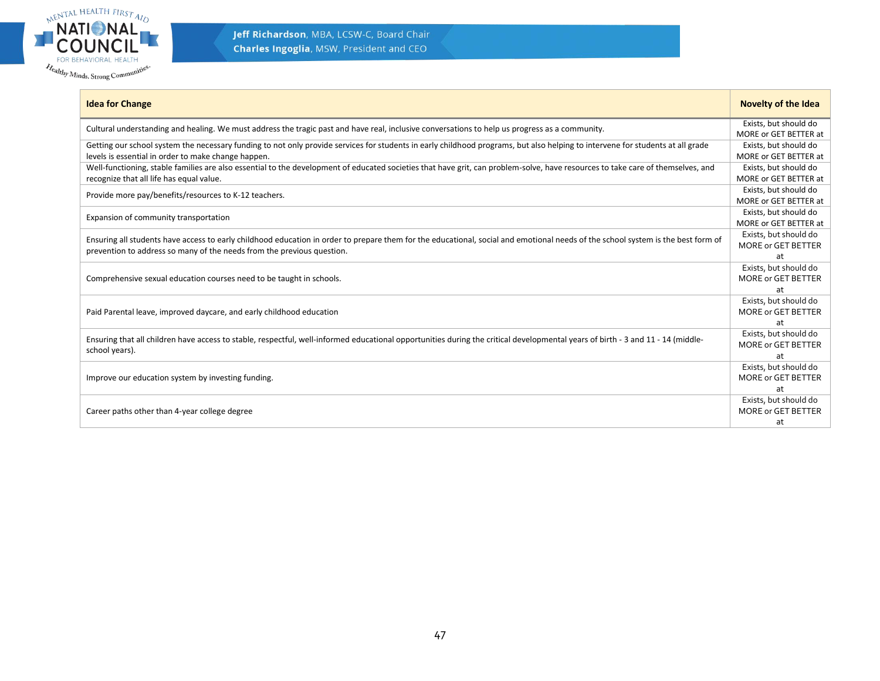| Idea for Change | Novelty of the Idea |
|---|---|
| Cultural understanding and healing. We must address the tragic past and have real, inclusive conversations to help us progress as a community. | Exists, but should do MORE or GET BETTER at |
| Getting our school system the necessary funding to not only provide services for students in early childhood programs, but also helping to intervene for students at all grade levels is essential in order to make change happen. | Exists, but should do MORE or GET BETTER at |
| Well-functioning, stable families are also essential to the development of educated societies that have grit, can problem-solve, have resources to take care of themselves, and recognize that all life has equal value. | Exists, but should do MORE or GET BETTER at |
| Provide more pay/benefits/resources to K-12 teachers. | Exists, but should do MORE or GET BETTER at |
| Expansion of community transportation | Exists, but should do MORE or GET BETTER at |
| Ensuring all students have access to early childhood education in order to prepare them for the educational, social and emotional needs of the school system is the best form of prevention to address so many of the needs from the previous question. | Exists, but should do MORE or GET BETTER at |
| Comprehensive sexual education courses need to be taught in schools. | Exists, but should do MORE or GET BETTER at |
| Paid Parental leave, improved daycare, and early childhood education | Exists, but should do MORE or GET BETTER at |
| Ensuring that all children have access to stable, respectful, well-informed educational opportunities during the critical developmental years of birth - 3 and 11 - 14 (middle-school years). | Exists, but should do MORE or GET BETTER at |
| Improve our education system by investing funding. | Exists, but should do MORE or GET BETTER at |
| Career paths other than 4-year college degree | Exists, but should do MORE or GET BETTER at |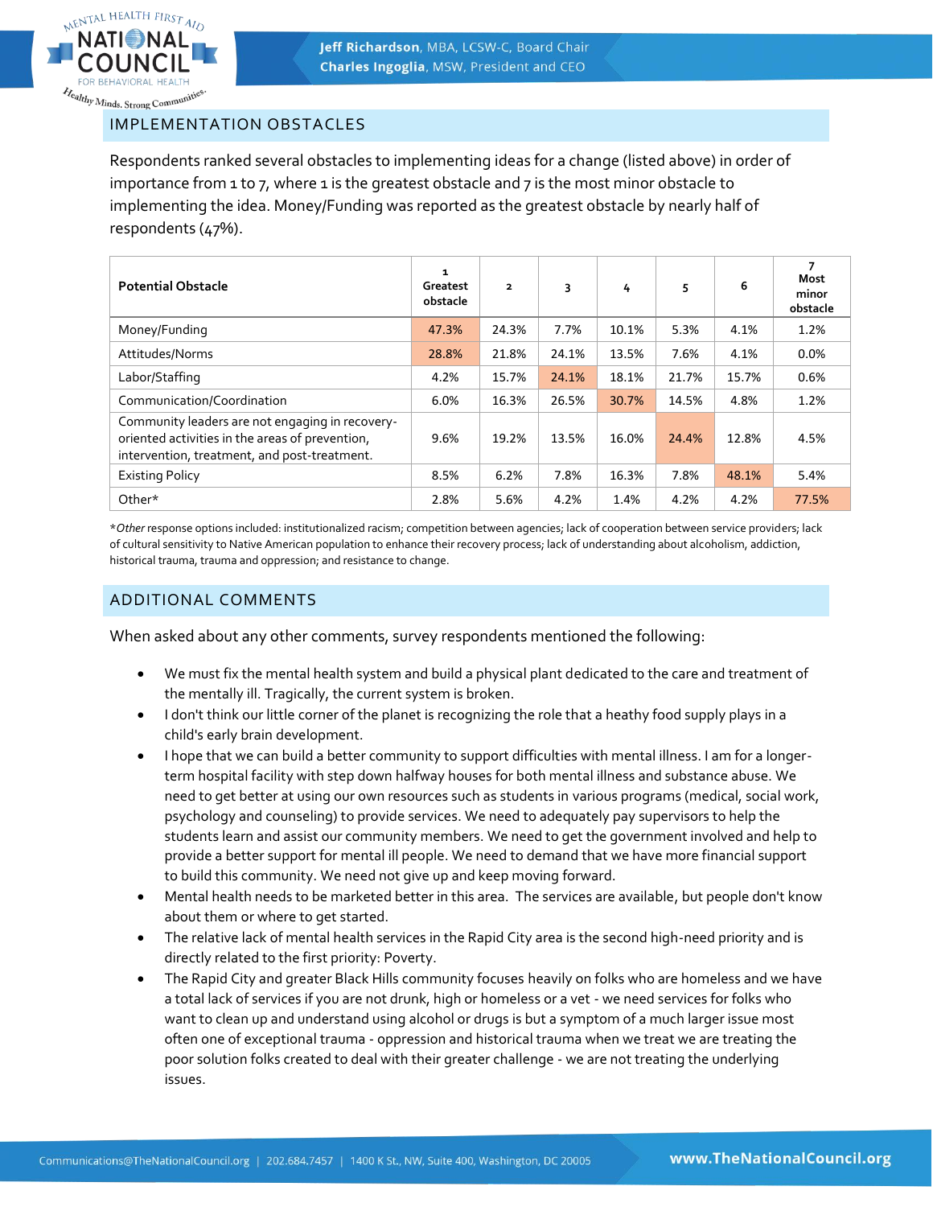## IMPLEMENTATION OBSTACLES

Respondents ranked several obstacles to implementing ideas for a change (listed above) in order of importance from 1 to 7, where 1 is the greatest obstacle and 7 is the most minor obstacle to implementing the idea. Money/Funding was reported as the greatest obstacle by nearly half of respondents (47%).

| Potential Obstacle | 1 Greatest obstacle | 2 | 3 | 4 | 5 | 6 | 7 Most minor obstacle |
|---|---|---|---|---|---|---|---|
| Money/Funding | 47.3% | 24.3% | 7.7% | 10.1% | 5.3% | 4.1% | 1.2% |
| Attitudes/Norms | 28.8% | 21.8% | 24.1% | 13.5% | 7.6% | 4.1% | 0.0% |
| Labor/Staffing | 4.2% | 15.7% | 24.1% | 18.1% | 21.7% | 15.7% | 0.6% |
| Communication/Coordination | 6.0% | 16.3% | 26.5% | 30.7% | 14.5% | 4.8% | 1.2% |
| Community leaders are not engaging in recovery-oriented activities in the areas of prevention, intervention, treatment, and post-treatment. | 9.6% | 19.2% | 13.5% | 16.0% | 24.4% | 12.8% | 4.5% |
| Existing Policy | 8.5% | 6.2% | 7.8% | 16.3% | 7.8% | 48.1% | 5.4% |
| Other* | 2.8% | 5.6% | 4.2% | 1.4% | 4.2% | 4.2% | 77.5% |

**Other* response options included: institutionalized racism; competition between agencies; lack of cooperation between service providers; lack of cultural sensitivity to Native American population to enhance their recovery process; lack of understanding about alcoholism, addiction, historical trauma, trauma and oppression; and resistance to change.

## ADDITIONAL COMMENTS

When asked about any other comments, survey respondents mentioned the following:

- We must fix the mental health system and build a physical plant dedicated to the care and treatment of the mentally ill. Tragically, the current system is broken.
- I don't think our little corner of the planet is recognizing the role that a heathy food supply plays in a child's early brain development.
- I hope that we can build a better community to support difficulties with mental illness. I am for a longer-term hospital facility with step down halfway houses for both mental illness and substance abuse. We need to get better at using our own resources such as students in various programs (medical, social work, psychology and counseling) to provide services. We need to adequately pay supervisors to help the students learn and assist our community members. We need to get the government involved and help to provide a better support for mental ill people. We need to demand that we have more financial support to build this community. We need not give up and keep moving forward.
- Mental health needs to be marketed better in this area. The services are available, but people don't know about them or where to get started.
- The relative lack of mental health services in the Rapid City area is the second high-need priority and is directly related to the first priority: Poverty.
- The Rapid City and greater Black Hills community focuses heavily on folks who are homeless and we have a total lack of services if you are not drunk, high or homeless or a vet - we need services for folks who want to clean up and understand using alcohol or drugs is but a symptom of a much larger issue most often one of exceptional trauma - oppression and historical trauma when we treat we are treating the poor solution folks created to deal with their greater challenge - we are not treating the underlying issues.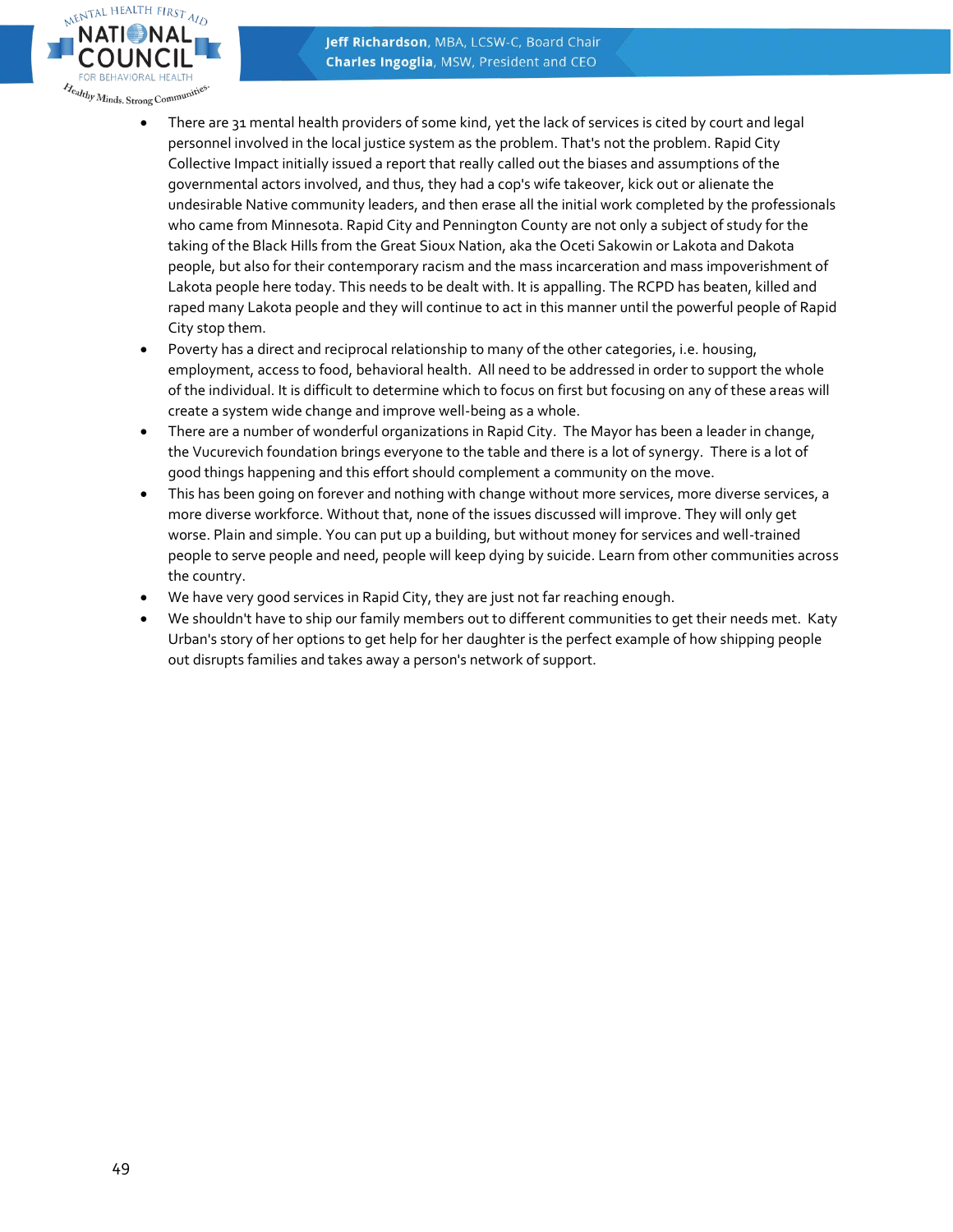- There are 31 mental health providers of some kind, yet the lack of services is cited by court and legal personnel involved in the local justice system as the problem. That's not the problem. Rapid City Collective Impact initially issued a report that really called out the biases and assumptions of the governmental actors involved, and thus, they had a cop's wife takeover, kick out or alienate the undesirable Native community leaders, and then erase all the initial work completed by the professionals who came from Minnesota. Rapid City and Pennington County are not only a subject of study for the taking of the Black Hills from the Great Sioux Nation, aka the Oceti Sakowin or Lakota and Dakota people, but also for their contemporary racism and the mass incarceration and mass impoverishment of Lakota people here today. This needs to be dealt with. It is appalling. The RCPD has beaten, killed and raped many Lakota people and they will continue to act in this manner until the powerful people of Rapid City stop them.
- Poverty has a direct and reciprocal relationship to many of the other categories, i.e. housing, employment, access to food, behavioral health. All need to be addressed in order to support the whole of the individual. It is difficult to determine which to focus on first but focusing on any of these areas will create a system wide change and improve well-being as a whole.
- There are a number of wonderful organizations in Rapid City. The Mayor has been a leader in change, the Vucurevich foundation brings everyone to the table and there is a lot of synergy. There is a lot of good things happening and this effort should complement a community on the move.
- This has been going on forever and nothing with change without more services, more diverse services, a more diverse workforce. Without that, none of the issues discussed will improve. They will only get worse. Plain and simple. You can put up a building, but without money for services and well-trained people to serve people and need, people will keep dying by suicide. Learn from other communities across the country.
- We have very good services in Rapid City, they are just not far reaching enough.
- We shouldn't have to ship our family members out to different communities to get their needs met. Katy Urban's story of her options to get help for her daughter is the perfect example of how shipping people out disrupts families and takes away a person's network of support.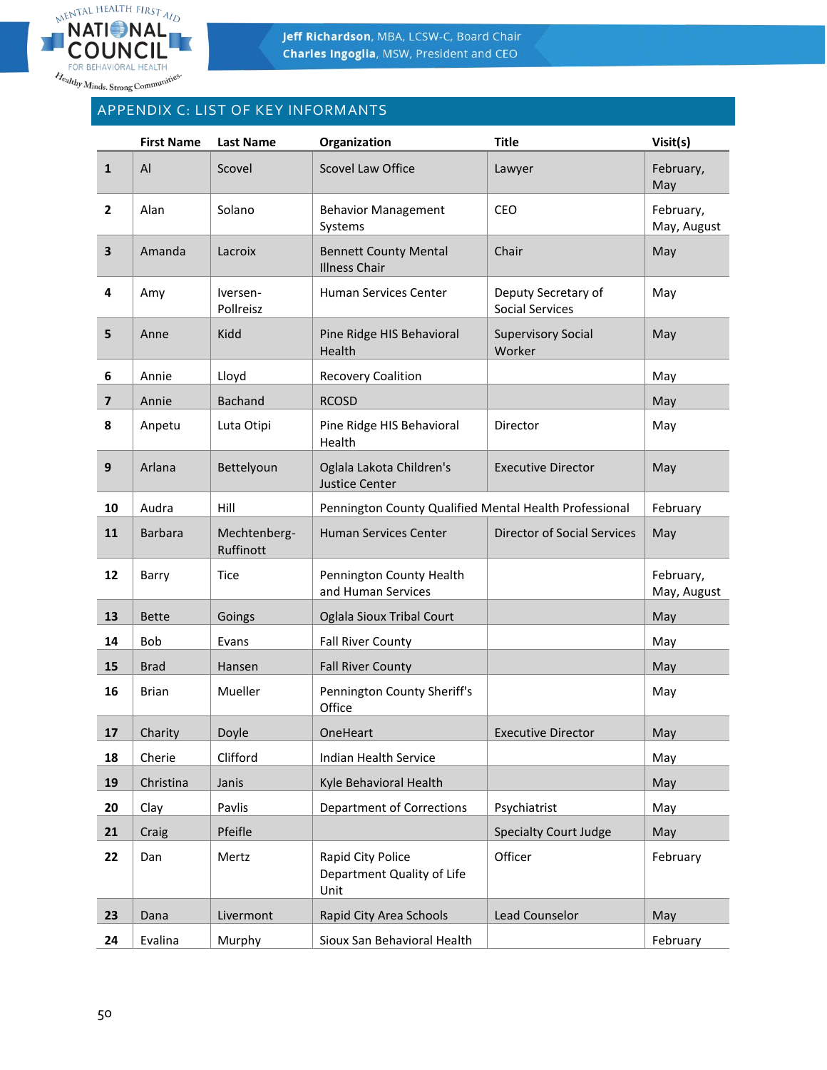## APPENDIX C: LIST OF KEY INFORMANTS

| | First Name | Last Name | Organization | Title | Visit(s) |
|---|---|---|---|---|---|
| **1** | Al | Scovel | Scovel Law Office | Lawyer | February, May |
| **2** | Alan | Solano | Behavior Management Systems | CEO | February, May, August |
| **3** | Amanda | Lacroix | Bennett County Mental Illness Chair | Chair | May |
| **4** | Amy | Iversen-Pollreisz | Human Services Center | Deputy Secretary of Social Services | May |
| **5** | Anne | Kidd | Pine Ridge HIS Behavioral Health | Supervisory Social Worker | May |
| **6** | Annie | Lloyd | Recovery Coalition | | May |
| **7** | Annie | Bachand | RCOSD | | May |
| **8** | Anpetu | Luta Otipi | Pine Ridge HIS Behavioral Health | Director | May |
| **9** | Arlana | Bettelyoun | Oglala Lakota Children's Justice Center | Executive Director | May |
| **10** | Audra | Hill | Pennington County Qualified Mental Health Professional | | February |
| **11** | Barbara | Mechtenberg-Ruffinott | Human Services Center | Director of Social Services | May |
| **12** | Barry | Tice | Pennington County Health and Human Services | | February, May, August |
| **13** | Bette | Goings | Oglala Sioux Tribal Court | | May |
| **14** | Bob | Evans | Fall River County | | May |
| **15** | Brad | Hansen | Fall River County | | May |
| **16** | Brian | Mueller | Pennington County Sheriff's Office | | May |
| **17** | Charity | Doyle | OneHeart | Executive Director | May |
| **18** | Cherie | Clifford | Indian Health Service | | May |
| **19** | Christina | Janis | Kyle Behavioral Health | | May |
| **20** | Clay | Pavlis | Department of Corrections | Psychiatrist | May |
| **21** | Craig | Pfeifle | | Specialty Court Judge | May |
| **22** | Dan | Mertz | Rapid City Police Department Quality of Life Unit | Officer | February |
| **23** | Dana | Livermont | Rapid City Area Schools | Lead Counselor | May |
| **24** | Evalina | Murphy | Sioux San Behavioral Health | | February |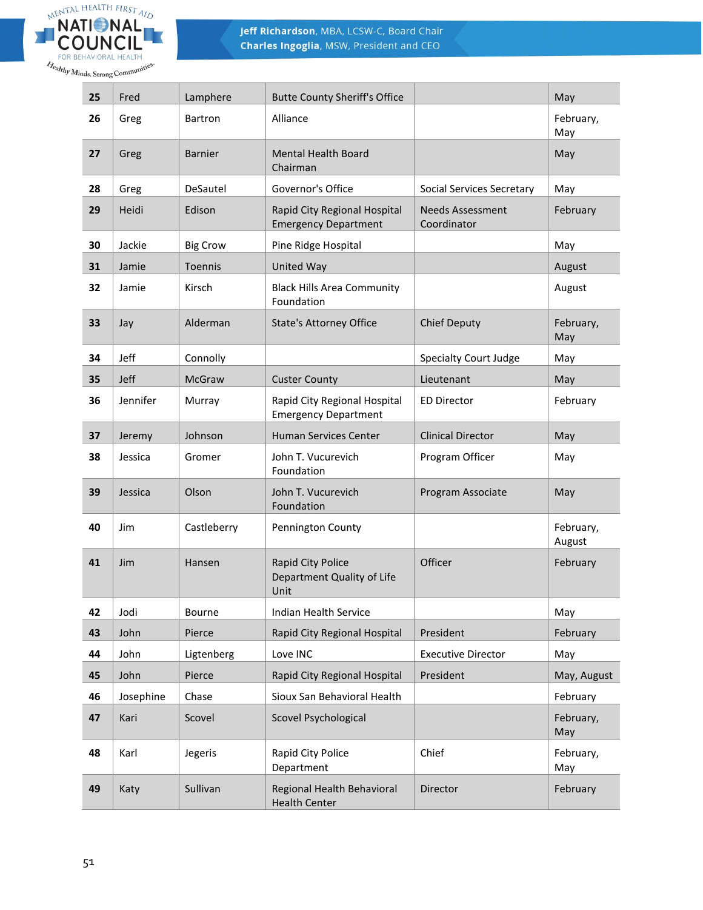| | | | | | |
|---|---|---|---|---|---|
| **25** | Fred | Lamphere | Butte County Sheriff's Office | | May |
| **26** | Greg | Bartron | Alliance | | February, May |
| **27** | Greg | Barnier | Mental Health Board Chairman | | May |
| **28** | Greg | DeSautel | Governor's Office | Social Services Secretary | May |
| **29** | Heidi | Edison | Rapid City Regional Hospital Emergency Department | Needs Assessment Coordinator | February |
| **30** | Jackie | Big Crow | Pine Ridge Hospital | | May |
| **31** | Jamie | Toennis | United Way | | August |
| **32** | Jamie | Kirsch | Black Hills Area Community Foundation | | August |
| **33** | Jay | Alderman | State's Attorney Office | Chief Deputy | February, May |
| **34** | Jeff | Connolly | | Specialty Court Judge | May |
| **35** | Jeff | McGraw | Custer County | Lieutenant | May |
| **36** | Jennifer | Murray | Rapid City Regional Hospital Emergency Department | ED Director | February |
| **37** | Jeremy | Johnson | Human Services Center | Clinical Director | May |
| **38** | Jessica | Gromer | John T. Vucurevich Foundation | Program Officer | May |
| **39** | Jessica | Olson | John T. Vucurevich Foundation | Program Associate | May |
| **40** | Jim | Castleberry | Pennington County | | February, August |
| **41** | Jim | Hansen | Rapid City Police Department Quality of Life Unit | Officer | February |
| **42** | Jodi | Bourne | Indian Health Service | | May |
| **43** | John | Pierce | Rapid City Regional Hospital | President | February |
| **44** | John | Ligtenberg | Love INC | Executive Director | May |
| **45** | John | Pierce | Rapid City Regional Hospital | President | May, August |
| **46** | Josephine | Chase | Sioux San Behavioral Health | | February |
| **47** | Kari | Scovel | Scovel Psychological | | February, May |
| **48** | Karl | Jegeris | Rapid City Police Department | Chief | February, May |
| **49** | Katy | Sullivan | Regional Health Behavioral Health Center | Director | February |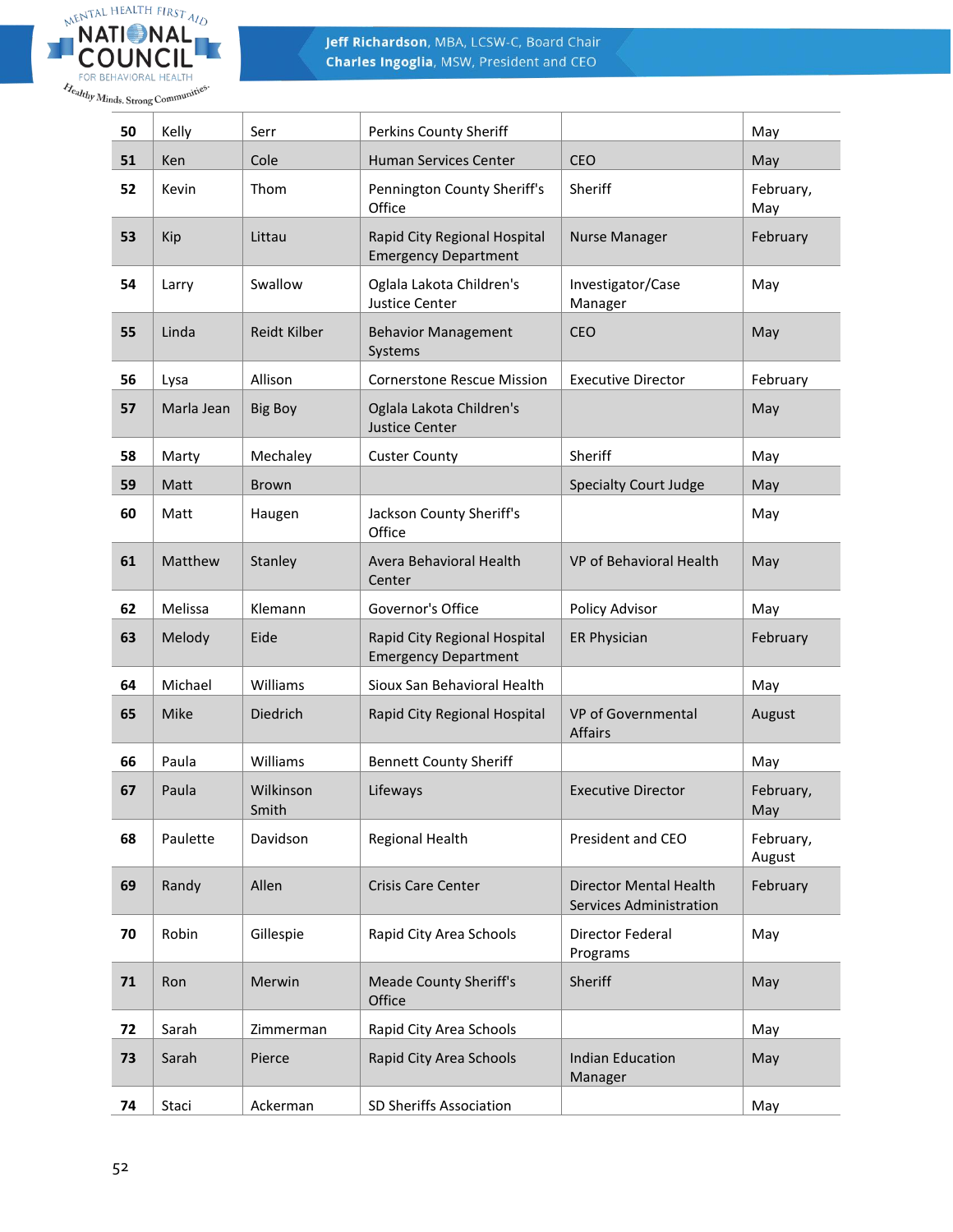| | | | | | |
|---|---|---|---|---|---|
| **50** | Kelly | Serr | Perkins County Sheriff | | May |
| **51** | Ken | Cole | Human Services Center | CEO | May |
| **52** | Kevin | Thom | Pennington County Sheriff's Office | Sheriff | February, May |
| **53** | Kip | Littau | Rapid City Regional Hospital Emergency Department | Nurse Manager | February |
| **54** | Larry | Swallow | Oglala Lakota Children's Justice Center | Investigator/Case Manager | May |
| **55** | Linda | Reidt Kilber | Behavior Management Systems | CEO | May |
| **56** | Lysa | Allison | Cornerstone Rescue Mission | Executive Director | February |
| **57** | Marla Jean | Big Boy | Oglala Lakota Children's Justice Center | | May |
| **58** | Marty | Mechaley | Custer County | Sheriff | May |
| **59** | Matt | Brown | | Specialty Court Judge | May |
| **60** | Matt | Haugen | Jackson County Sheriff's Office | | May |
| **61** | Matthew | Stanley | Avera Behavioral Health Center | VP of Behavioral Health | May |
| **62** | Melissa | Klemann | Governor's Office | Policy Advisor | May |
| **63** | Melody | Eide | Rapid City Regional Hospital Emergency Department | ER Physician | February |
| **64** | Michael | Williams | Sioux San Behavioral Health | | May |
| **65** | Mike | Diedrich | Rapid City Regional Hospital | VP of Governmental Affairs | August |
| **66** | Paula | Williams | Bennett County Sheriff | | May |
| **67** | Paula | Wilkinson Smith | Lifeways | Executive Director | February, May |
| **68** | Paulette | Davidson | Regional Health | President and CEO | February, August |
| **69** | Randy | Allen | Crisis Care Center | Director Mental Health Services Administration | February |
| **70** | Robin | Gillespie | Rapid City Area Schools | Director Federal Programs | May |
| **71** | Ron | Merwin | Meade County Sheriff's Office | Sheriff | May |
| **72** | Sarah | Zimmerman | Rapid City Area Schools | | May |
| **73** | Sarah | Pierce | Rapid City Area Schools | Indian Education Manager | May |
| **74** | Staci | Ackerman | SD Sheriffs Association | | May |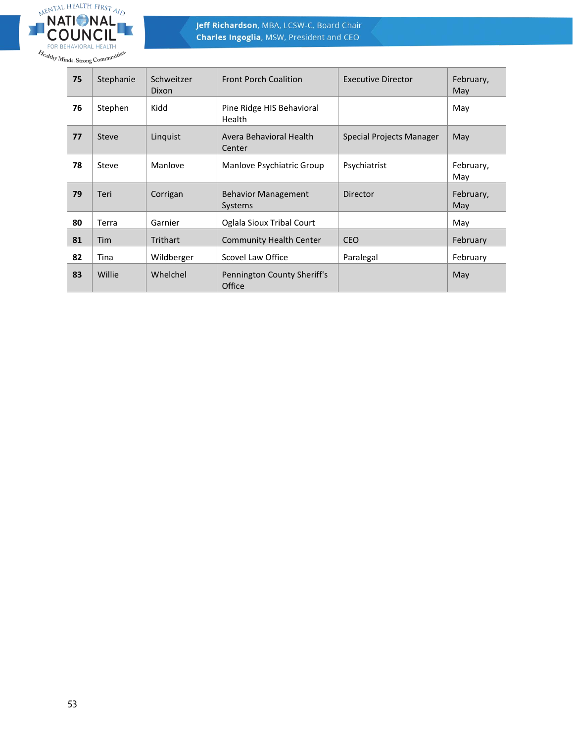| | | | | | |
|---|---|---|---|---|---|
| **75** | Stephanie | Schweitzer Dixon | Front Porch Coalition | Executive Director | February, May |
| **76** | Stephen | Kidd | Pine Ridge HIS Behavioral Health | | May |
| **77** | Steve | Linquist | Avera Behavioral Health Center | Special Projects Manager | May |
| **78** | Steve | Manlove | Manlove Psychiatric Group | Psychiatrist | February, May |
| **79** | Teri | Corrigan | Behavior Management Systems | Director | February, May |
| **80** | Terra | Garnier | Oglala Sioux Tribal Court | | May |
| **81** | Tim | Trithart | Community Health Center | CEO | February |
| **82** | Tina | Wildberger | Scovel Law Office | Paralegal | February |
| **83** | Willie | Whelchel | Pennington County Sheriff's Office | | May |